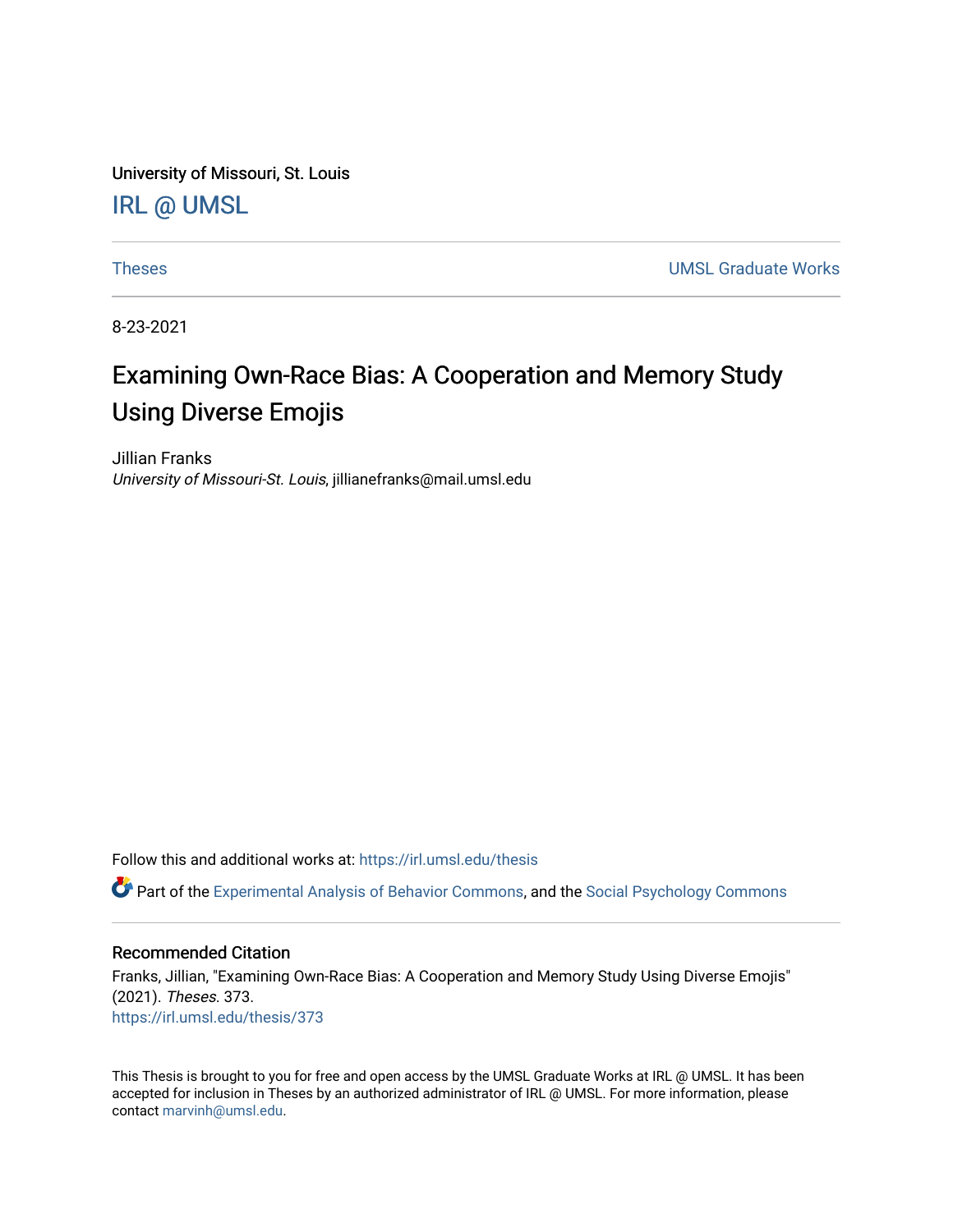University of Missouri, St. Louis

IRL @ UMSL

Theses | UMSL Graduate Works

8-23-2021

# Examining Own-Race Bias: A Cooperation and Memory Study Using Diverse Emojis

Jillian Franks
*University of Missouri-St. Louis*, jillianefranks@mail.umsl.edu

Follow this and additional works at: https://irl.umsl.edu/thesis

Part of the Experimental Analysis of Behavior Commons, and the Social Psychology Commons

## Recommended Citation

Franks, Jillian, "Examining Own-Race Bias: A Cooperation and Memory Study Using Diverse Emojis" (2021). *Theses*. 373.
https://irl.umsl.edu/thesis/373

This Thesis is brought to you for free and open access by the UMSL Graduate Works at IRL @ UMSL. It has been accepted for inclusion in Theses by an authorized administrator of IRL @ UMSL. For more information, please contact marvinh@umsl.edu.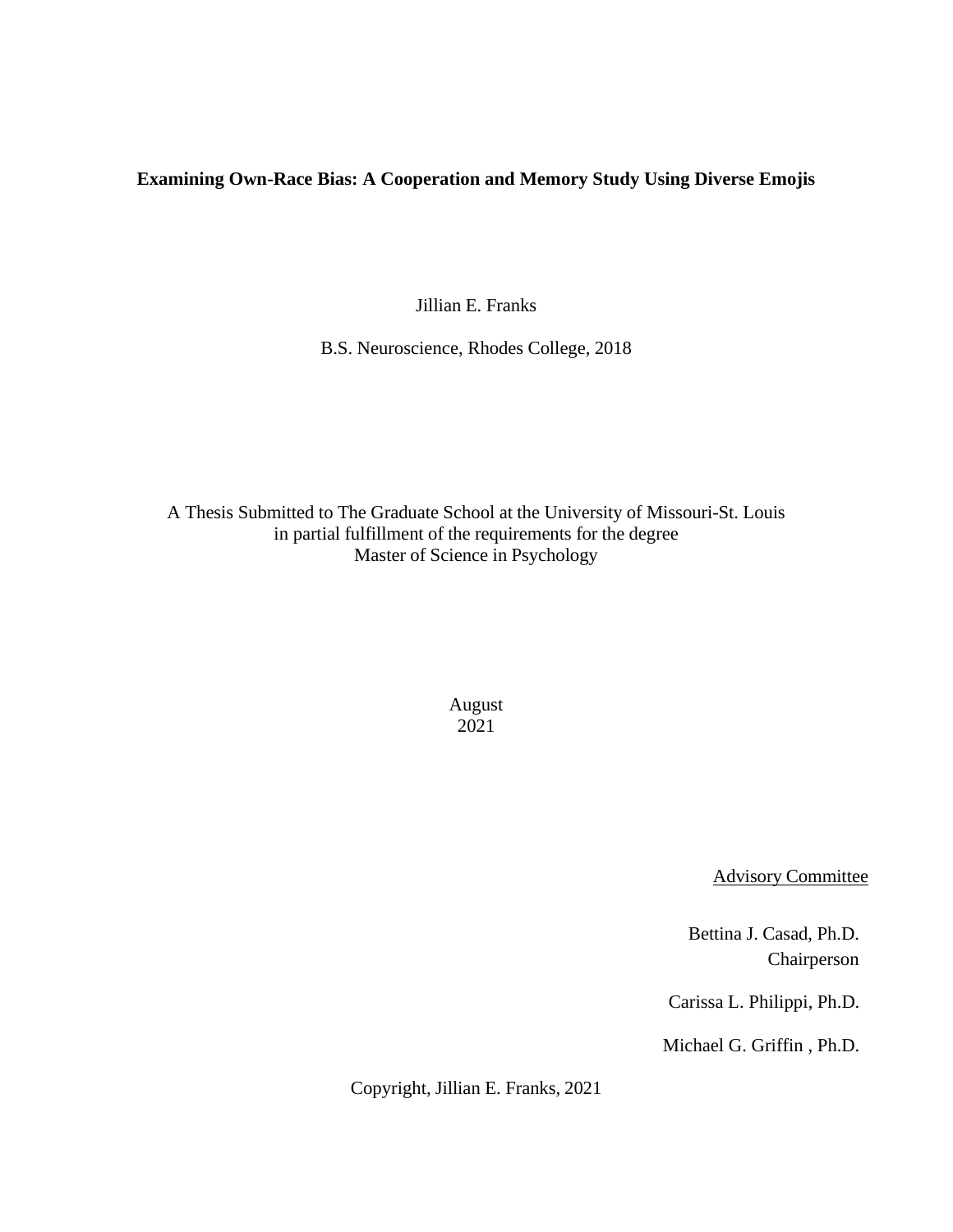**Examining Own-Race Bias: A Cooperation and Memory Study Using Diverse Emojis**

Jillian E. Franks

B.S. Neuroscience, Rhodes College, 2018

A Thesis Submitted to The Graduate School at the University of Missouri-St. Louis
in partial fulfillment of the requirements for the degree
Master of Science in Psychology

August
2021

Advisory Committee

Bettina J. Casad, Ph.D.
Chairperson

Carissa L. Philippi, Ph.D.

Michael G. Griffin , Ph.D.

Copyright, Jillian E. Franks, 2021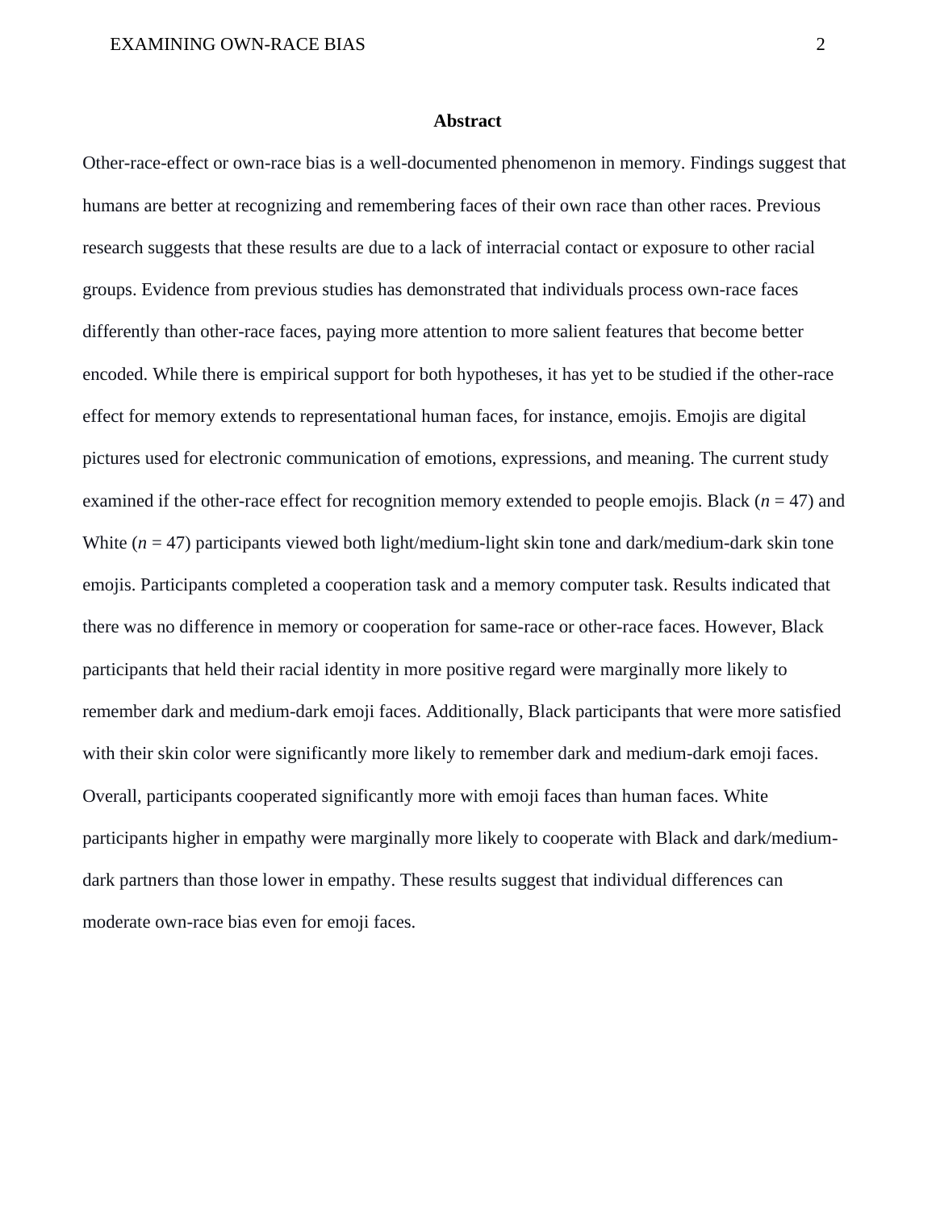## Abstract

Other-race-effect or own-race bias is a well-documented phenomenon in memory. Findings suggest that humans are better at recognizing and remembering faces of their own race than other races. Previous research suggests that these results are due to a lack of interracial contact or exposure to other racial groups. Evidence from previous studies has demonstrated that individuals process own-race faces differently than other-race faces, paying more attention to more salient features that become better encoded. While there is empirical support for both hypotheses, it has yet to be studied if the other-race effect for memory extends to representational human faces, for instance, emojis. Emojis are digital pictures used for electronic communication of emotions, expressions, and meaning. The current study examined if the other-race effect for recognition memory extended to people emojis. Black ($n$ = 47) and White ($n$ = 47) participants viewed both light/medium-light skin tone and dark/medium-dark skin tone emojis. Participants completed a cooperation task and a memory computer task. Results indicated that there was no difference in memory or cooperation for same-race or other-race faces. However, Black participants that held their racial identity in more positive regard were marginally more likely to remember dark and medium-dark emoji faces. Additionally, Black participants that were more satisfied with their skin color were significantly more likely to remember dark and medium-dark emoji faces. Overall, participants cooperated significantly more with emoji faces than human faces. White participants higher in empathy were marginally more likely to cooperate with Black and dark/medium-dark partners than those lower in empathy. These results suggest that individual differences can moderate own-race bias even for emoji faces.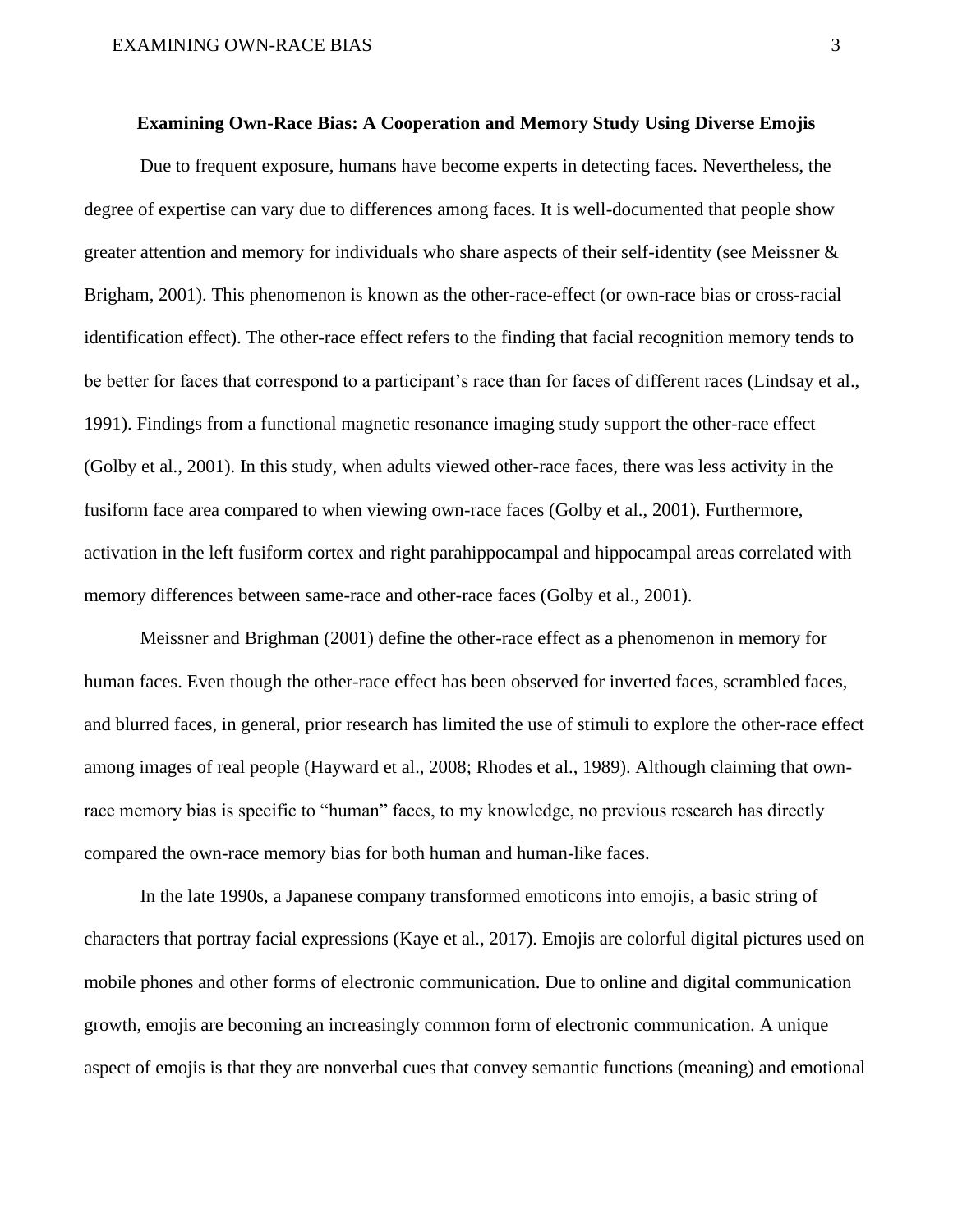**Examining Own-Race Bias: A Cooperation and Memory Study Using Diverse Emojis**

Due to frequent exposure, humans have become experts in detecting faces. Nevertheless, the degree of expertise can vary due to differences among faces. It is well-documented that people show greater attention and memory for individuals who share aspects of their self-identity (see Meissner & Brigham, 2001). This phenomenon is known as the other-race-effect (or own-race bias or cross-racial identification effect). The other-race effect refers to the finding that facial recognition memory tends to be better for faces that correspond to a participant's race than for faces of different races (Lindsay et al., 1991). Findings from a functional magnetic resonance imaging study support the other-race effect (Golby et al., 2001). In this study, when adults viewed other-race faces, there was less activity in the fusiform face area compared to when viewing own-race faces (Golby et al., 2001). Furthermore, activation in the left fusiform cortex and right parahippocampal and hippocampal areas correlated with memory differences between same-race and other-race faces (Golby et al., 2001).

Meissner and Brighman (2001) define the other-race effect as a phenomenon in memory for human faces. Even though the other-race effect has been observed for inverted faces, scrambled faces, and blurred faces, in general, prior research has limited the use of stimuli to explore the other-race effect among images of real people (Hayward et al., 2008; Rhodes et al., 1989). Although claiming that own-race memory bias is specific to "human" faces, to my knowledge, no previous research has directly compared the own-race memory bias for both human and human-like faces.

In the late 1990s, a Japanese company transformed emoticons into emojis, a basic string of characters that portray facial expressions (Kaye et al., 2017). Emojis are colorful digital pictures used on mobile phones and other forms of electronic communication. Due to online and digital communication growth, emojis are becoming an increasingly common form of electronic communication. A unique aspect of emojis is that they are nonverbal cues that convey semantic functions (meaning) and emotional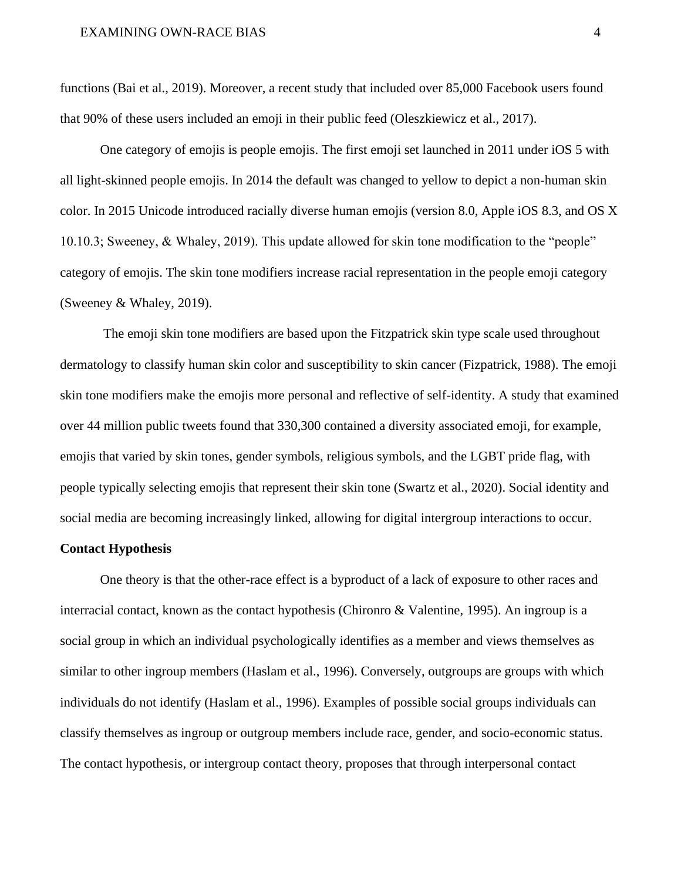functions (Bai et al., 2019). Moreover, a recent study that included over 85,000 Facebook users found that 90% of these users included an emoji in their public feed (Oleszkiewicz et al., 2017).

One category of emojis is people emojis. The first emoji set launched in 2011 under iOS 5 with all light-skinned people emojis. In 2014 the default was changed to yellow to depict a non-human skin color. In 2015 Unicode introduced racially diverse human emojis (version 8.0, Apple iOS 8.3, and OS X 10.10.3; Sweeney, & Whaley, 2019). This update allowed for skin tone modification to the "people" category of emojis. The skin tone modifiers increase racial representation in the people emoji category (Sweeney & Whaley, 2019).

The emoji skin tone modifiers are based upon the Fitzpatrick skin type scale used throughout dermatology to classify human skin color and susceptibility to skin cancer (Fizpatrick, 1988). The emoji skin tone modifiers make the emojis more personal and reflective of self-identity. A study that examined over 44 million public tweets found that 330,300 contained a diversity associated emoji, for example, emojis that varied by skin tones, gender symbols, religious symbols, and the LGBT pride flag, with people typically selecting emojis that represent their skin tone (Swartz et al., 2020). Social identity and social media are becoming increasingly linked, allowing for digital intergroup interactions to occur.

**Contact Hypothesis**

One theory is that the other-race effect is a byproduct of a lack of exposure to other races and interracial contact, known as the contact hypothesis (Chironro & Valentine, 1995). An ingroup is a social group in which an individual psychologically identifies as a member and views themselves as similar to other ingroup members (Haslam et al., 1996). Conversely, outgroups are groups with which individuals do not identify (Haslam et al., 1996). Examples of possible social groups individuals can classify themselves as ingroup or outgroup members include race, gender, and socio-economic status. The contact hypothesis, or intergroup contact theory, proposes that through interpersonal contact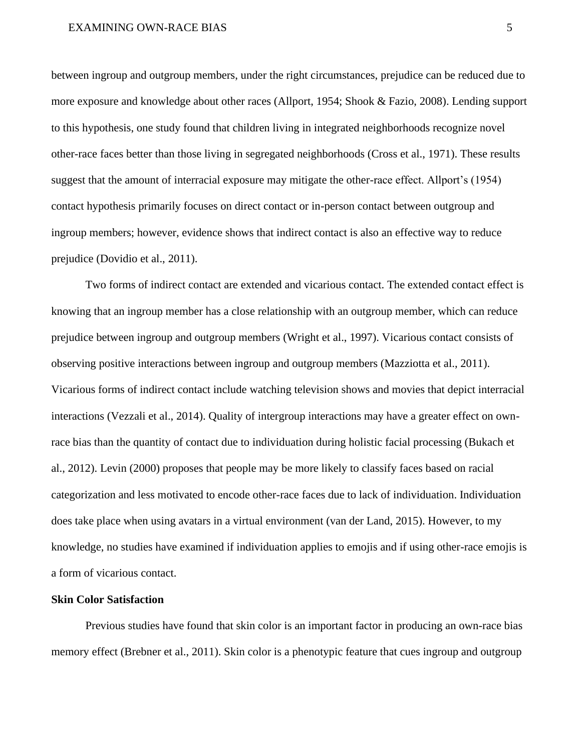between ingroup and outgroup members, under the right circumstances, prejudice can be reduced due to more exposure and knowledge about other races (Allport, 1954; Shook & Fazio, 2008). Lending support to this hypothesis, one study found that children living in integrated neighborhoods recognize novel other-race faces better than those living in segregated neighborhoods (Cross et al., 1971). These results suggest that the amount of interracial exposure may mitigate the other-race effect. Allport's (1954) contact hypothesis primarily focuses on direct contact or in-person contact between outgroup and ingroup members; however, evidence shows that indirect contact is also an effective way to reduce prejudice (Dovidio et al., 2011).

Two forms of indirect contact are extended and vicarious contact. The extended contact effect is knowing that an ingroup member has a close relationship with an outgroup member, which can reduce prejudice between ingroup and outgroup members (Wright et al., 1997). Vicarious contact consists of observing positive interactions between ingroup and outgroup members (Mazziotta et al., 2011). Vicarious forms of indirect contact include watching television shows and movies that depict interracial interactions (Vezzali et al., 2014). Quality of intergroup interactions may have a greater effect on own-race bias than the quantity of contact due to individuation during holistic facial processing (Bukach et al., 2012). Levin (2000) proposes that people may be more likely to classify faces based on racial categorization and less motivated to encode other-race faces due to lack of individuation. Individuation does take place when using avatars in a virtual environment (van der Land, 2015). However, to my knowledge, no studies have examined if individuation applies to emojis and if using other-race emojis is a form of vicarious contact.

**Skin Color Satisfaction**

Previous studies have found that skin color is an important factor in producing an own-race bias memory effect (Brebner et al., 2011). Skin color is a phenotypic feature that cues ingroup and outgroup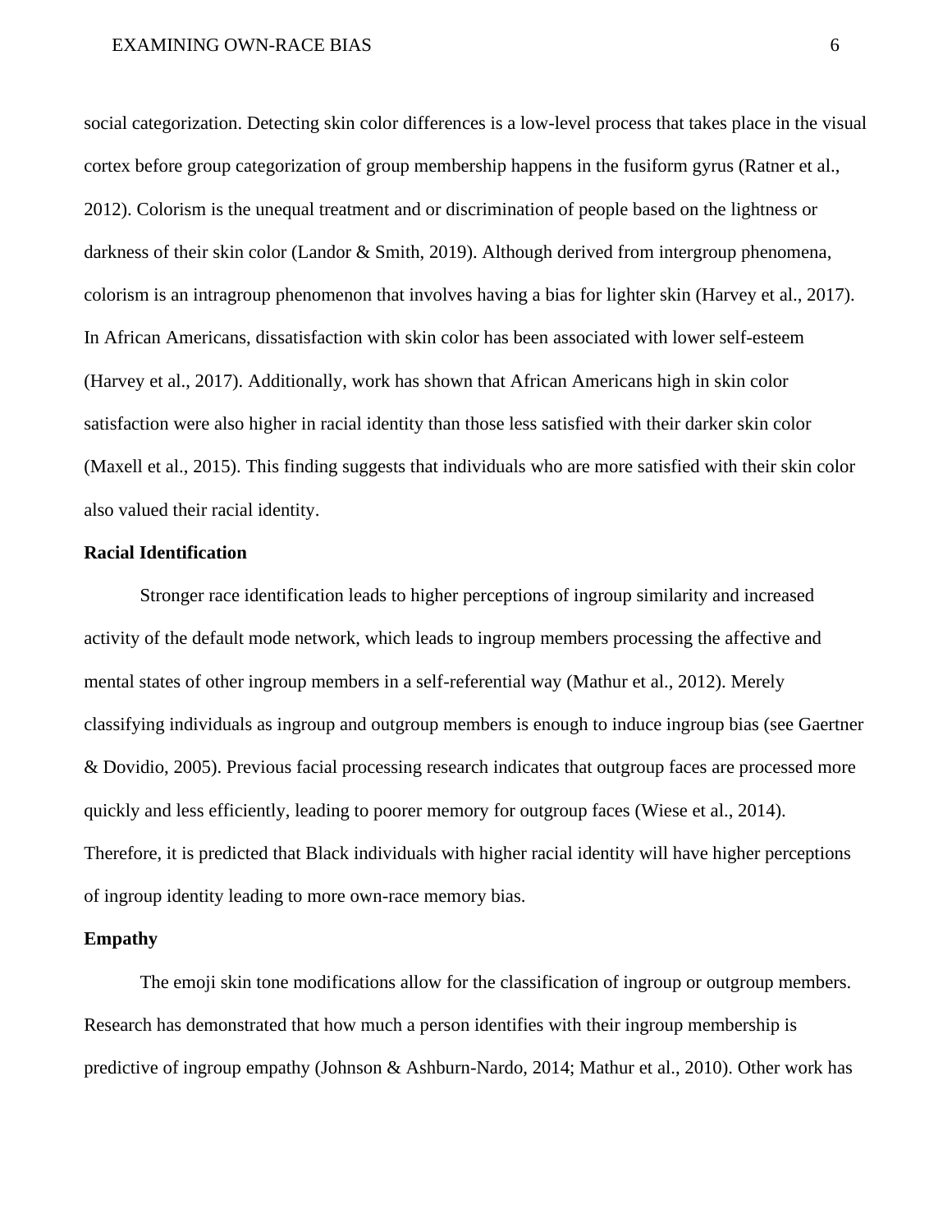social categorization. Detecting skin color differences is a low-level process that takes place in the visual cortex before group categorization of group membership happens in the fusiform gyrus (Ratner et al., 2012). Colorism is the unequal treatment and or discrimination of people based on the lightness or darkness of their skin color (Landor & Smith, 2019). Although derived from intergroup phenomena, colorism is an intragroup phenomenon that involves having a bias for lighter skin (Harvey et al., 2017). In African Americans, dissatisfaction with skin color has been associated with lower self-esteem (Harvey et al., 2017). Additionally, work has shown that African Americans high in skin color satisfaction were also higher in racial identity than those less satisfied with their darker skin color (Maxell et al., 2015). This finding suggests that individuals who are more satisfied with their skin color also valued their racial identity.

**Racial Identification**

Stronger race identification leads to higher perceptions of ingroup similarity and increased activity of the default mode network, which leads to ingroup members processing the affective and mental states of other ingroup members in a self-referential way (Mathur et al., 2012). Merely classifying individuals as ingroup and outgroup members is enough to induce ingroup bias (see Gaertner & Dovidio, 2005). Previous facial processing research indicates that outgroup faces are processed more quickly and less efficiently, leading to poorer memory for outgroup faces (Wiese et al., 2014). Therefore, it is predicted that Black individuals with higher racial identity will have higher perceptions of ingroup identity leading to more own-race memory bias.

**Empathy**

The emoji skin tone modifications allow for the classification of ingroup or outgroup members. Research has demonstrated that how much a person identifies with their ingroup membership is predictive of ingroup empathy (Johnson & Ashburn-Nardo, 2014; Mathur et al., 2010). Other work has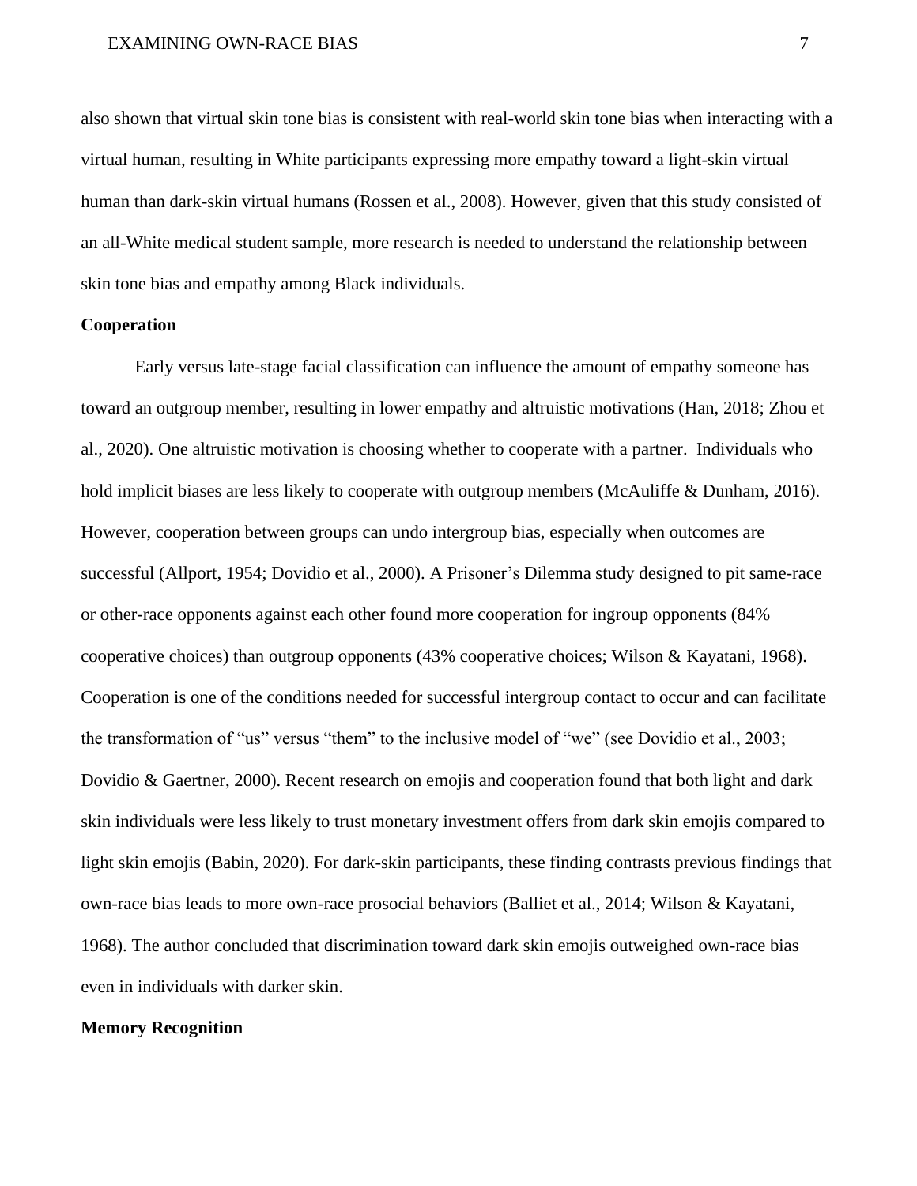also shown that virtual skin tone bias is consistent with real-world skin tone bias when interacting with a virtual human, resulting in White participants expressing more empathy toward a light-skin virtual human than dark-skin virtual humans (Rossen et al., 2008). However, given that this study consisted of an all-White medical student sample, more research is needed to understand the relationship between skin tone bias and empathy among Black individuals.

**Cooperation**

Early versus late-stage facial classification can influence the amount of empathy someone has toward an outgroup member, resulting in lower empathy and altruistic motivations (Han, 2018; Zhou et al., 2020). One altruistic motivation is choosing whether to cooperate with a partner. Individuals who hold implicit biases are less likely to cooperate with outgroup members (McAuliffe & Dunham, 2016). However, cooperation between groups can undo intergroup bias, especially when outcomes are successful (Allport, 1954; Dovidio et al., 2000). A Prisoner's Dilemma study designed to pit same-race or other-race opponents against each other found more cooperation for ingroup opponents (84% cooperative choices) than outgroup opponents (43% cooperative choices; Wilson & Kayatani, 1968). Cooperation is one of the conditions needed for successful intergroup contact to occur and can facilitate the transformation of "us" versus "them" to the inclusive model of "we" (see Dovidio et al., 2003; Dovidio & Gaertner, 2000). Recent research on emojis and cooperation found that both light and dark skin individuals were less likely to trust monetary investment offers from dark skin emojis compared to light skin emojis (Babin, 2020). For dark-skin participants, these finding contrasts previous findings that own-race bias leads to more own-race prosocial behaviors (Balliet et al., 2014; Wilson & Kayatani, 1968). The author concluded that discrimination toward dark skin emojis outweighed own-race bias even in individuals with darker skin.

**Memory Recognition**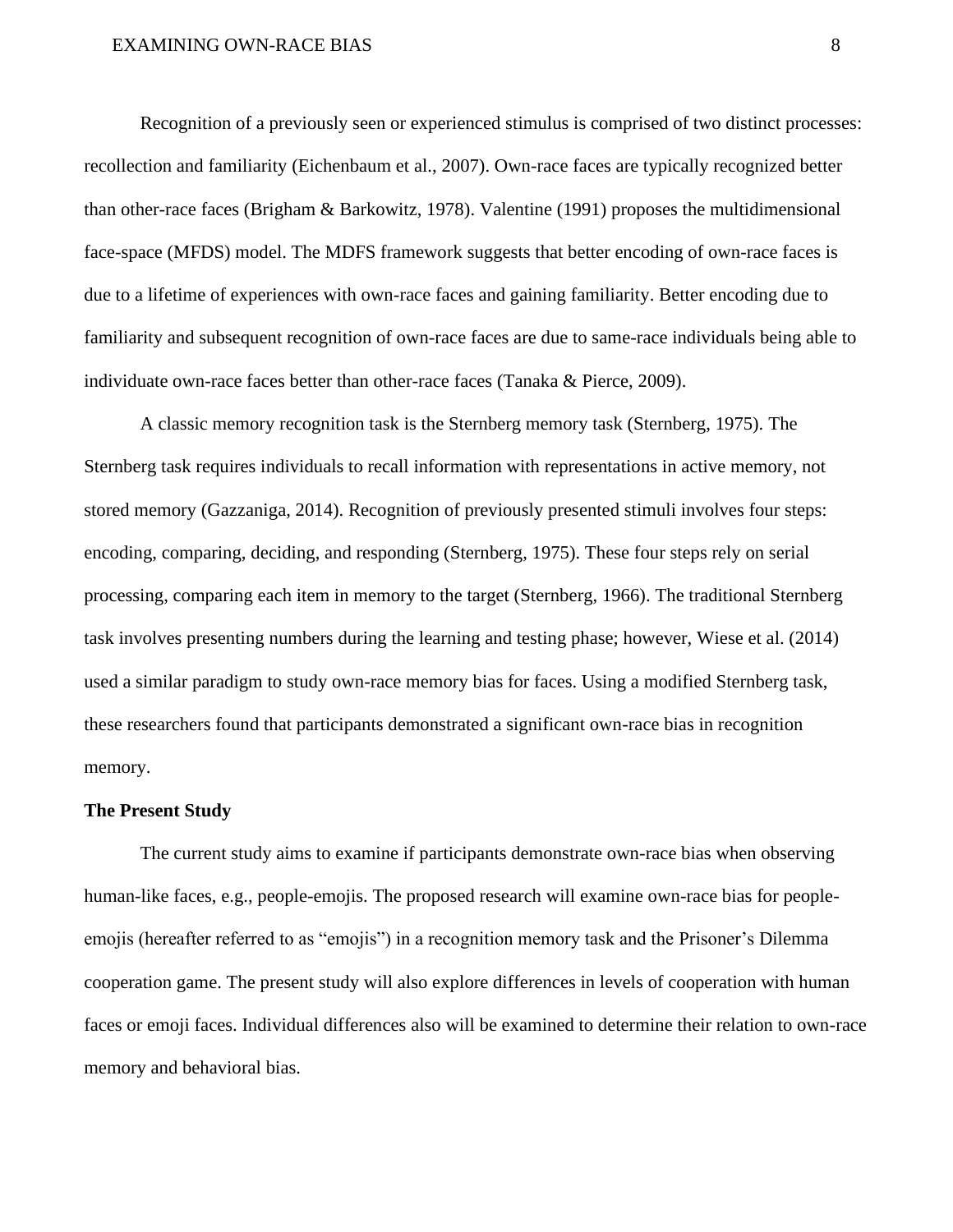Recognition of a previously seen or experienced stimulus is comprised of two distinct processes: recollection and familiarity (Eichenbaum et al., 2007). Own-race faces are typically recognized better than other-race faces (Brigham & Barkowitz, 1978). Valentine (1991) proposes the multidimensional face-space (MFDS) model. The MDFS framework suggests that better encoding of own-race faces is due to a lifetime of experiences with own-race faces and gaining familiarity. Better encoding due to familiarity and subsequent recognition of own-race faces are due to same-race individuals being able to individuate own-race faces better than other-race faces (Tanaka & Pierce, 2009).

A classic memory recognition task is the Sternberg memory task (Sternberg, 1975). The Sternberg task requires individuals to recall information with representations in active memory, not stored memory (Gazzaniga, 2014). Recognition of previously presented stimuli involves four steps: encoding, comparing, deciding, and responding (Sternberg, 1975). These four steps rely on serial processing, comparing each item in memory to the target (Sternberg, 1966). The traditional Sternberg task involves presenting numbers during the learning and testing phase; however, Wiese et al. (2014) used a similar paradigm to study own-race memory bias for faces. Using a modified Sternberg task, these researchers found that participants demonstrated a significant own-race bias in recognition memory.

### The Present Study

The current study aims to examine if participants demonstrate own-race bias when observing human-like faces, e.g., people-emojis. The proposed research will examine own-race bias for people-emojis (hereafter referred to as "emojis") in a recognition memory task and the Prisoner's Dilemma cooperation game. The present study will also explore differences in levels of cooperation with human faces or emoji faces. Individual differences also will be examined to determine their relation to own-race memory and behavioral bias.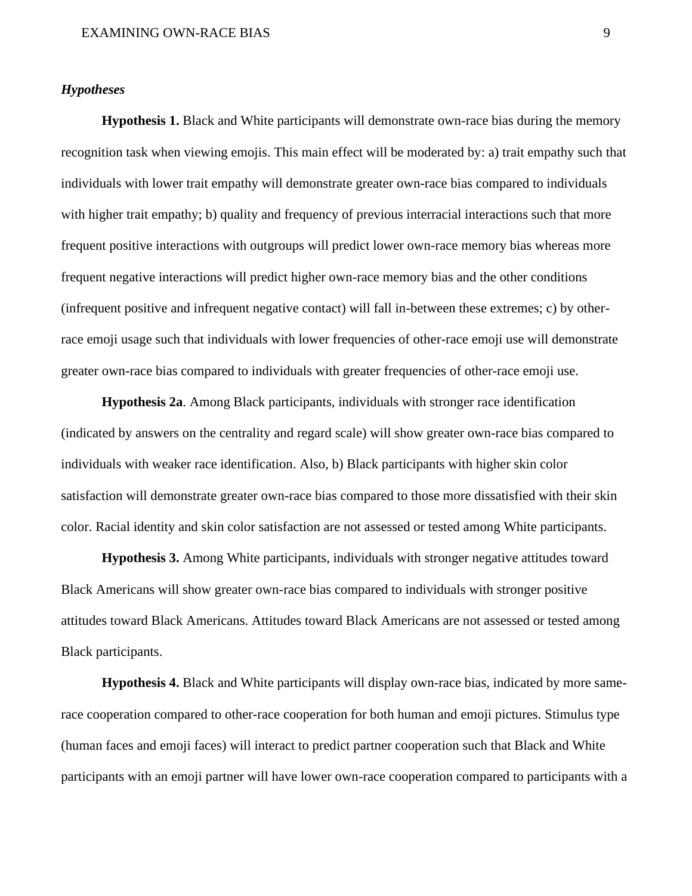### *Hypotheses*

**Hypothesis 1.** Black and White participants will demonstrate own-race bias during the memory recognition task when viewing emojis. This main effect will be moderated by: a) trait empathy such that individuals with lower trait empathy will demonstrate greater own-race bias compared to individuals with higher trait empathy; b) quality and frequency of previous interracial interactions such that more frequent positive interactions with outgroups will predict lower own-race memory bias whereas more frequent negative interactions will predict higher own-race memory bias and the other conditions (infrequent positive and infrequent negative contact) will fall in-between these extremes; c) by other-race emoji usage such that individuals with lower frequencies of other-race emoji use will demonstrate greater own-race bias compared to individuals with greater frequencies of other-race emoji use.

**Hypothesis 2a**. Among Black participants, individuals with stronger race identification (indicated by answers on the centrality and regard scale) will show greater own-race bias compared to individuals with weaker race identification. Also, b) Black participants with higher skin color satisfaction will demonstrate greater own-race bias compared to those more dissatisfied with their skin color. Racial identity and skin color satisfaction are not assessed or tested among White participants.

**Hypothesis 3.** Among White participants, individuals with stronger negative attitudes toward Black Americans will show greater own-race bias compared to individuals with stronger positive attitudes toward Black Americans. Attitudes toward Black Americans are not assessed or tested among Black participants.

**Hypothesis 4.** Black and White participants will display own-race bias, indicated by more same-race cooperation compared to other-race cooperation for both human and emoji pictures. Stimulus type (human faces and emoji faces) will interact to predict partner cooperation such that Black and White participants with an emoji partner will have lower own-race cooperation compared to participants with a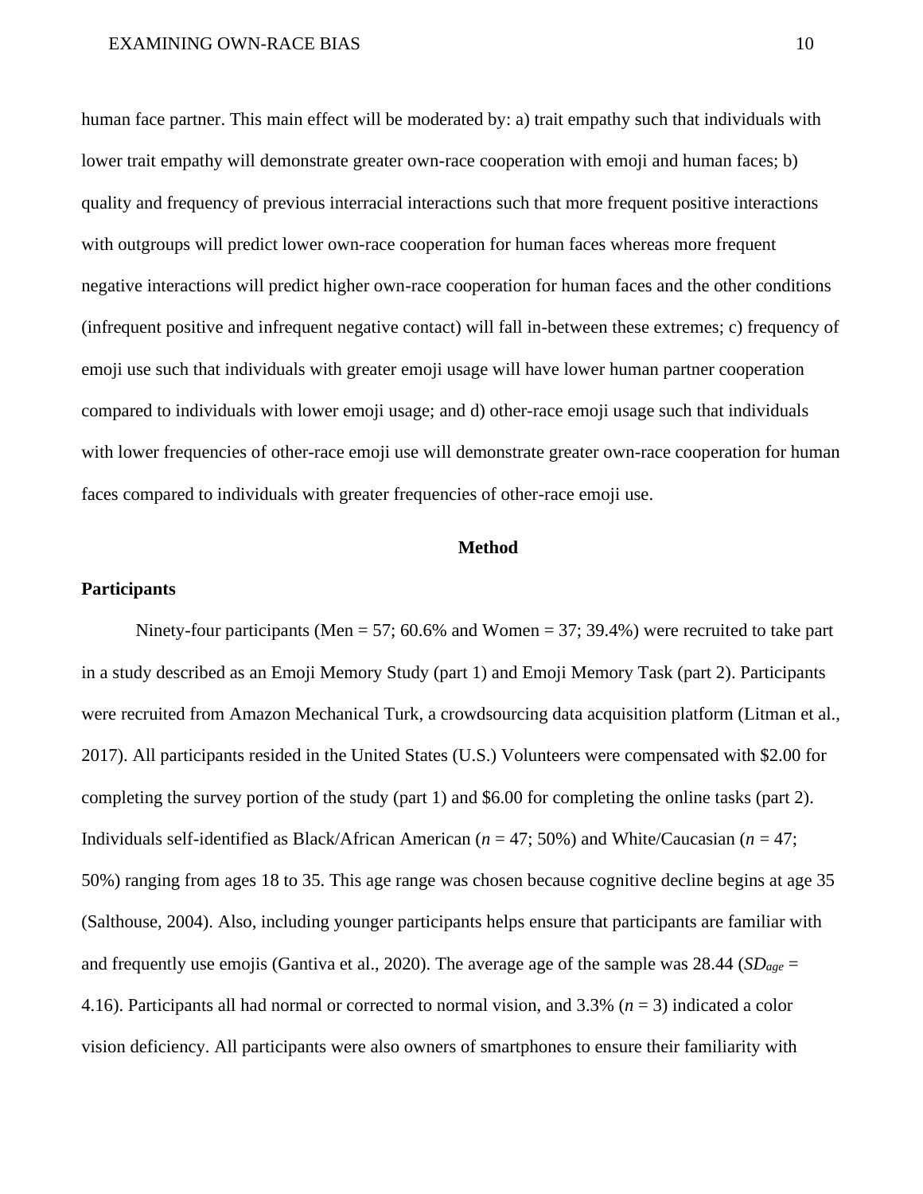human face partner. This main effect will be moderated by: a) trait empathy such that individuals with lower trait empathy will demonstrate greater own-race cooperation with emoji and human faces; b) quality and frequency of previous interracial interactions such that more frequent positive interactions with outgroups will predict lower own-race cooperation for human faces whereas more frequent negative interactions will predict higher own-race cooperation for human faces and the other conditions (infrequent positive and infrequent negative contact) will fall in-between these extremes; c) frequency of emoji use such that individuals with greater emoji usage will have lower human partner cooperation compared to individuals with lower emoji usage; and d) other-race emoji usage such that individuals with lower frequencies of other-race emoji use will demonstrate greater own-race cooperation for human faces compared to individuals with greater frequencies of other-race emoji use.

## Method

### Participants

Ninety-four participants (Men = 57; 60.6% and Women = 37; 39.4%) were recruited to take part in a study described as an Emoji Memory Study (part 1) and Emoji Memory Task (part 2). Participants were recruited from Amazon Mechanical Turk, a crowdsourcing data acquisition platform (Litman et al., 2017). All participants resided in the United States (U.S.) Volunteers were compensated with $2.00 for completing the survey portion of the study (part 1) and $6.00 for completing the online tasks (part 2). Individuals self-identified as Black/African American (*n* = 47; 50%) and White/Caucasian (*n* = 47; 50%) ranging from ages 18 to 35. This age range was chosen because cognitive decline begins at age 35 (Salthouse, 2004). Also, including younger participants helps ensure that participants are familiar with and frequently use emojis (Gantiva et al., 2020). The average age of the sample was 28.44 ($SD_{age}$ = 4.16). Participants all had normal or corrected to normal vision, and 3.3% (*n* = 3) indicated a color vision deficiency. All participants were also owners of smartphones to ensure their familiarity with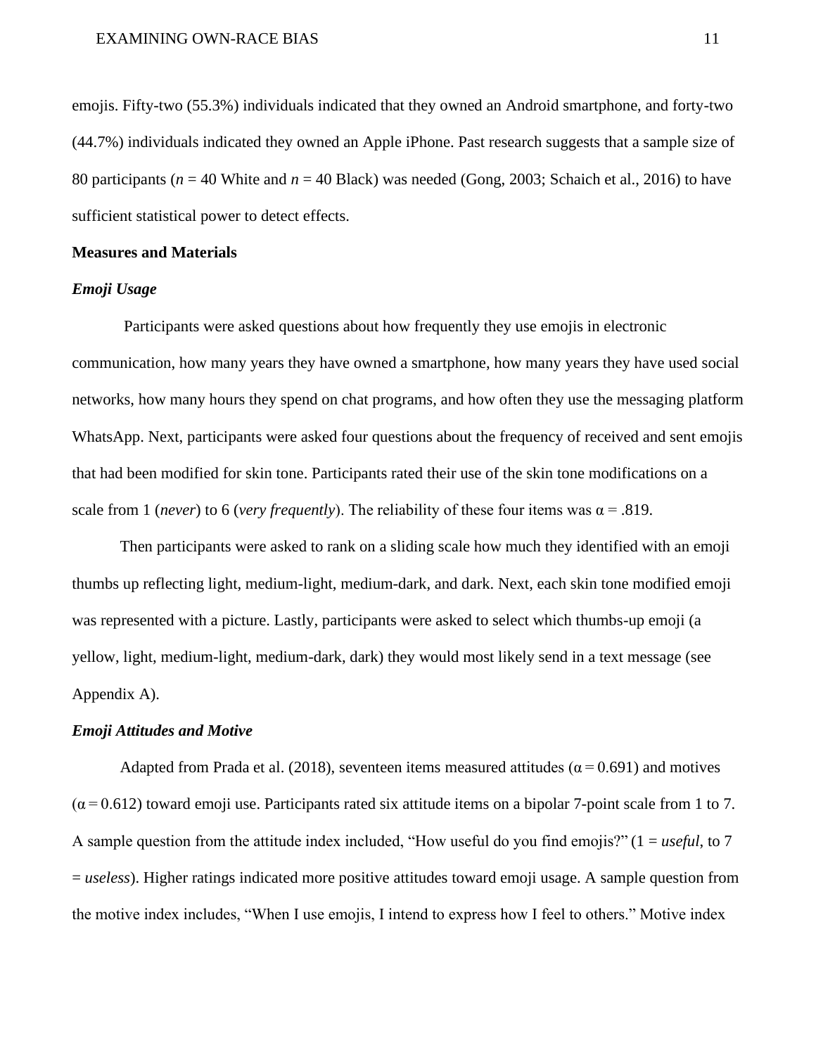emojis. Fifty-two (55.3%) individuals indicated that they owned an Android smartphone, and forty-two (44.7%) individuals indicated they owned an Apple iPhone. Past research suggests that a sample size of 80 participants ($n$ = 40 White and $n$ = 40 Black) was needed (Gong, 2003; Schaich et al., 2016) to have sufficient statistical power to detect effects.

## Measures and Materials

### *Emoji Usage*

Participants were asked questions about how frequently they use emojis in electronic communication, how many years they have owned a smartphone, how many years they have used social networks, how many hours they spend on chat programs, and how often they use the messaging platform WhatsApp. Next, participants were asked four questions about the frequency of received and sent emojis that had been modified for skin tone. Participants rated their use of the skin tone modifications on a scale from 1 (*never*) to 6 (*very frequently*). The reliability of these four items was $\alpha$ = .819.

Then participants were asked to rank on a sliding scale how much they identified with an emoji thumbs up reflecting light, medium-light, medium-dark, and dark. Next, each skin tone modified emoji was represented with a picture. Lastly, participants were asked to select which thumbs-up emoji (a yellow, light, medium-light, medium-dark, dark) they would most likely send in a text message (see Appendix A).

### *Emoji Attitudes and Motive*

Adapted from Prada et al. (2018), seventeen items measured attitudes ($\alpha$ = 0.691) and motives ($\alpha$ = 0.612) toward emoji use. Participants rated six attitude items on a bipolar 7-point scale from 1 to 7. A sample question from the attitude index included, "How useful do you find emojis?" (1 = *useful*, to 7 = *useless*). Higher ratings indicated more positive attitudes toward emoji usage. A sample question from the motive index includes, "When I use emojis, I intend to express how I feel to others." Motive index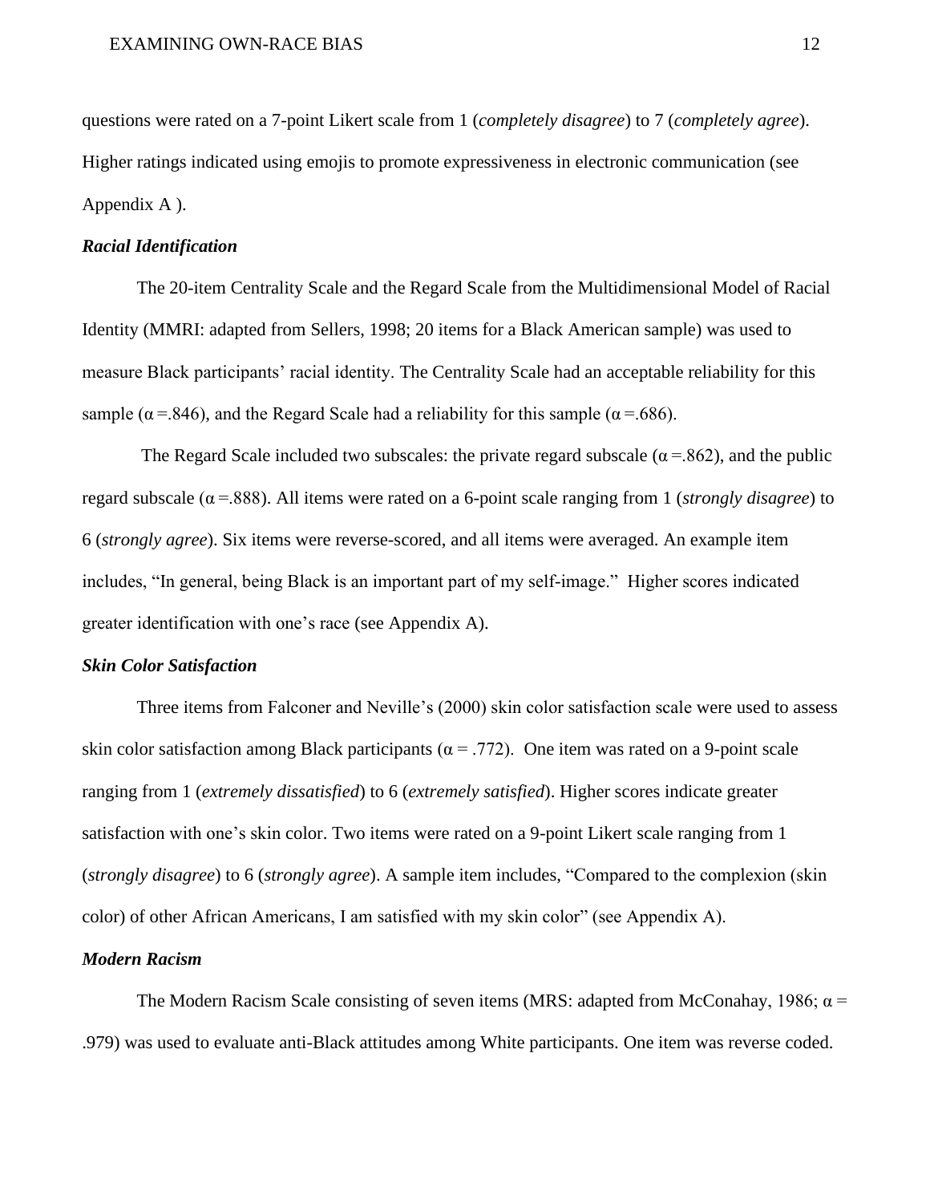questions were rated on a 7-point Likert scale from 1 (*completely disagree*) to 7 (*completely agree*). Higher ratings indicated using emojis to promote expressiveness in electronic communication (see Appendix A ).

### *Racial Identification*

The 20-item Centrality Scale and the Regard Scale from the Multidimensional Model of Racial Identity (MMRI: adapted from Sellers, 1998; 20 items for a Black American sample) was used to measure Black participants' racial identity. The Centrality Scale had an acceptable reliability for this sample ($\alpha$ =.846), and the Regard Scale had a reliability for this sample ($\alpha$ =.686).

The Regard Scale included two subscales: the private regard subscale ($\alpha$ =.862), and the public regard subscale ($\alpha$ =.888). All items were rated on a 6-point scale ranging from 1 (*strongly disagree*) to 6 (*strongly agree*). Six items were reverse-scored, and all items were averaged. An example item includes, "In general, being Black is an important part of my self-image." Higher scores indicated greater identification with one's race (see Appendix A).

### *Skin Color Satisfaction*

Three items from Falconer and Neville's (2000) skin color satisfaction scale were used to assess skin color satisfaction among Black participants ($\alpha$ = .772). One item was rated on a 9-point scale ranging from 1 (*extremely dissatisfied*) to 6 (*extremely satisfied*). Higher scores indicate greater satisfaction with one's skin color. Two items were rated on a 9-point Likert scale ranging from 1 (*strongly disagree*) to 6 (*strongly agree*). A sample item includes, "Compared to the complexion (skin color) of other African Americans, I am satisfied with my skin color" (see Appendix A).

### *Modern Racism*

The Modern Racism Scale consisting of seven items (MRS: adapted from McConahay, 1986; $\alpha$ = .979) was used to evaluate anti-Black attitudes among White participants. One item was reverse coded.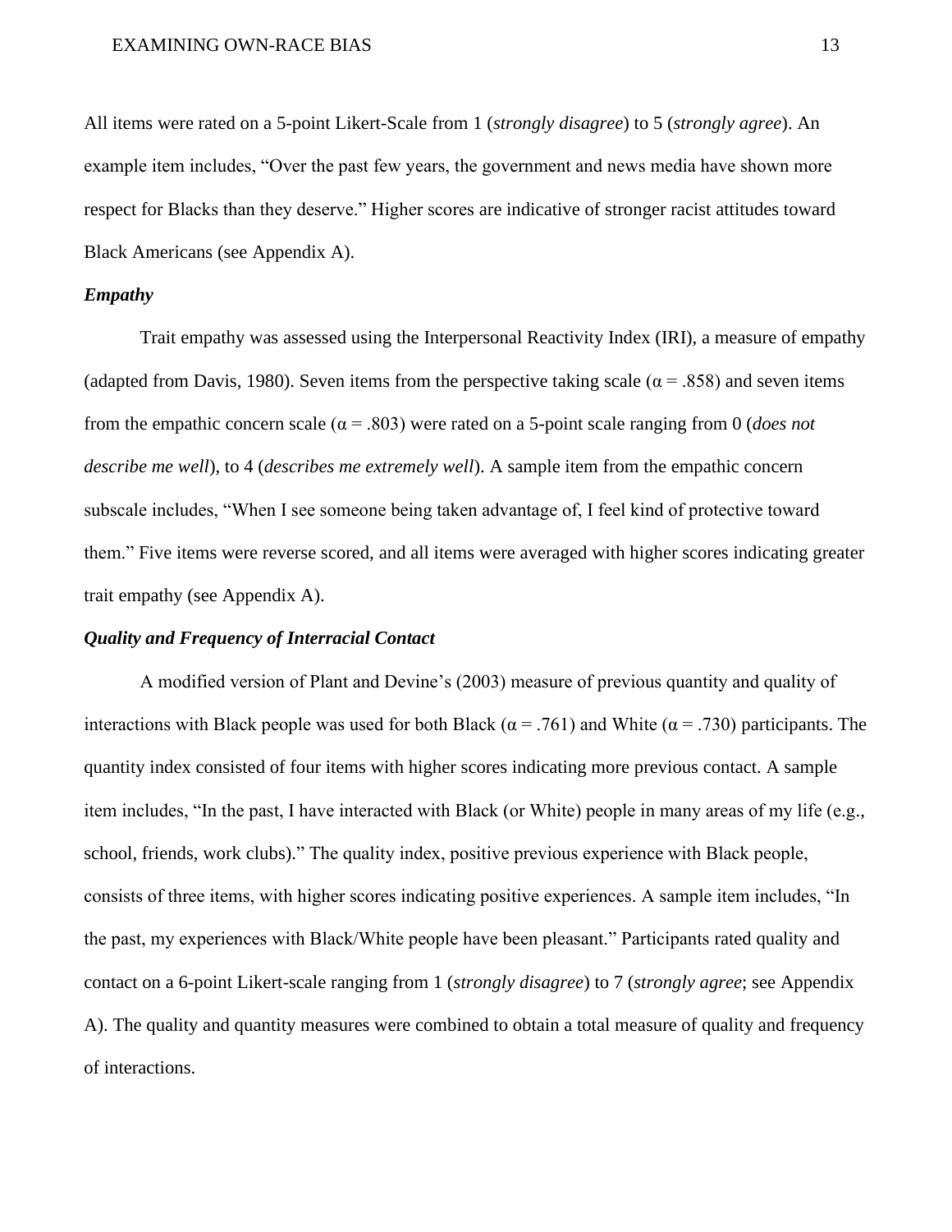All items were rated on a 5-point Likert-Scale from 1 (*strongly disagree*) to 5 (*strongly agree*). An example item includes, “Over the past few years, the government and news media have shown more respect for Blacks than they deserve.” Higher scores are indicative of stronger racist attitudes toward Black Americans (see Appendix A).

### *Empathy*

Trait empathy was assessed using the Interpersonal Reactivity Index (IRI), a measure of empathy (adapted from Davis, 1980). Seven items from the perspective taking scale ($\alpha = .858$) and seven items from the empathic concern scale ($\alpha = .803$) were rated on a 5-point scale ranging from 0 (*does not describe me well*), to 4 (*describes me extremely well*). A sample item from the empathic concern subscale includes, “When I see someone being taken advantage of, I feel kind of protective toward them.” Five items were reverse scored, and all items were averaged with higher scores indicating greater trait empathy (see Appendix A).

### *Quality and Frequency of Interracial Contact*

A modified version of Plant and Devine’s (2003) measure of previous quantity and quality of interactions with Black people was used for both Black ($\alpha = .761$) and White ($\alpha = .730$) participants. The quantity index consisted of four items with higher scores indicating more previous contact. A sample item includes, “In the past, I have interacted with Black (or White) people in many areas of my life (e.g., school, friends, work clubs).” The quality index, positive previous experience with Black people, consists of three items, with higher scores indicating positive experiences. A sample item includes, “In the past, my experiences with Black/White people have been pleasant.” Participants rated quality and contact on a 6-point Likert-scale ranging from 1 (*strongly disagree*) to 7 (*strongly agree*; see Appendix A). The quality and quantity measures were combined to obtain a total measure of quality and frequency of interactions.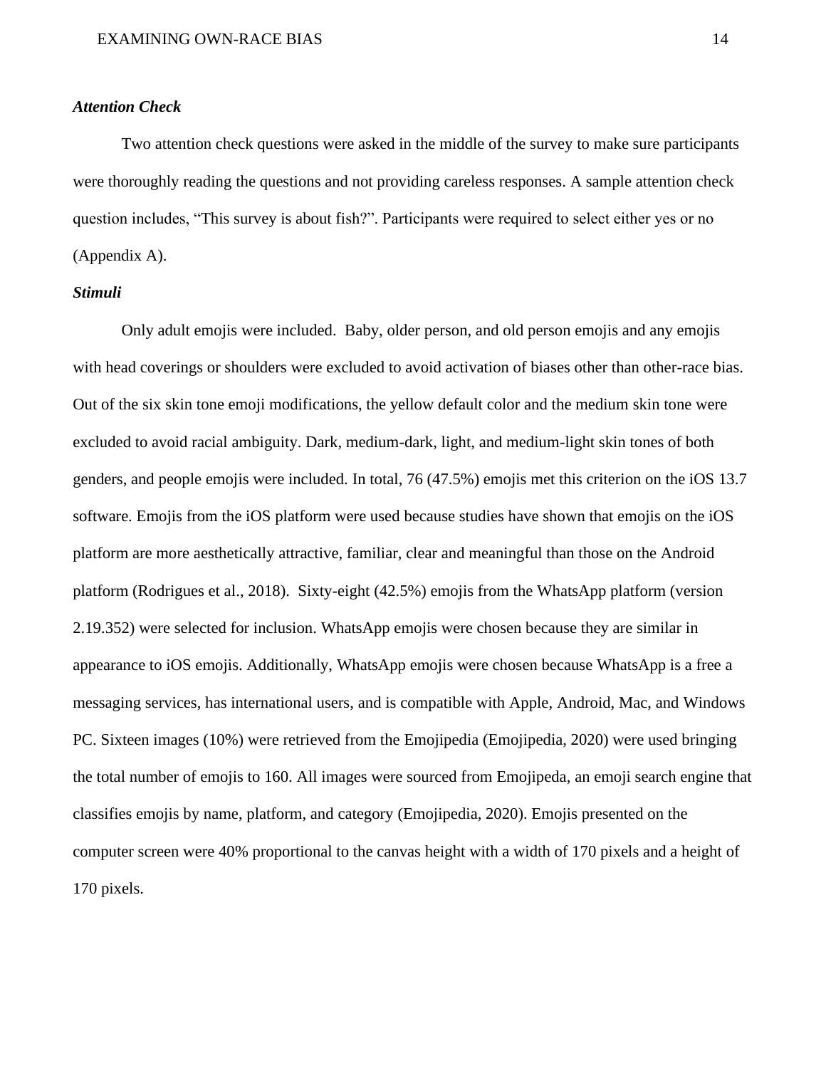### *Attention Check*

Two attention check questions were asked in the middle of the survey to make sure participants were thoroughly reading the questions and not providing careless responses. A sample attention check question includes, "This survey is about fish?". Participants were required to select either yes or no (Appendix A).

### *Stimuli*

Only adult emojis were included.  Baby, older person, and old person emojis and any emojis with head coverings or shoulders were excluded to avoid activation of biases other than other-race bias. Out of the six skin tone emoji modifications, the yellow default color and the medium skin tone were excluded to avoid racial ambiguity. Dark, medium-dark, light, and medium-light skin tones of both genders, and people emojis were included. In total, 76 (47.5%) emojis met this criterion on the iOS 13.7 software. Emojis from the iOS platform were used because studies have shown that emojis on the iOS platform are more aesthetically attractive, familiar, clear and meaningful than those on the Android platform (Rodrigues et al., 2018).  Sixty-eight (42.5%) emojis from the WhatsApp platform (version 2.19.352) were selected for inclusion. WhatsApp emojis were chosen because they are similar in appearance to iOS emojis. Additionally, WhatsApp emojis were chosen because WhatsApp is a free a messaging services, has international users, and is compatible with Apple, Android, Mac, and Windows PC. Sixteen images (10%) were retrieved from the Emojipedia (Emojipedia, 2020) were used bringing the total number of emojis to 160. All images were sourced from Emojipeda, an emoji search engine that classifies emojis by name, platform, and category (Emojipedia, 2020). Emojis presented on the computer screen were 40% proportional to the canvas height with a width of 170 pixels and a height of 170 pixels.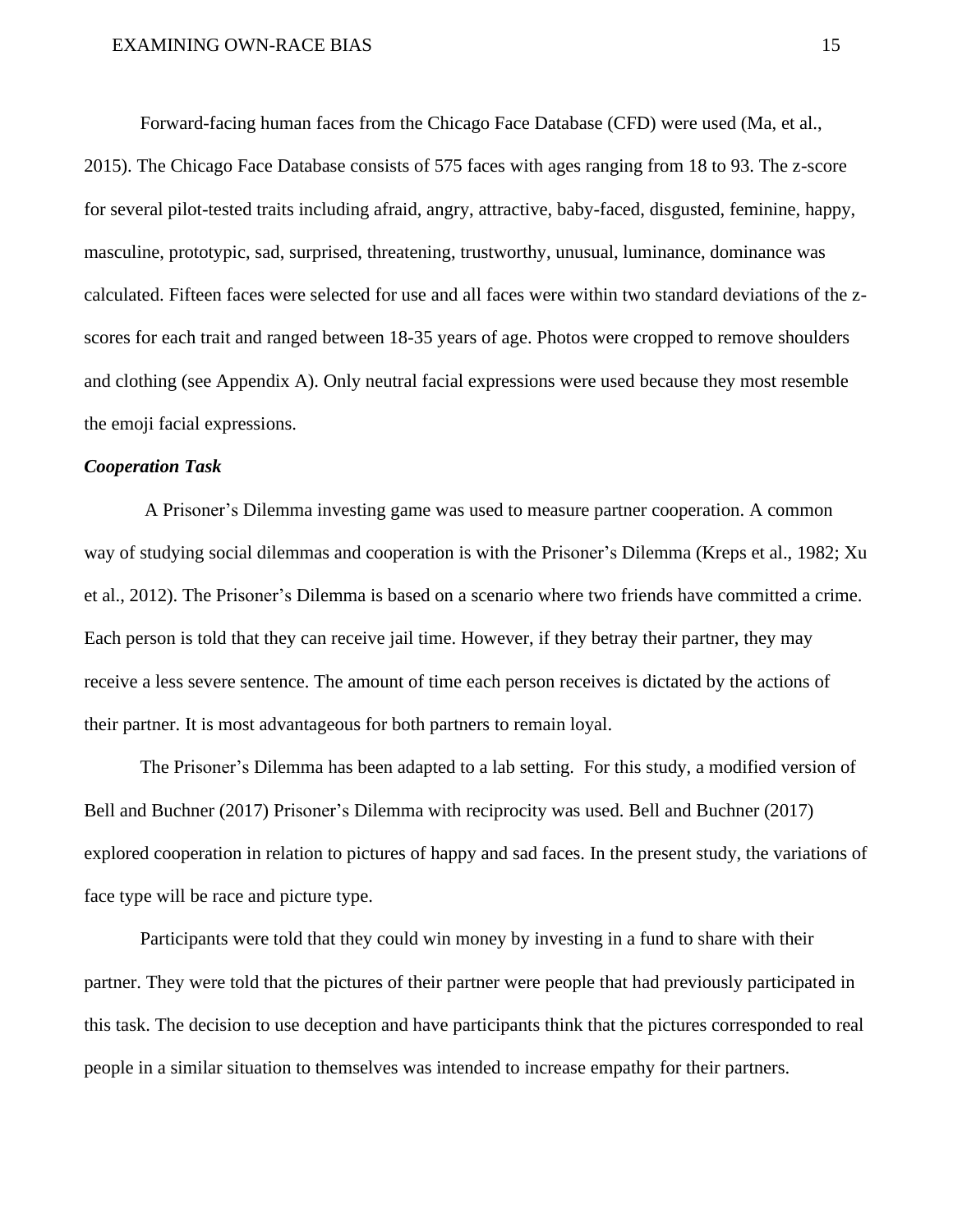Forward-facing human faces from the Chicago Face Database (CFD) were used (Ma, et al., 2015). The Chicago Face Database consists of 575 faces with ages ranging from 18 to 93. The z-score for several pilot-tested traits including afraid, angry, attractive, baby-faced, disgusted, feminine, happy, masculine, prototypic, sad, surprised, threatening, trustworthy, unusual, luminance, dominance was calculated. Fifteen faces were selected for use and all faces were within two standard deviations of the z-scores for each trait and ranged between 18-35 years of age. Photos were cropped to remove shoulders and clothing (see Appendix A). Only neutral facial expressions were used because they most resemble the emoji facial expressions.

### *Cooperation Task*

A Prisoner's Dilemma investing game was used to measure partner cooperation. A common way of studying social dilemmas and cooperation is with the Prisoner's Dilemma (Kreps et al., 1982; Xu et al., 2012). The Prisoner's Dilemma is based on a scenario where two friends have committed a crime. Each person is told that they can receive jail time. However, if they betray their partner, they may receive a less severe sentence. The amount of time each person receives is dictated by the actions of their partner. It is most advantageous for both partners to remain loyal.

The Prisoner's Dilemma has been adapted to a lab setting. For this study, a modified version of Bell and Buchner (2017) Prisoner's Dilemma with reciprocity was used. Bell and Buchner (2017) explored cooperation in relation to pictures of happy and sad faces. In the present study, the variations of face type will be race and picture type.

Participants were told that they could win money by investing in a fund to share with their partner. They were told that the pictures of their partner were people that had previously participated in this task. The decision to use deception and have participants think that the pictures corresponded to real people in a similar situation to themselves was intended to increase empathy for their partners.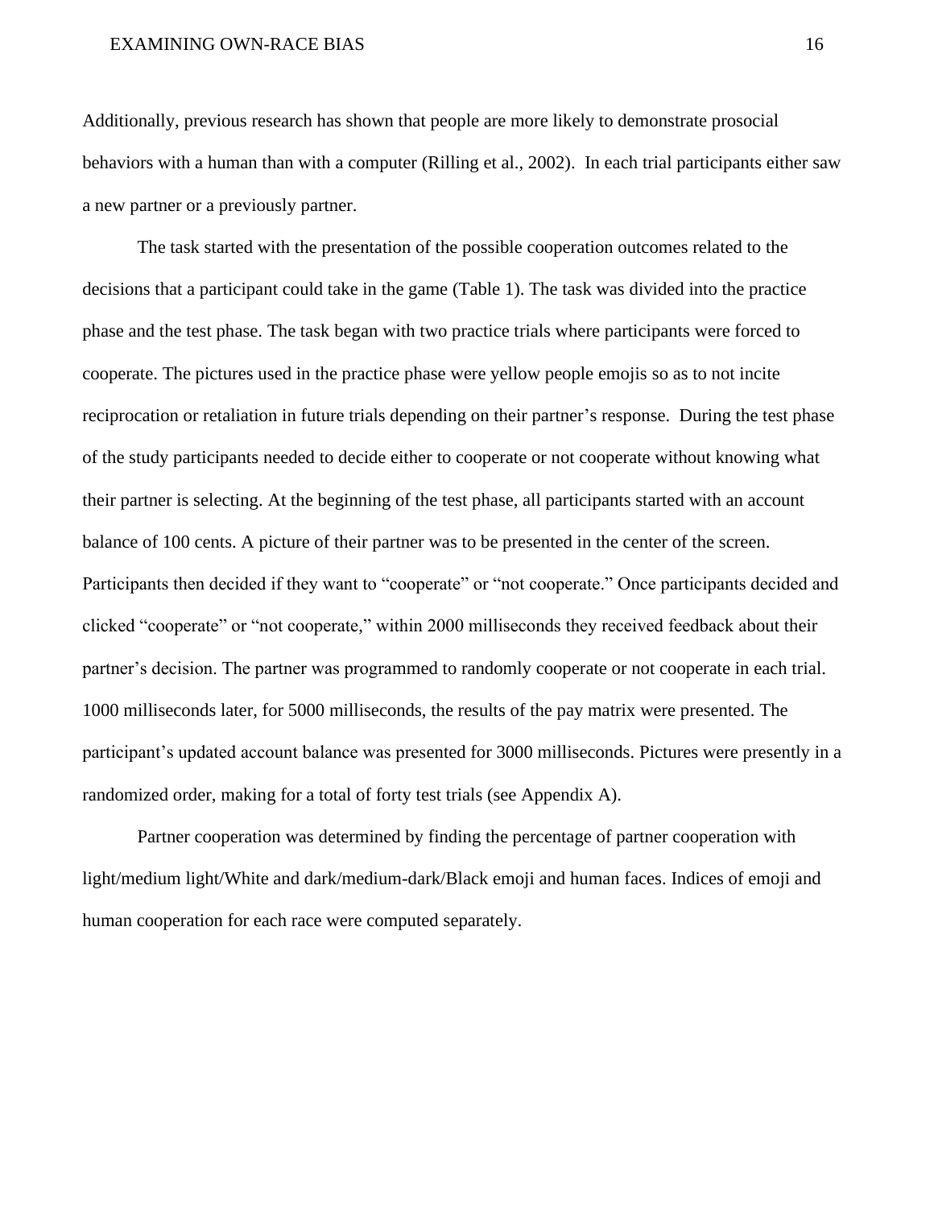Additionally, previous research has shown that people are more likely to demonstrate prosocial behaviors with a human than with a computer (Rilling et al., 2002). In each trial participants either saw a new partner or a previously partner.

The task started with the presentation of the possible cooperation outcomes related to the decisions that a participant could take in the game (Table 1). The task was divided into the practice phase and the test phase. The task began with two practice trials where participants were forced to cooperate. The pictures used in the practice phase were yellow people emojis so as to not incite reciprocation or retaliation in future trials depending on their partner's response. During the test phase of the study participants needed to decide either to cooperate or not cooperate without knowing what their partner is selecting. At the beginning of the test phase, all participants started with an account balance of 100 cents. A picture of their partner was to be presented in the center of the screen. Participants then decided if they want to "cooperate" or "not cooperate." Once participants decided and clicked "cooperate" or "not cooperate," within 2000 milliseconds they received feedback about their partner's decision. The partner was programmed to randomly cooperate or not cooperate in each trial. 1000 milliseconds later, for 5000 milliseconds, the results of the pay matrix were presented. The participant's updated account balance was presented for 3000 milliseconds. Pictures were presently in a randomized order, making for a total of forty test trials (see Appendix A).

Partner cooperation was determined by finding the percentage of partner cooperation with light/medium light/White and dark/medium-dark/Black emoji and human faces. Indices of emoji and human cooperation for each race were computed separately.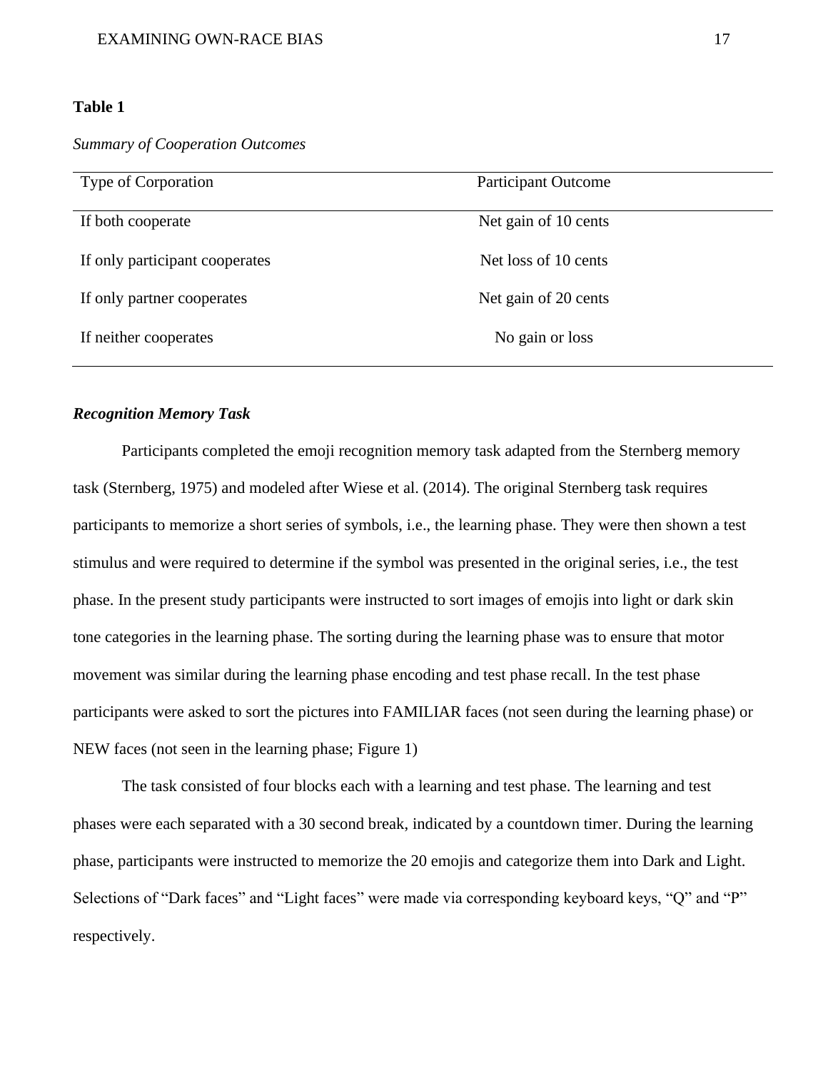**Table 1**

*Summary of Cooperation Outcomes*

| Type of Corporation | Participant Outcome |
|---|---|
| If both cooperate | Net gain of 10 cents |
| If only participant cooperates | Net loss of 10 cents |
| If only partner cooperates | Net gain of 20 cents |
| If neither cooperates | No gain or loss |

***Recognition Memory Task***

Participants completed the emoji recognition memory task adapted from the Sternberg memory task (Sternberg, 1975) and modeled after Wiese et al. (2014). The original Sternberg task requires participants to memorize a short series of symbols, i.e., the learning phase. They were then shown a test stimulus and were required to determine if the symbol was presented in the original series, i.e., the test phase. In the present study participants were instructed to sort images of emojis into light or dark skin tone categories in the learning phase. The sorting during the learning phase was to ensure that motor movement was similar during the learning phase encoding and test phase recall. In the test phase participants were asked to sort the pictures into FAMILIAR faces (not seen during the learning phase) or NEW faces (not seen in the learning phase; Figure 1)

The task consisted of four blocks each with a learning and test phase. The learning and test phases were each separated with a 30 second break, indicated by a countdown timer. During the learning phase, participants were instructed to memorize the 20 emojis and categorize them into Dark and Light. Selections of "Dark faces" and "Light faces" were made via corresponding keyboard keys, "Q" and "P" respectively.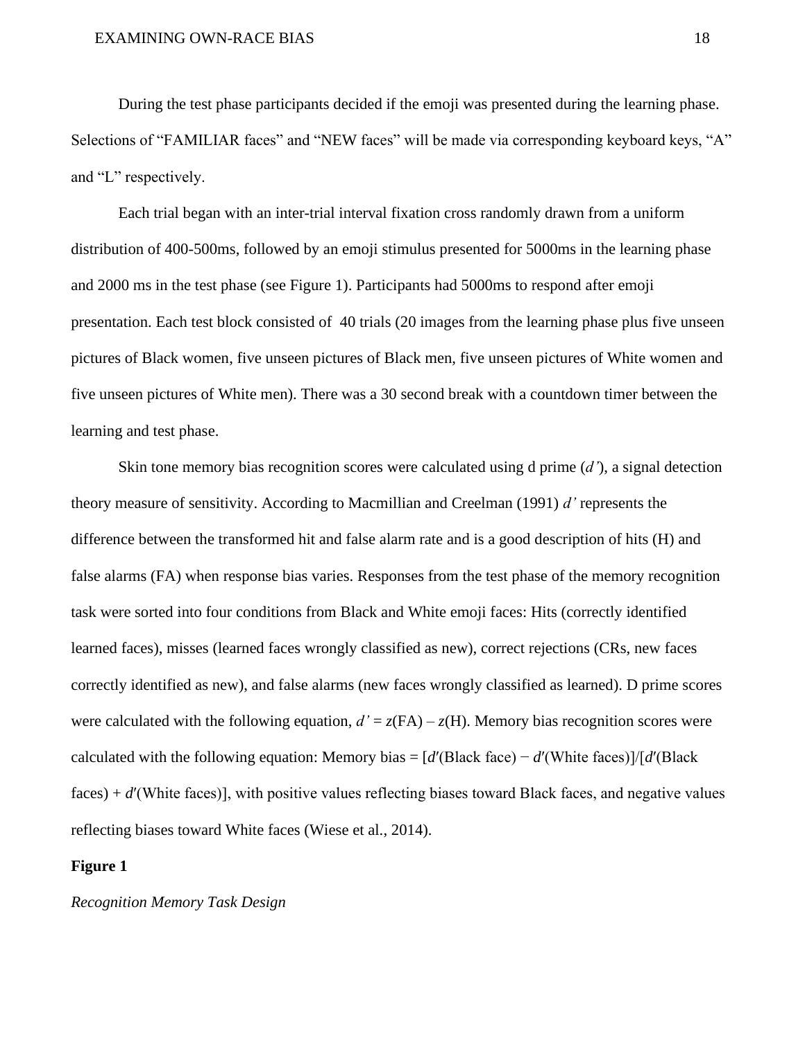During the test phase participants decided if the emoji was presented during the learning phase. Selections of “FAMILIAR faces” and “NEW faces” will be made via corresponding keyboard keys, “A” and “L” respectively.

Each trial began with an inter-trial interval fixation cross randomly drawn from a uniform distribution of 400-500ms, followed by an emoji stimulus presented for 5000ms in the learning phase and 2000 ms in the test phase (see Figure 1). Participants had 5000ms to respond after emoji presentation. Each test block consisted of 40 trials (20 images from the learning phase plus five unseen pictures of Black women, five unseen pictures of Black men, five unseen pictures of White women and five unseen pictures of White men). There was a 30 second break with a countdown timer between the learning and test phase.

Skin tone memory bias recognition scores were calculated using d prime (*d'*), a signal detection theory measure of sensitivity. According to Macmillian and Creelman (1991) *d'* represents the difference between the transformed hit and false alarm rate and is a good description of hits (H) and false alarms (FA) when response bias varies. Responses from the test phase of the memory recognition task were sorted into four conditions from Black and White emoji faces: Hits (correctly identified learned faces), misses (learned faces wrongly classified as new), correct rejections (CRs, new faces correctly identified as new), and false alarms (new faces wrongly classified as learned). D prime scores were calculated with the following equation, $d' = z(\text{FA}) - z(\text{H})$. Memory bias recognition scores were calculated with the following equation: Memory bias = $[d'(\text{Black face}) - d'(\text{White faces})]/[d'(\text{Black faces}) + d'(\text{White faces})]$, with positive values reflecting biases toward Black faces, and negative values reflecting biases toward White faces (Wiese et al., 2014).

**Figure 1**

*Recognition Memory Task Design*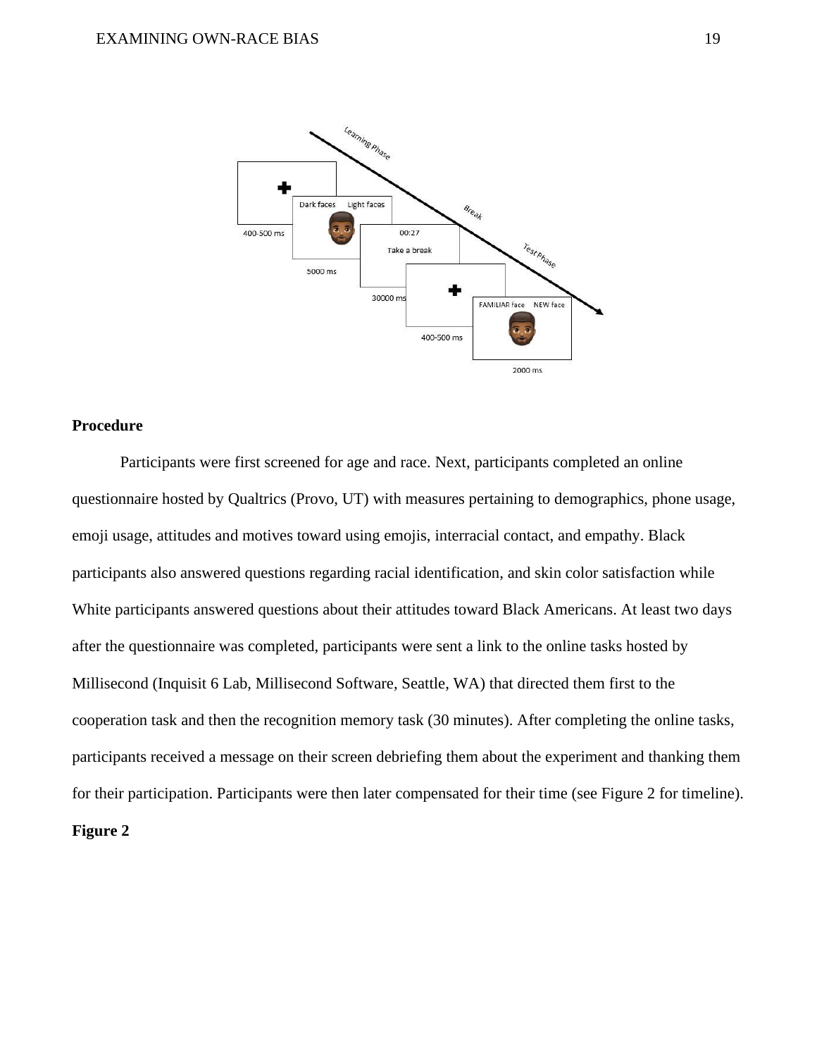Learning Phase

400-500 ms

Dark faces Light faces

5000 ms

Break

00:27

Take a break

30000 ms

Test Phase

400-500 ms

FAMILIAR face NEW face

2000 ms

**Procedure**

Participants were first screened for age and race. Next, participants completed an online questionnaire hosted by Qualtrics (Provo, UT) with measures pertaining to demographics, phone usage, emoji usage, attitudes and motives toward using emojis, interracial contact, and empathy. Black participants also answered questions regarding racial identification, and skin color satisfaction while White participants answered questions about their attitudes toward Black Americans. At least two days after the questionnaire was completed, participants were sent a link to the online tasks hosted by Millisecond (Inquisit 6 Lab, Millisecond Software, Seattle, WA) that directed them first to the cooperation task and then the recognition memory task (30 minutes). After completing the online tasks, participants received a message on their screen debriefing them about the experiment and thanking them for their participation. Participants were then later compensated for their time (see Figure 2 for timeline).

**Figure 2**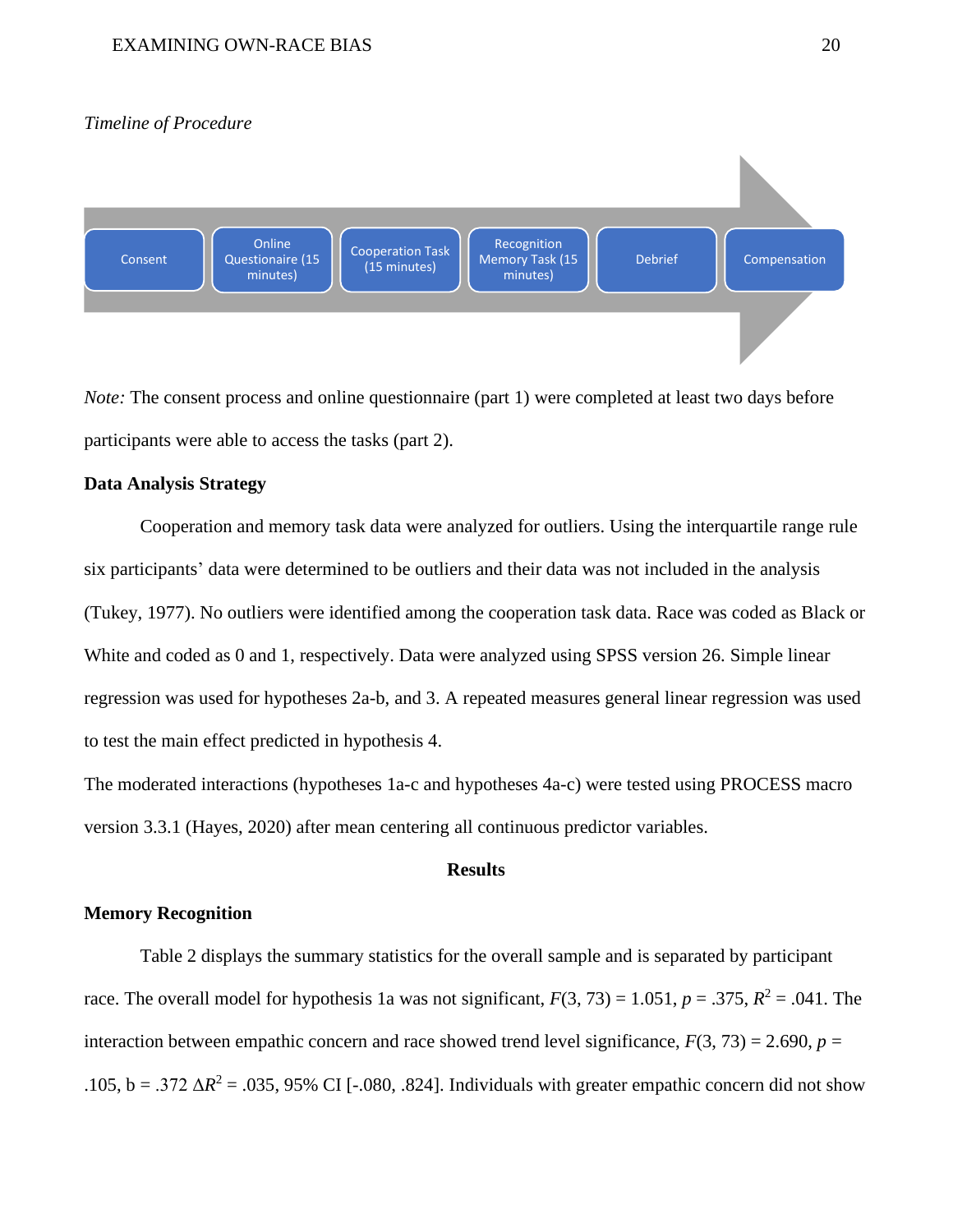*Timeline of Procedure*

Consent → Online Questionnaire (15 minutes) → Cooperation Task (15 minutes) → Recognition Memory Task (15 minutes) → Debrief → Compensation

*Note:* The consent process and online questionnaire (part 1) were completed at least two days before participants were able to access the tasks (part 2).

**Data Analysis Strategy**

Cooperation and memory task data were analyzed for outliers. Using the interquartile range rule six participants' data were determined to be outliers and their data was not included in the analysis (Tukey, 1977). No outliers were identified among the cooperation task data. Race was coded as Black or White and coded as 0 and 1, respectively. Data were analyzed using SPSS version 26. Simple linear regression was used for hypotheses 2a-b, and 3. A repeated measures general linear regression was used to test the main effect predicted in hypothesis 4.

The moderated interactions (hypotheses 1a-c and hypotheses 4a-c) were tested using PROCESS macro version 3.3.1 (Hayes, 2020) after mean centering all continuous predictor variables.

## Results

**Memory Recognition**

Table 2 displays the summary statistics for the overall sample and is separated by participant race. The overall model for hypothesis 1a was not significant, $F(3, 73) = 1.051$, $p = .375$, $R^2 = .041$. The interaction between empathic concern and race showed trend level significance, $F(3, 73) = 2.690$, $p = .105$, b = .372 $\Delta R^2 = .035$, 95% CI [-.080, .824]. Individuals with greater empathic concern did not show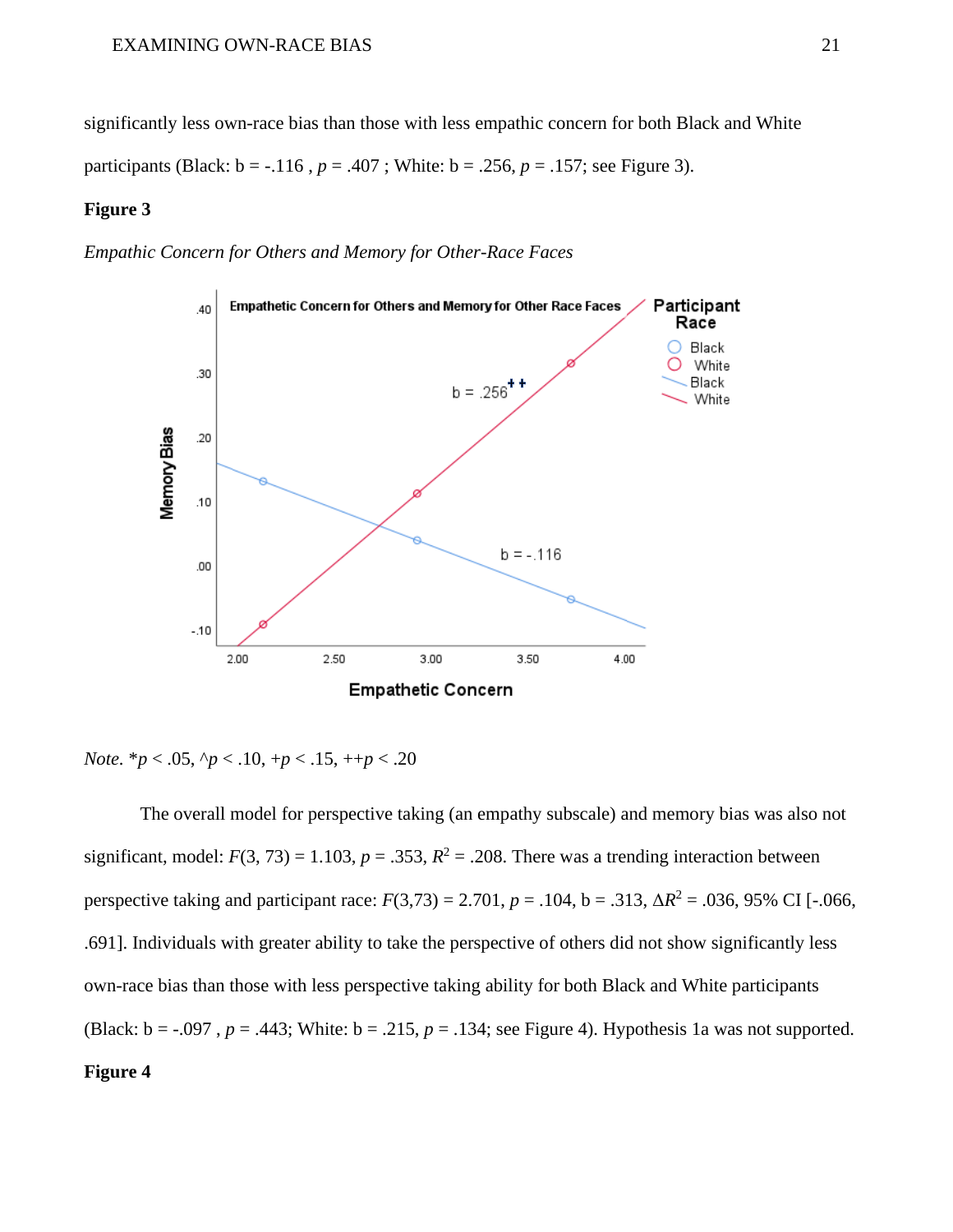significantly less own-race bias than those with less empathic concern for both Black and White participants (Black: b = -.116 , $p$ = .407 ; White: b = .256, $p$ = .157; see Figure 3).

**Figure 3**

*Empathic Concern for Others and Memory for Other-Race Faces*

*Note.* *$p$ < .05, ^$p$ < .10, +$p$ < .15, ++$p$ < .20

The overall model for perspective taking (an empathy subscale) and memory bias was also not significant, model: $F(3, 73) = 1.103$, $p = .353$, $R^2 = .208$. There was a trending interaction between perspective taking and participant race: $F(3,73) = 2.701$, $p = .104$, b = .313, $\Delta R^2 = .036$, 95% CI [-.066, .691]. Individuals with greater ability to take the perspective of others did not show significantly less own-race bias than those with less perspective taking ability for both Black and White participants (Black: b = -.097 , $p$ = .443; White: b = .215, $p$ = .134; see Figure 4). Hypothesis 1a was not supported.

**Figure 4**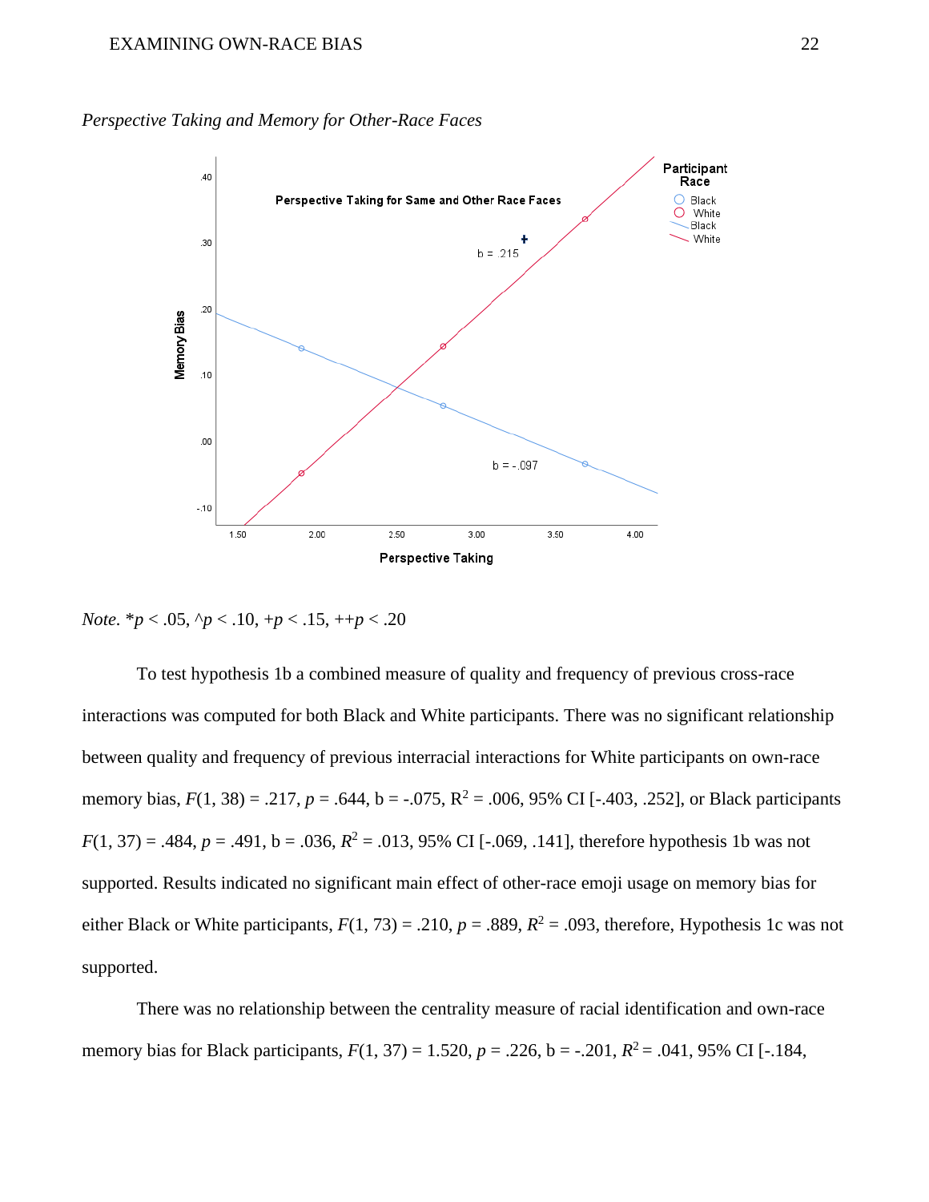*Perspective Taking and Memory for Other-Race Faces*

*Note*. *$p < .05$, ^$p < .10$, +$p < .15$, ++$p < .20$

To test hypothesis 1b a combined measure of quality and frequency of previous cross-race interactions was computed for both Black and White participants. There was no significant relationship between quality and frequency of previous interracial interactions for White participants on own-race memory bias, $F(1, 38) = .217$, $p = .644$, b = -.075, $R^2 = .006$, 95% CI [-.403, .252], or Black participants $F(1, 37) = .484$, $p = .491$, b = .036, $R^2 = .013$, 95% CI [-.069, .141], therefore hypothesis 1b was not supported. Results indicated no significant main effect of other-race emoji usage on memory bias for either Black or White participants, $F(1, 73) = .210$, $p = .889$, $R^2 = .093$, therefore, Hypothesis 1c was not supported.

There was no relationship between the centrality measure of racial identification and own-race memory bias for Black participants, $F(1, 37) = 1.520$, $p = .226$, b = -.201, $R^2 = .041$, 95% CI [-.184,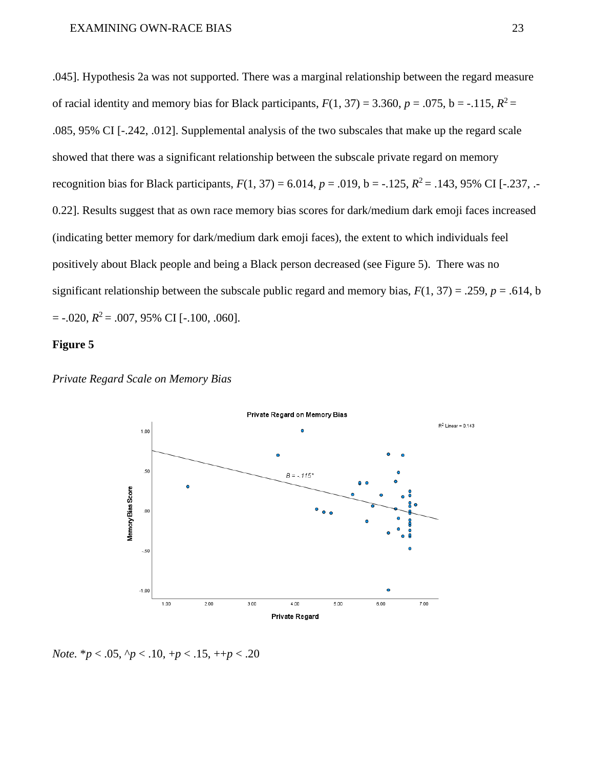.045]. Hypothesis 2a was not supported. There was a marginal relationship between the regard measure of racial identity and memory bias for Black participants, $F(1, 37) = 3.360$, $p = .075$, b = -.115, $R^2 = .085$, 95% CI [-.242, .012]. Supplemental analysis of the two subscales that make up the regard scale showed that there was a significant relationship between the subscale private regard on memory recognition bias for Black participants, $F(1, 37) = 6.014$, $p = .019$, b = -.125, $R^2 = .143$, 95% CI [-.237, .-0.22]. Results suggest that as own race memory bias scores for dark/medium dark emoji faces increased (indicating better memory for dark/medium dark emoji faces), the extent to which individuals feel positively about Black people and being a Black person decreased (see Figure 5). There was no significant relationship between the subscale public regard and memory bias, $F(1, 37) = .259$, $p = .614$, b = -.020, $R^2 = .007$, 95% CI [-.100, .060].

**Figure 5**

*Private Regard Scale on Memory Bias*

*Note*. *$p < .05$, ^$p < .10$, +$p < .15$, ++$p < .20$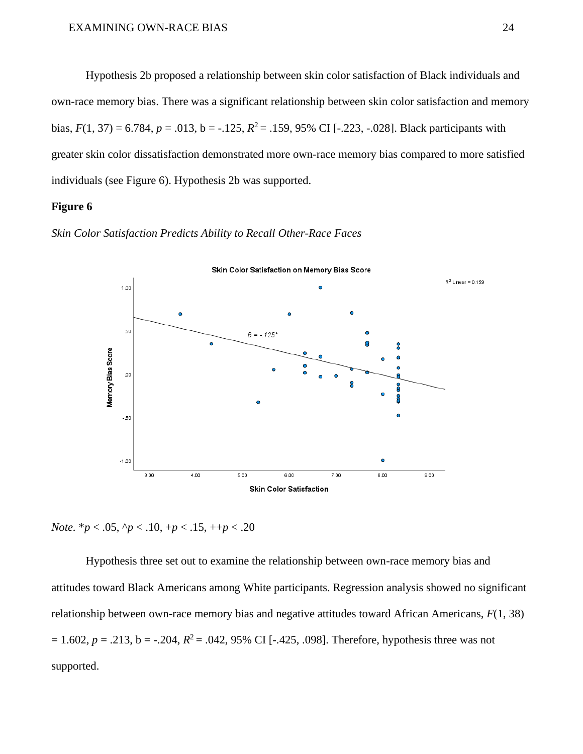Hypothesis 2b proposed a relationship between skin color satisfaction of Black individuals and own-race memory bias. There was a significant relationship between skin color satisfaction and memory bias, $F(1, 37) = 6.784$, $p = .013$, b = -.125, $R^2 = .159$, 95% CI [-.223, -.028]. Black participants with greater skin color dissatisfaction demonstrated more own-race memory bias compared to more satisfied individuals (see Figure 6). Hypothesis 2b was supported.

**Figure 6**

*Skin Color Satisfaction Predicts Ability to Recall Other-Race Faces*

*Note.* \*$p < .05$, ^$p < .10$, +$p < .15$, ++$p < .20$

Hypothesis three set out to examine the relationship between own-race memory bias and attitudes toward Black Americans among White participants. Regression analysis showed no significant relationship between own-race memory bias and negative attitudes toward African Americans, $F(1, 38) = 1.602$, $p = .213$, b = -.204, $R^2 = .042$, 95% CI [-.425, .098]. Therefore, hypothesis three was not supported.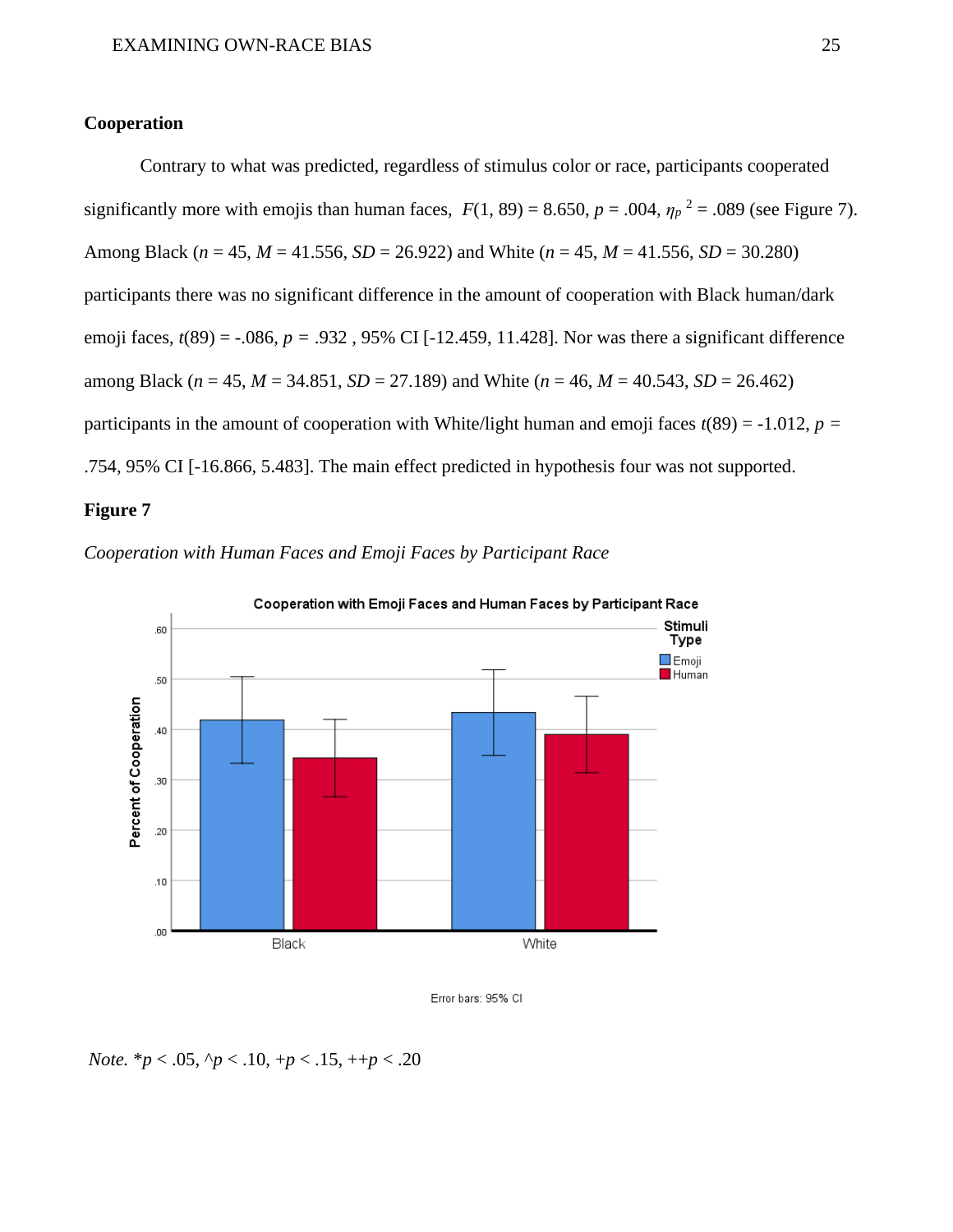## Cooperation

Contrary to what was predicted, regardless of stimulus color or race, participants cooperated significantly more with emojis than human faces, $F(1, 89) = 8.650$, $p = .004$, $\eta_p^2 = .089$ (see Figure 7). Among Black ($n = 45$, $M = 41.556$, $SD = 26.922$) and White ($n = 45$, $M = 41.556$, $SD = 30.280$) participants there was no significant difference in the amount of cooperation with Black human/dark emoji faces, $t(89) = -.086$, $p = .932$ , 95% CI [-12.459, 11.428]. Nor was there a significant difference among Black ($n = 45$, $M = 34.851$, $SD = 27.189$) and White ($n = 46$, $M = 40.543$, $SD = 26.462$) participants in the amount of cooperation with White/light human and emoji faces $t(89) = -1.012$, $p = .754$, 95% CI [-16.866, 5.483]. The main effect predicted in hypothesis four was not supported.

**Figure 7**

*Cooperation with Human Faces and Emoji Faces by Participant Race*

*Note.* *$p < .05$, ^$p < .10$, +$p < .15$, ++$p < .20$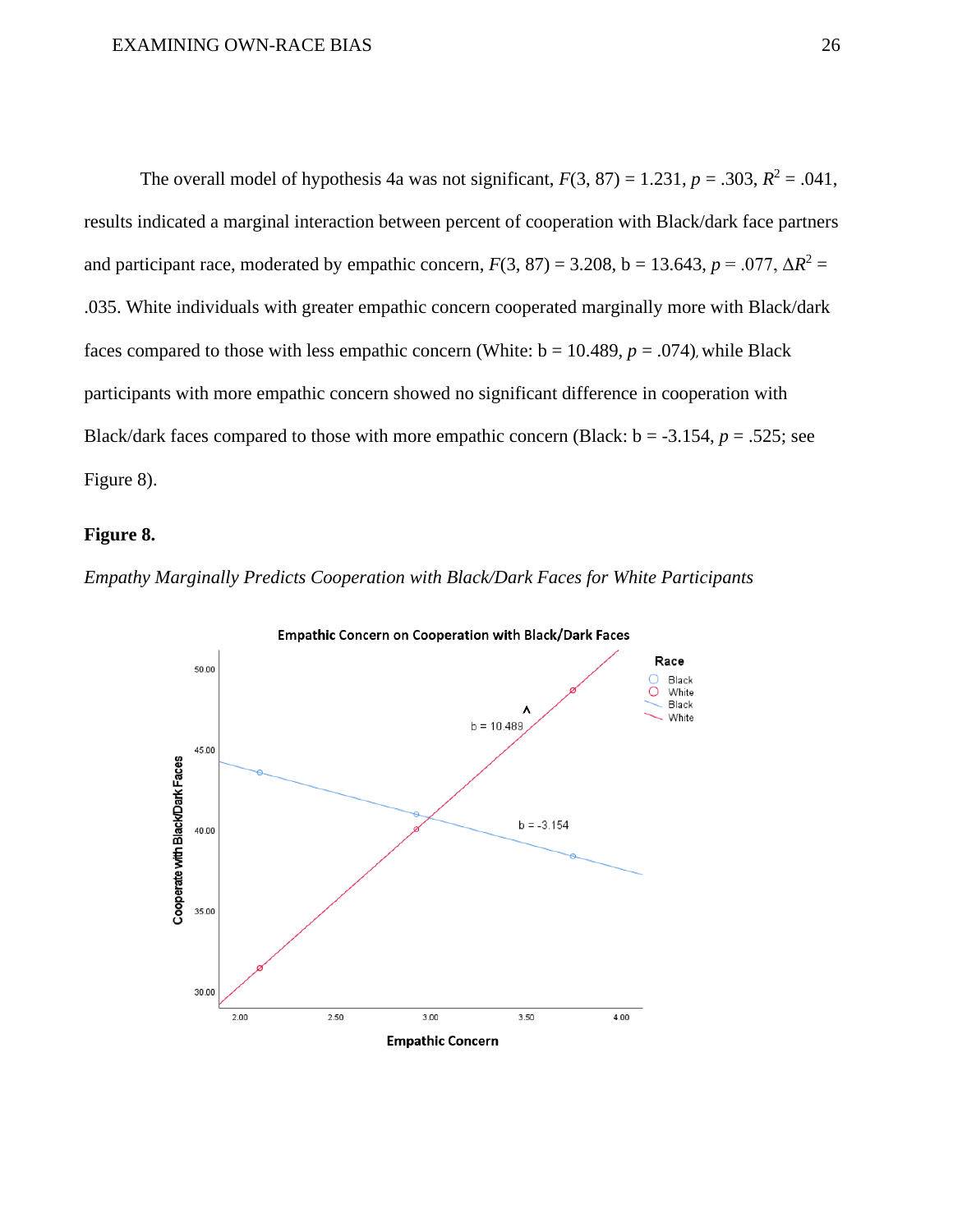The overall model of hypothesis 4a was not significant, $F(3, 87) = 1.231$, $p = .303$, $R^2 = .041$, results indicated a marginal interaction between percent of cooperation with Black/dark face partners and participant race, moderated by empathic concern, $F(3, 87) = 3.208$, b = 13.643, $p = .077$, $\Delta R^2 = .035$. White individuals with greater empathic concern cooperated marginally more with Black/dark faces compared to those with less empathic concern (White: b = 10.489, $p = .074$), while Black participants with more empathic concern showed no significant difference in cooperation with Black/dark faces compared to those with more empathic concern (Black: b = -3.154, $p = .525$; see Figure 8).

**Figure 8.**

*Empathy Marginally Predicts Cooperation with Black/Dark Faces for White Participants*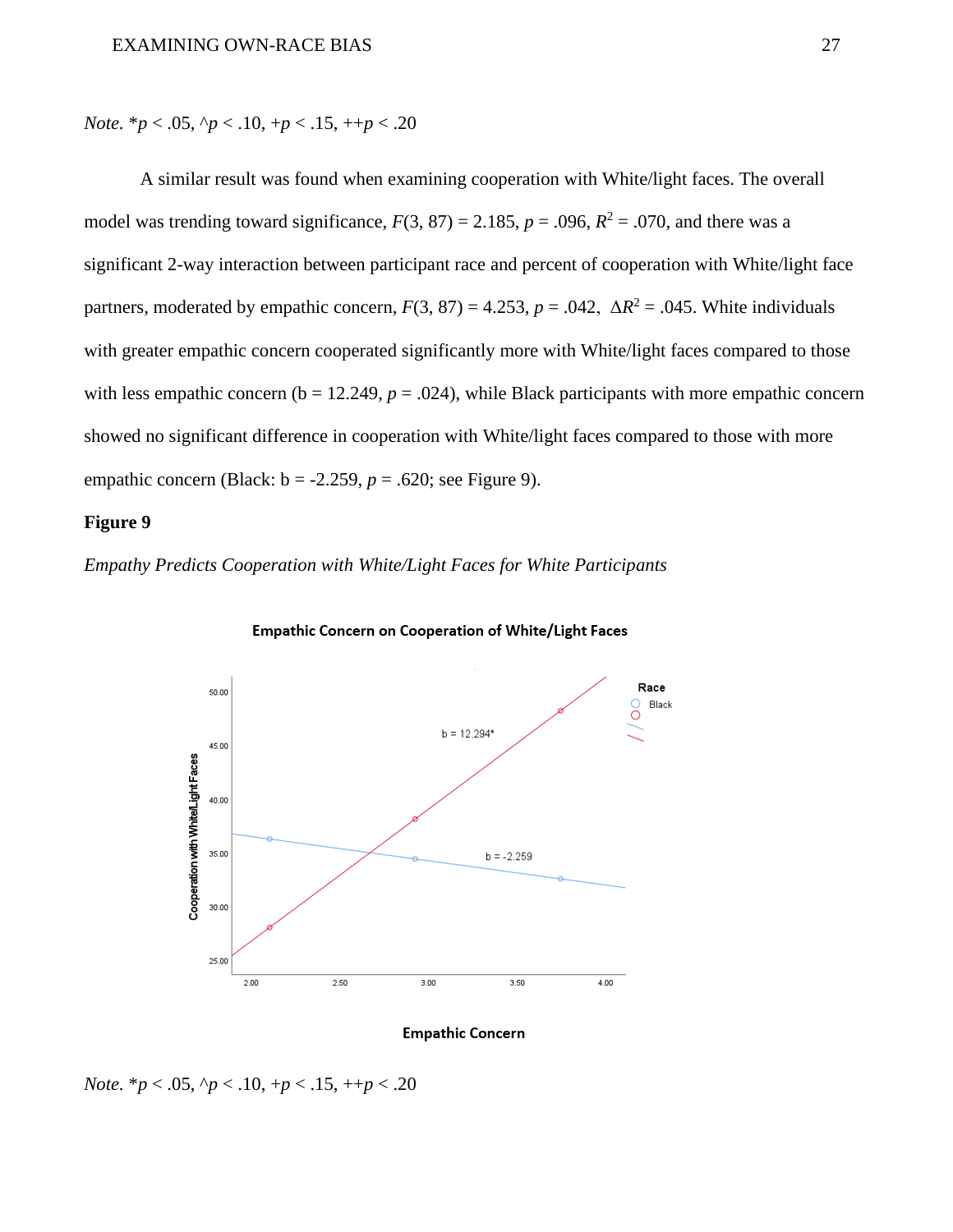*Note.* *$p < .05$, ^$p < .10$, +$p < .15$, ++$p < .20$

A similar result was found when examining cooperation with White/light faces. The overall model was trending toward significance, $F(3, 87) = 2.185$, $p = .096$, $R^2 = .070$, and there was a significant 2-way interaction between participant race and percent of cooperation with White/light face partners, moderated by empathic concern, $F(3, 87) = 4.253$, $p = .042$, $\Delta R^2 = .045$. White individuals with greater empathic concern cooperated significantly more with White/light faces compared to those with less empathic concern (b = 12.249, $p = .024$), while Black participants with more empathic concern showed no significant difference in cooperation with White/light faces compared to those with more empathic concern (Black: b = -2.259, $p = .620$; see Figure 9).

**Figure 9**

*Empathy Predicts Cooperation with White/Light Faces for White Participants*

**Empathic Concern on Cooperation of White/Light Faces**

Race: Black

b = 12.294*

b = -2.259

Cooperation with White/Light Faces

Empathic Concern

*Note.* *$p < .05$, ^$p < .10$, +$p < .15$, ++$p < .20$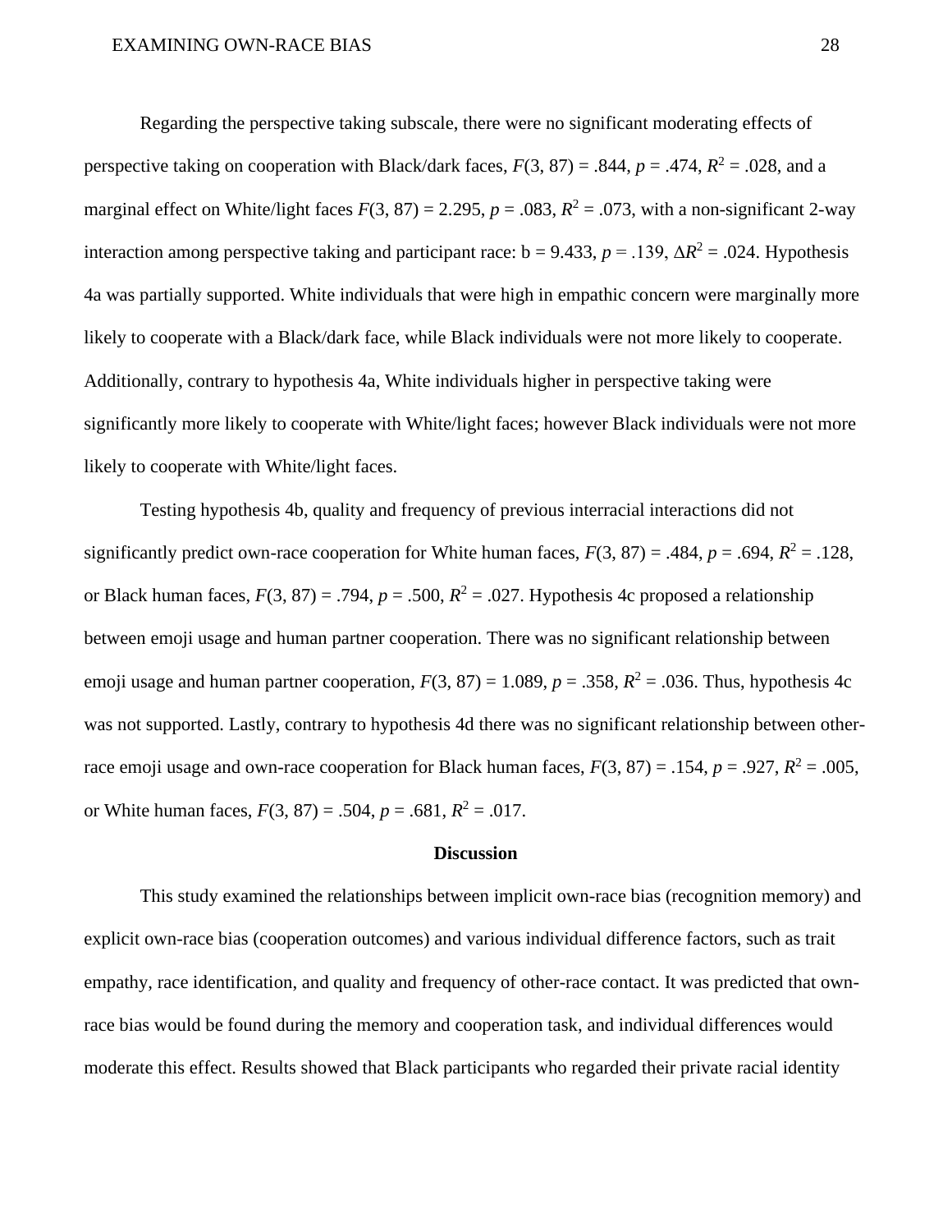Regarding the perspective taking subscale, there were no significant moderating effects of perspective taking on cooperation with Black/dark faces, $F(3, 87) = .844$, $p = .474$, $R^2 = .028$, and a marginal effect on White/light faces $F(3, 87) = 2.295$, $p = .083$, $R^2 = .073$, with a non-significant 2-way interaction among perspective taking and participant race: b = 9.433, $p = .139$, $\Delta R^2 = .024$. Hypothesis 4a was partially supported. White individuals that were high in empathic concern were marginally more likely to cooperate with a Black/dark face, while Black individuals were not more likely to cooperate. Additionally, contrary to hypothesis 4a, White individuals higher in perspective taking were significantly more likely to cooperate with White/light faces; however Black individuals were not more likely to cooperate with White/light faces.

Testing hypothesis 4b, quality and frequency of previous interracial interactions did not significantly predict own-race cooperation for White human faces, $F(3, 87) = .484$, $p = .694$, $R^2 = .128$, or Black human faces, $F(3, 87) = .794$, $p = .500$, $R^2 = .027$. Hypothesis 4c proposed a relationship between emoji usage and human partner cooperation. There was no significant relationship between emoji usage and human partner cooperation, $F(3, 87) = 1.089$, $p = .358$, $R^2 = .036$. Thus, hypothesis 4c was not supported. Lastly, contrary to hypothesis 4d there was no significant relationship between other-race emoji usage and own-race cooperation for Black human faces, $F(3, 87) = .154$, $p = .927$, $R^2 = .005$, or White human faces, $F(3, 87) = .504$, $p = .681$, $R^2 = .017$.

## Discussion

This study examined the relationships between implicit own-race bias (recognition memory) and explicit own-race bias (cooperation outcomes) and various individual difference factors, such as trait empathy, race identification, and quality and frequency of other-race contact. It was predicted that own-race bias would be found during the memory and cooperation task, and individual differences would moderate this effect. Results showed that Black participants who regarded their private racial identity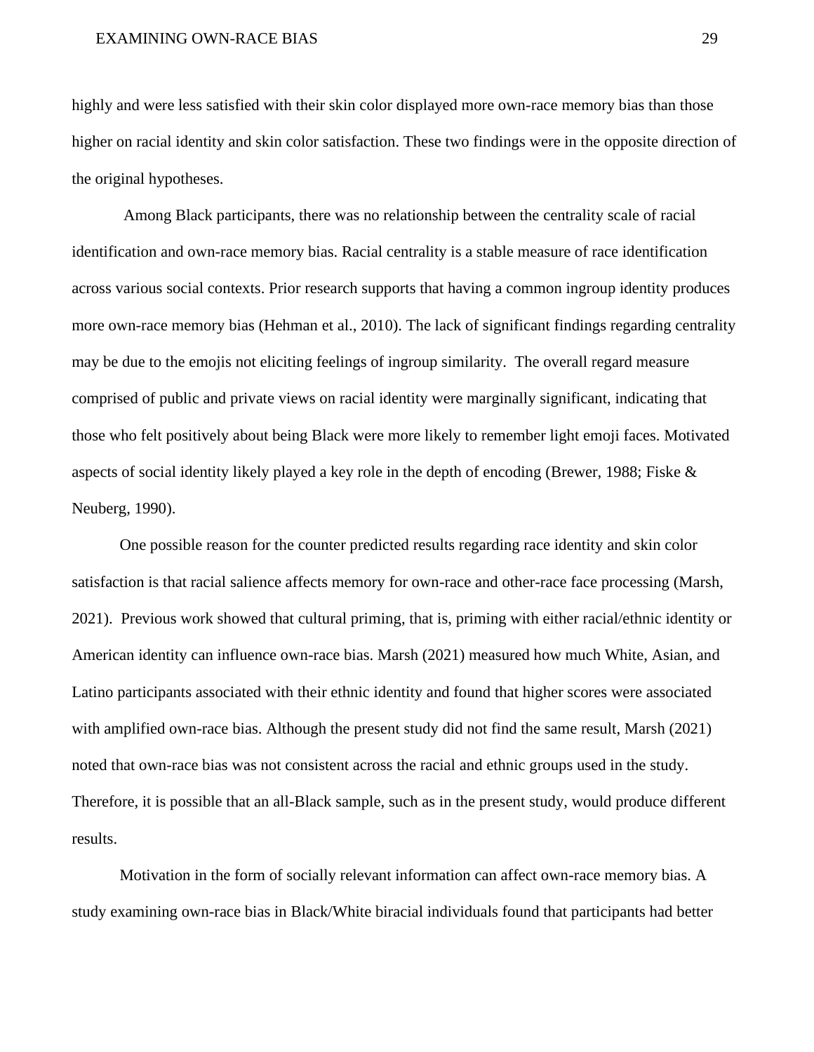highly and were less satisfied with their skin color displayed more own-race memory bias than those higher on racial identity and skin color satisfaction. These two findings were in the opposite direction of the original hypotheses.

Among Black participants, there was no relationship between the centrality scale of racial identification and own-race memory bias. Racial centrality is a stable measure of race identification across various social contexts. Prior research supports that having a common ingroup identity produces more own-race memory bias (Hehman et al., 2010). The lack of significant findings regarding centrality may be due to the emojis not eliciting feelings of ingroup similarity. The overall regard measure comprised of public and private views on racial identity were marginally significant, indicating that those who felt positively about being Black were more likely to remember light emoji faces. Motivated aspects of social identity likely played a key role in the depth of encoding (Brewer, 1988; Fiske & Neuberg, 1990).

One possible reason for the counter predicted results regarding race identity and skin color satisfaction is that racial salience affects memory for own-race and other-race face processing (Marsh, 2021). Previous work showed that cultural priming, that is, priming with either racial/ethnic identity or American identity can influence own-race bias. Marsh (2021) measured how much White, Asian, and Latino participants associated with their ethnic identity and found that higher scores were associated with amplified own-race bias. Although the present study did not find the same result, Marsh (2021) noted that own-race bias was not consistent across the racial and ethnic groups used in the study. Therefore, it is possible that an all-Black sample, such as in the present study, would produce different results.

Motivation in the form of socially relevant information can affect own-race memory bias. A study examining own-race bias in Black/White biracial individuals found that participants had better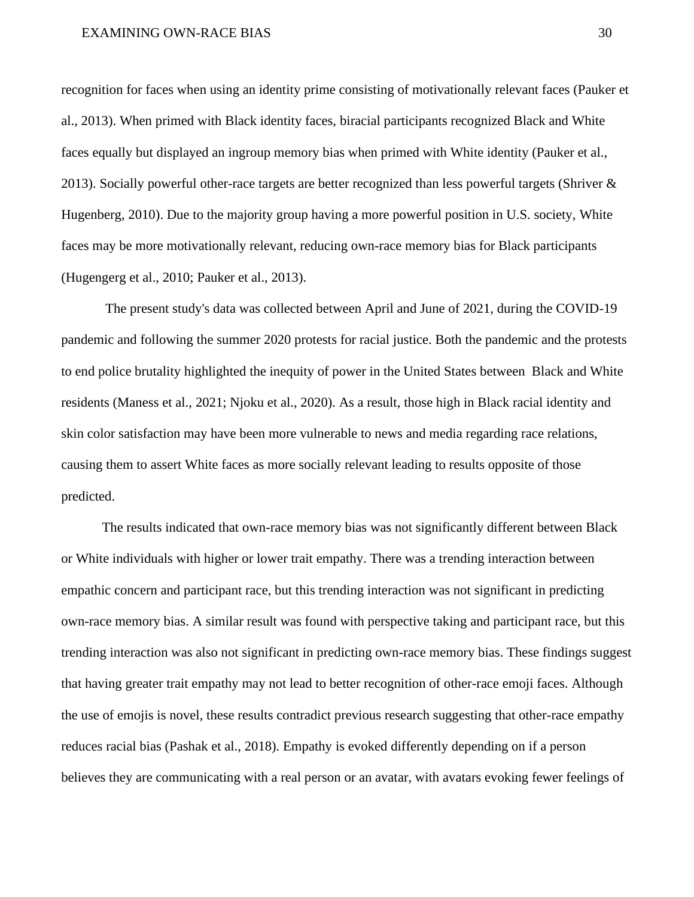recognition for faces when using an identity prime consisting of motivationally relevant faces (Pauker et al., 2013). When primed with Black identity faces, biracial participants recognized Black and White faces equally but displayed an ingroup memory bias when primed with White identity (Pauker et al., 2013). Socially powerful other-race targets are better recognized than less powerful targets (Shriver & Hugenberg, 2010). Due to the majority group having a more powerful position in U.S. society, White faces may be more motivationally relevant, reducing own-race memory bias for Black participants (Hugengerg et al., 2010; Pauker et al., 2013).

The present study's data was collected between April and June of 2021, during the COVID-19 pandemic and following the summer 2020 protests for racial justice. Both the pandemic and the protests to end police brutality highlighted the inequity of power in the United States between Black and White residents (Maness et al., 2021; Njoku et al., 2020). As a result, those high in Black racial identity and skin color satisfaction may have been more vulnerable to news and media regarding race relations, causing them to assert White faces as more socially relevant leading to results opposite of those predicted.

The results indicated that own-race memory bias was not significantly different between Black or White individuals with higher or lower trait empathy. There was a trending interaction between empathic concern and participant race, but this trending interaction was not significant in predicting own-race memory bias. A similar result was found with perspective taking and participant race, but this trending interaction was also not significant in predicting own-race memory bias. These findings suggest that having greater trait empathy may not lead to better recognition of other-race emoji faces. Although the use of emojis is novel, these results contradict previous research suggesting that other-race empathy reduces racial bias (Pashak et al., 2018). Empathy is evoked differently depending on if a person believes they are communicating with a real person or an avatar, with avatars evoking fewer feelings of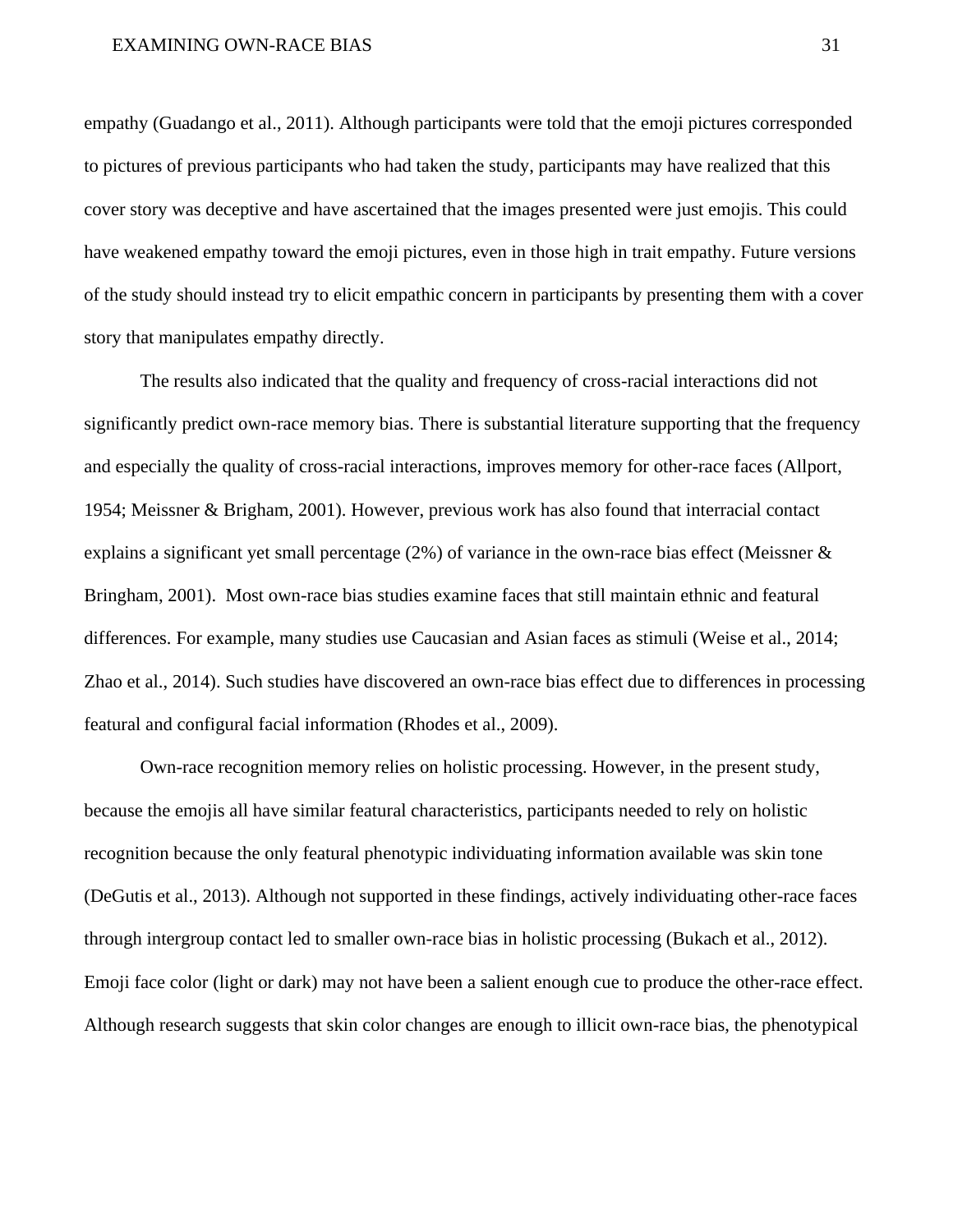empathy (Guadango et al., 2011). Although participants were told that the emoji pictures corresponded to pictures of previous participants who had taken the study, participants may have realized that this cover story was deceptive and have ascertained that the images presented were just emojis. This could have weakened empathy toward the emoji pictures, even in those high in trait empathy. Future versions of the study should instead try to elicit empathic concern in participants by presenting them with a cover story that manipulates empathy directly.

The results also indicated that the quality and frequency of cross-racial interactions did not significantly predict own-race memory bias. There is substantial literature supporting that the frequency and especially the quality of cross-racial interactions, improves memory for other-race faces (Allport, 1954; Meissner & Brigham, 2001). However, previous work has also found that interracial contact explains a significant yet small percentage (2%) of variance in the own-race bias effect (Meissner & Bringham, 2001). Most own-race bias studies examine faces that still maintain ethnic and featural differences. For example, many studies use Caucasian and Asian faces as stimuli (Weise et al., 2014; Zhao et al., 2014). Such studies have discovered an own-race bias effect due to differences in processing featural and configural facial information (Rhodes et al., 2009).

Own-race recognition memory relies on holistic processing. However, in the present study, because the emojis all have similar featural characteristics, participants needed to rely on holistic recognition because the only featural phenotypic individuating information available was skin tone (DeGutis et al., 2013). Although not supported in these findings, actively individuating other-race faces through intergroup contact led to smaller own-race bias in holistic processing (Bukach et al., 2012). Emoji face color (light or dark) may not have been a salient enough cue to produce the other-race effect. Although research suggests that skin color changes are enough to illicit own-race bias, the phenotypical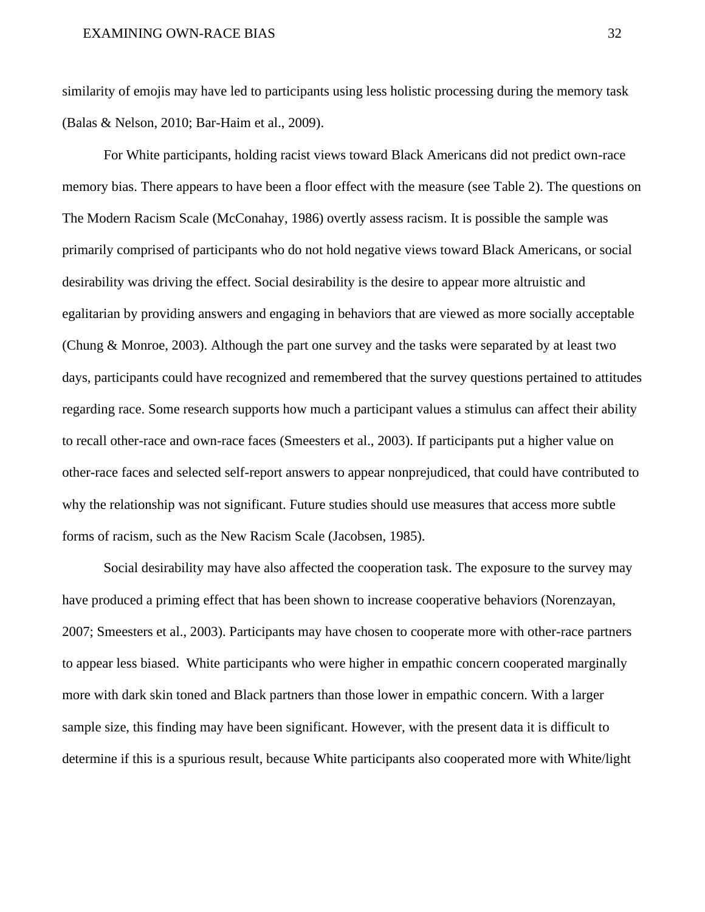similarity of emojis may have led to participants using less holistic processing during the memory task (Balas & Nelson, 2010; Bar-Haim et al., 2009).

For White participants, holding racist views toward Black Americans did not predict own-race memory bias. There appears to have been a floor effect with the measure (see Table 2). The questions on The Modern Racism Scale (McConahay, 1986) overtly assess racism. It is possible the sample was primarily comprised of participants who do not hold negative views toward Black Americans, or social desirability was driving the effect. Social desirability is the desire to appear more altruistic and egalitarian by providing answers and engaging in behaviors that are viewed as more socially acceptable (Chung & Monroe, 2003). Although the part one survey and the tasks were separated by at least two days, participants could have recognized and remembered that the survey questions pertained to attitudes regarding race. Some research supports how much a participant values a stimulus can affect their ability to recall other-race and own-race faces (Smeesters et al., 2003). If participants put a higher value on other-race faces and selected self-report answers to appear nonprejudiced, that could have contributed to why the relationship was not significant. Future studies should use measures that access more subtle forms of racism, such as the New Racism Scale (Jacobsen, 1985).

Social desirability may have also affected the cooperation task. The exposure to the survey may have produced a priming effect that has been shown to increase cooperative behaviors (Norenzayan, 2007; Smeesters et al., 2003). Participants may have chosen to cooperate more with other-race partners to appear less biased. White participants who were higher in empathic concern cooperated marginally more with dark skin toned and Black partners than those lower in empathic concern. With a larger sample size, this finding may have been significant. However, with the present data it is difficult to determine if this is a spurious result, because White participants also cooperated more with White/light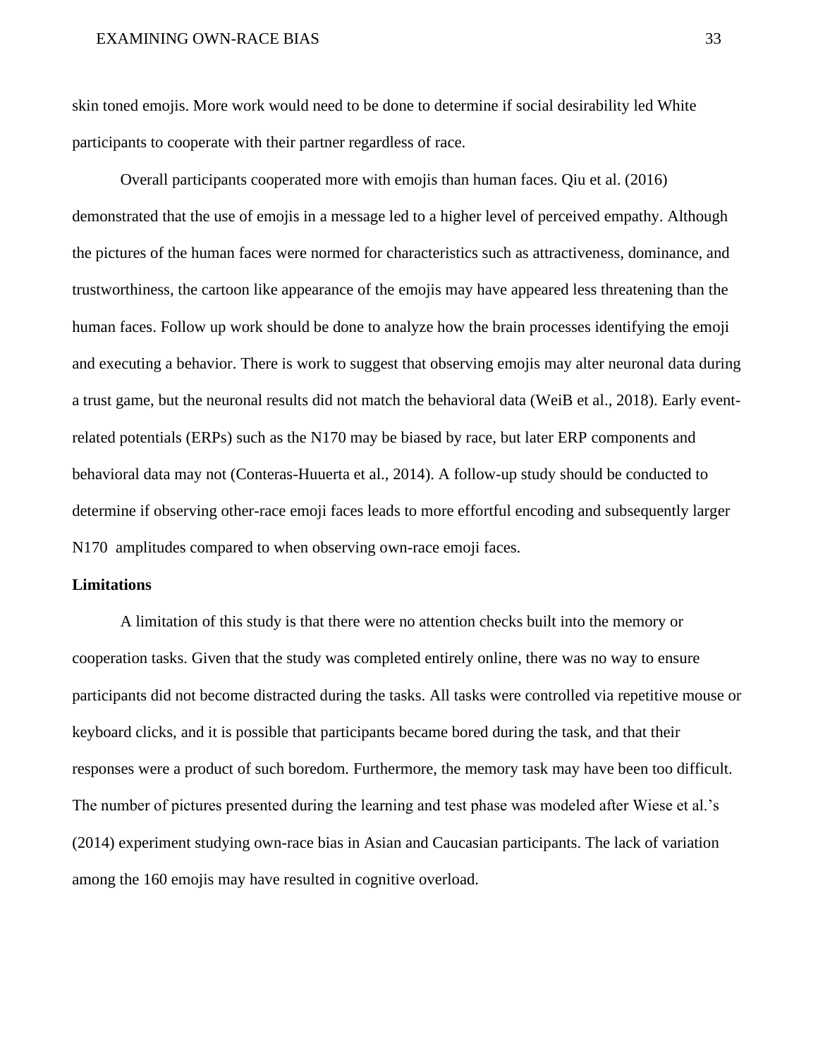skin toned emojis. More work would need to be done to determine if social desirability led White participants to cooperate with their partner regardless of race.

Overall participants cooperated more with emojis than human faces. Qiu et al. (2016) demonstrated that the use of emojis in a message led to a higher level of perceived empathy. Although the pictures of the human faces were normed for characteristics such as attractiveness, dominance, and trustworthiness, the cartoon like appearance of the emojis may have appeared less threatening than the human faces. Follow up work should be done to analyze how the brain processes identifying the emoji and executing a behavior. There is work to suggest that observing emojis may alter neuronal data during a trust game, but the neuronal results did not match the behavioral data (WeiB et al., 2018). Early event-related potentials (ERPs) such as the N170 may be biased by race, but later ERP components and behavioral data may not (Conteras-Huuerta et al., 2014). A follow-up study should be conducted to determine if observing other-race emoji faces leads to more effortful encoding and subsequently larger N170 amplitudes compared to when observing own-race emoji faces.

**Limitations**

A limitation of this study is that there were no attention checks built into the memory or cooperation tasks. Given that the study was completed entirely online, there was no way to ensure participants did not become distracted during the tasks. All tasks were controlled via repetitive mouse or keyboard clicks, and it is possible that participants became bored during the task, and that their responses were a product of such boredom. Furthermore, the memory task may have been too difficult. The number of pictures presented during the learning and test phase was modeled after Wiese et al.'s (2014) experiment studying own-race bias in Asian and Caucasian participants. The lack of variation among the 160 emojis may have resulted in cognitive overload.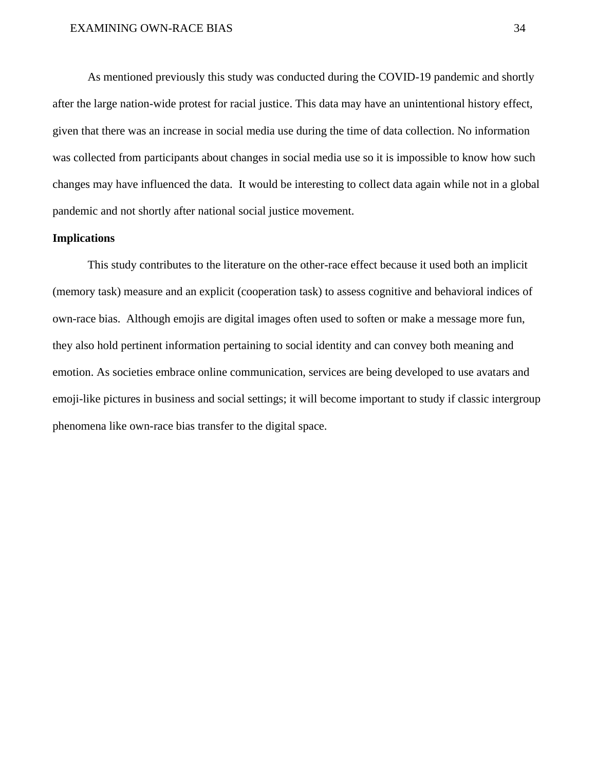As mentioned previously this study was conducted during the COVID-19 pandemic and shortly after the large nation-wide protest for racial justice. This data may have an unintentional history effect, given that there was an increase in social media use during the time of data collection. No information was collected from participants about changes in social media use so it is impossible to know how such changes may have influenced the data.  It would be interesting to collect data again while not in a global pandemic and not shortly after national social justice movement.

**Implications**

This study contributes to the literature on the other-race effect because it used both an implicit (memory task) measure and an explicit (cooperation task) to assess cognitive and behavioral indices of own-race bias.  Although emojis are digital images often used to soften or make a message more fun, they also hold pertinent information pertaining to social identity and can convey both meaning and emotion. As societies embrace online communication, services are being developed to use avatars and emoji-like pictures in business and social settings; it will become important to study if classic intergroup phenomena like own-race bias transfer to the digital space.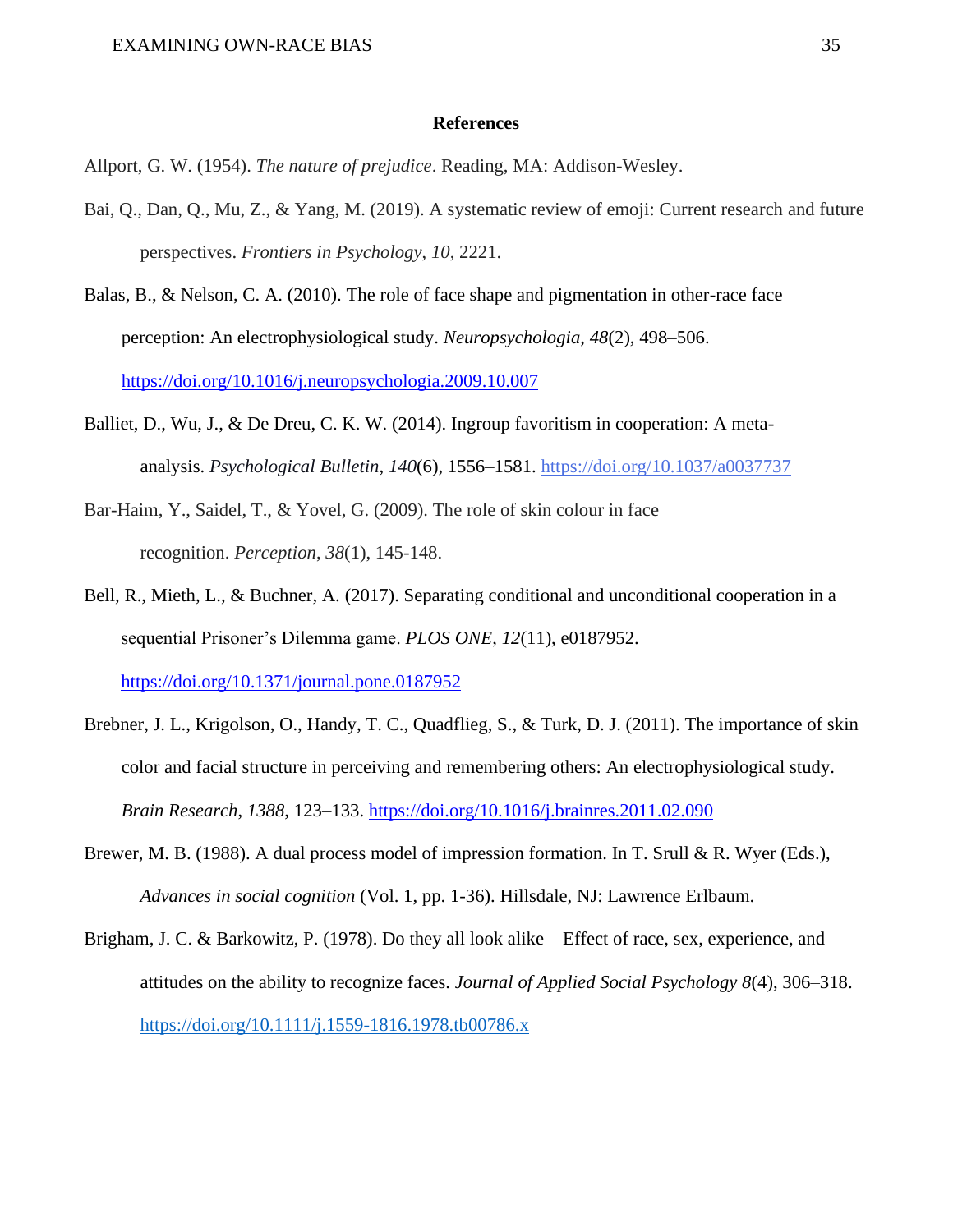# References

Allport, G. W. (1954). *The nature of prejudice*. Reading, MA: Addison-Wesley.

Bai, Q., Dan, Q., Mu, Z., & Yang, M. (2019). A systematic review of emoji: Current research and future perspectives. *Frontiers in Psychology*, *10*, 2221.

Balas, B., & Nelson, C. A. (2010). The role of face shape and pigmentation in other-race face perception: An electrophysiological study. *Neuropsychologia*, *48*(2), 498–506. https://doi.org/10.1016/j.neuropsychologia.2009.10.007

Balliet, D., Wu, J., & De Dreu, C. K. W. (2014). Ingroup favoritism in cooperation: A meta-analysis. *Psychological Bulletin*, *140*(6), 1556–1581. https://doi.org/10.1037/a0037737

Bar-Haim, Y., Saidel, T., & Yovel, G. (2009). The role of skin colour in face recognition. *Perception*, *38*(1), 145-148.

Bell, R., Mieth, L., & Buchner, A. (2017). Separating conditional and unconditional cooperation in a sequential Prisoner's Dilemma game. *PLOS ONE*, *12*(11), e0187952. https://doi.org/10.1371/journal.pone.0187952

Brebner, J. L., Krigolson, O., Handy, T. C., Quadflieg, S., & Turk, D. J. (2011). The importance of skin color and facial structure in perceiving and remembering others: An electrophysiological study. *Brain Research*, *1388*, 123–133. https://doi.org/10.1016/j.brainres.2011.02.090

Brewer, M. B. (1988). A dual process model of impression formation. In T. Srull & R. Wyer (Eds.), *Advances in social cognition* (Vol. 1, pp. 1-36). Hillsdale, NJ: Lawrence Erlbaum.

Brigham, J. C. & Barkowitz, P. (1978). Do they all look alike—Effect of race, sex, experience, and attitudes on the ability to recognize faces. *Journal of Applied Social Psychology 8*(4), 306–318. https://doi.org/10.1111/j.1559-1816.1978.tb00786.x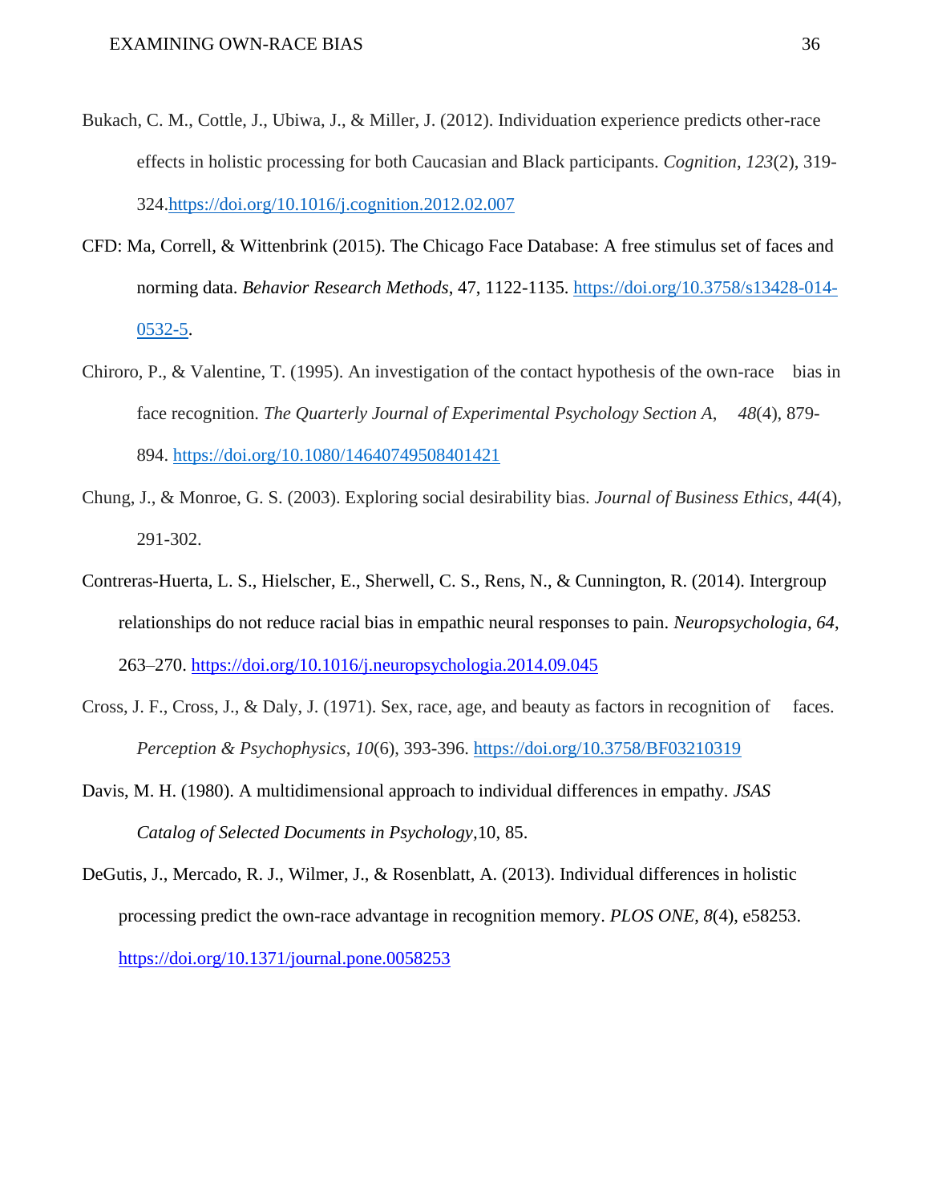Bukach, C. M., Cottle, J., Ubiwa, J., & Miller, J. (2012). Individuation experience predicts other-race effects in holistic processing for both Caucasian and Black participants. *Cognition*, *123*(2), 319-324.https://doi.org/10.1016/j.cognition.2012.02.007

CFD: Ma, Correll, & Wittenbrink (2015). The Chicago Face Database: A free stimulus set of faces and norming data. *Behavior Research Methods*, 47, 1122-1135. https://doi.org/10.3758/s13428-014-0532-5.

Chiroro, P., & Valentine, T. (1995). An investigation of the contact hypothesis of the own-race bias in face recognition. *The Quarterly Journal of Experimental Psychology Section A*, *48*(4), 879-894. https://doi.org/10.1080/14640749508401421

Chung, J., & Monroe, G. S. (2003). Exploring social desirability bias. *Journal of Business Ethics*, *44*(4), 291-302.

Contreras-Huerta, L. S., Hielscher, E., Sherwell, C. S., Rens, N., & Cunnington, R. (2014). Intergroup relationships do not reduce racial bias in empathic neural responses to pain. *Neuropsychologia*, *64*, 263–270. https://doi.org/10.1016/j.neuropsychologia.2014.09.045

Cross, J. F., Cross, J., & Daly, J. (1971). Sex, race, age, and beauty as factors in recognition of faces. *Perception & Psychophysics*, *10*(6), 393-396. https://doi.org/10.3758/BF03210319

Davis, M. H. (1980). A multidimensional approach to individual differences in empathy. *JSAS Catalog of Selected Documents in Psychology*,10, 85.

DeGutis, J., Mercado, R. J., Wilmer, J., & Rosenblatt, A. (2013). Individual differences in holistic processing predict the own-race advantage in recognition memory. *PLOS ONE*, *8*(4), e58253. https://doi.org/10.1371/journal.pone.0058253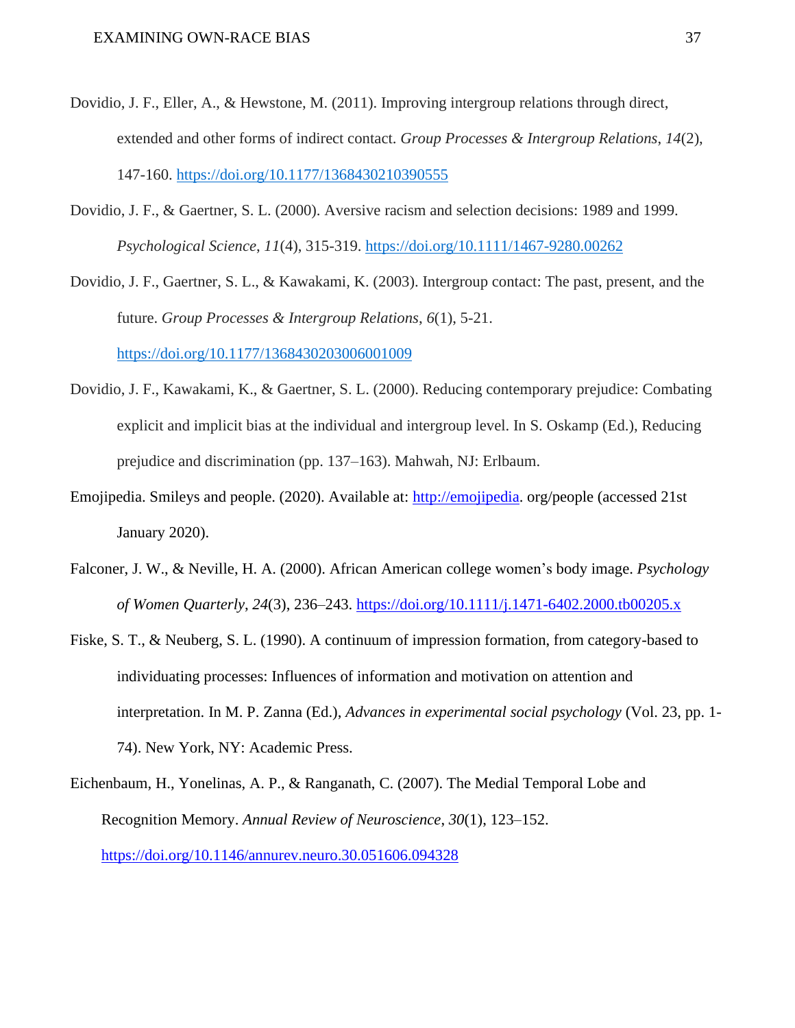Dovidio, J. F., Eller, A., & Hewstone, M. (2011). Improving intergroup relations through direct, extended and other forms of indirect contact. *Group Processes & Intergroup Relations*, *14*(2), 147-160. https://doi.org/10.1177/1368430210390555

Dovidio, J. F., & Gaertner, S. L. (2000). Aversive racism and selection decisions: 1989 and 1999. *Psychological Science*, *11*(4), 315-319. https://doi.org/10.1111/1467-9280.00262

Dovidio, J. F., Gaertner, S. L., & Kawakami, K. (2003). Intergroup contact: The past, present, and the future. *Group Processes & Intergroup Relations*, *6*(1), 5-21. https://doi.org/10.1177/1368430203006001009

Dovidio, J. F., Kawakami, K., & Gaertner, S. L. (2000). Reducing contemporary prejudice: Combating explicit and implicit bias at the individual and intergroup level. In S. Oskamp (Ed.), Reducing prejudice and discrimination (pp. 137–163). Mahwah, NJ: Erlbaum.

Emojipedia. Smileys and people. (2020). Available at: http://emojipedia. org/people (accessed 21st January 2020).

Falconer, J. W., & Neville, H. A. (2000). African American college women's body image. *Psychology of Women Quarterly*, *24*(3), 236–243. https://doi.org/10.1111/j.1471-6402.2000.tb00205.x

Fiske, S. T., & Neuberg, S. L. (1990). A continuum of impression formation, from category-based to individuating processes: Influences of information and motivation on attention and interpretation. In M. P. Zanna (Ed.), *Advances in experimental social psychology* (Vol. 23, pp. 1-74). New York, NY: Academic Press.

Eichenbaum, H., Yonelinas, A. P., & Ranganath, C. (2007). The Medial Temporal Lobe and Recognition Memory. *Annual Review of Neuroscience*, *30*(1), 123–152. https://doi.org/10.1146/annurev.neuro.30.051606.094328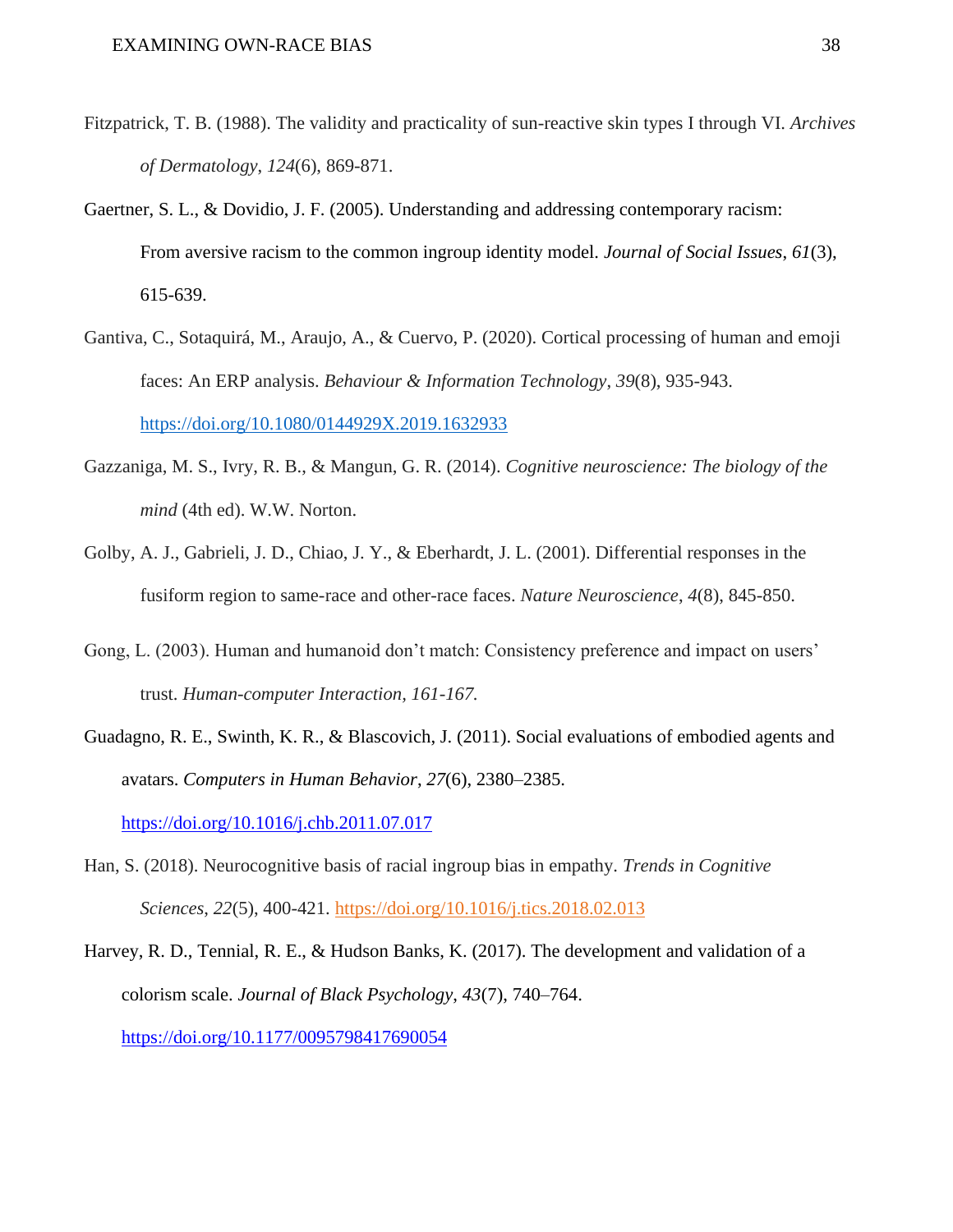Fitzpatrick, T. B. (1988). The validity and practicality of sun-reactive skin types I through VI. *Archives of Dermatology*, *124*(6), 869-871.

Gaertner, S. L., & Dovidio, J. F. (2005). Understanding and addressing contemporary racism: From aversive racism to the common ingroup identity model. *Journal of Social Issues*, *61*(3), 615-639.

Gantiva, C., Sotaquirá, M., Araujo, A., & Cuervo, P. (2020). Cortical processing of human and emoji faces: An ERP analysis. *Behaviour & Information Technology*, *39*(8), 935-943. https://doi.org/10.1080/0144929X.2019.1632933

Gazzaniga, M. S., Ivry, R. B., & Mangun, G. R. (2014). *Cognitive neuroscience: The biology of the mind* (4th ed). W.W. Norton.

Golby, A. J., Gabrieli, J. D., Chiao, J. Y., & Eberhardt, J. L. (2001). Differential responses in the fusiform region to same-race and other-race faces. *Nature Neuroscience*, *4*(8), 845-850.

Gong, L. (2003). Human and humanoid don't match: Consistency preference and impact on users' trust. *Human-computer Interaction, 161-167.*

Guadagno, R. E., Swinth, K. R., & Blascovich, J. (2011). Social evaluations of embodied agents and avatars. *Computers in Human Behavior*, *27*(6), 2380–2385. https://doi.org/10.1016/j.chb.2011.07.017

Han, S. (2018). Neurocognitive basis of racial ingroup bias in empathy. *Trends in Cognitive Sciences*, *22*(5), 400-421. https://doi.org/10.1016/j.tics.2018.02.013

Harvey, R. D., Tennial, R. E., & Hudson Banks, K. (2017). The development and validation of a colorism scale. *Journal of Black Psychology*, *43*(7), 740–764. https://doi.org/10.1177/0095798417690054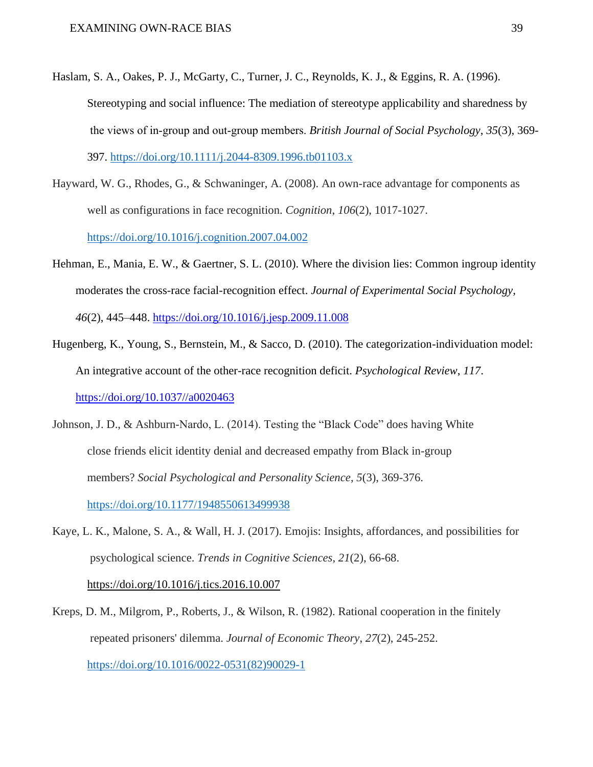Haslam, S. A., Oakes, P. J., McGarty, C., Turner, J. C., Reynolds, K. J., & Eggins, R. A. (1996). Stereotyping and social influence: The mediation of stereotype applicability and sharedness by the views of in-group and out-group members. *British Journal of Social Psychology*, *35*(3), 369-397. https://doi.org/10.1111/j.2044-8309.1996.tb01103.x

Hayward, W. G., Rhodes, G., & Schwaninger, A. (2008). An own-race advantage for components as well as configurations in face recognition. *Cognition*, *106*(2), 1017-1027. https://doi.org/10.1016/j.cognition.2007.04.002

Hehman, E., Mania, E. W., & Gaertner, S. L. (2010). Where the division lies: Common ingroup identity moderates the cross-race facial-recognition effect. *Journal of Experimental Social Psychology*, *46*(2), 445–448. https://doi.org/10.1016/j.jesp.2009.11.008

Hugenberg, K., Young, S., Bernstein, M., & Sacco, D. (2010). The categorization-individuation model: An integrative account of the other-race recognition deficit. *Psychological Review*, *117*. https://doi.org/10.1037//a0020463

Johnson, J. D., & Ashburn-Nardo, L. (2014). Testing the "Black Code" does having White close friends elicit identity denial and decreased empathy from Black in-group members? *Social Psychological and Personality Science*, *5*(3), 369-376. https://doi.org/10.1177/1948550613499938

Kaye, L. K., Malone, S. A., & Wall, H. J. (2017). Emojis: Insights, affordances, and possibilities for psychological science. *Trends in Cognitive Sciences*, *21*(2), 66-68. https://doi.org/10.1016/j.tics.2016.10.007

Kreps, D. M., Milgrom, P., Roberts, J., & Wilson, R. (1982). Rational cooperation in the finitely repeated prisoners' dilemma. *Journal of Economic Theory*, *27*(2), 245-252. https://doi.org/10.1016/0022-0531(82)90029-1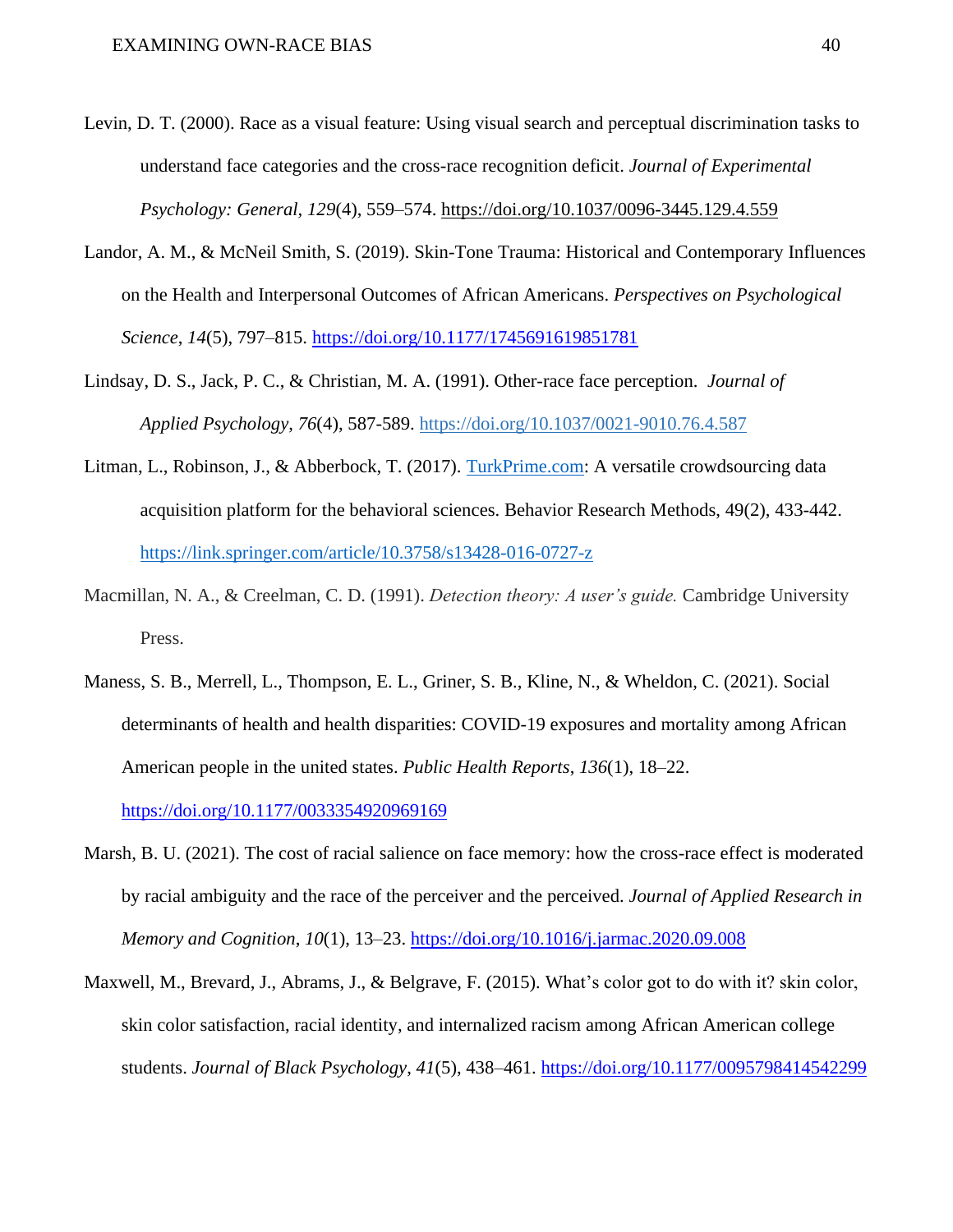Levin, D. T. (2000). Race as a visual feature: Using visual search and perceptual discrimination tasks to understand face categories and the cross-race recognition deficit. *Journal of Experimental Psychology: General*, *129*(4), 559–574. https://doi.org/10.1037/0096-3445.129.4.559

Landor, A. M., & McNeil Smith, S. (2019). Skin-Tone Trauma: Historical and Contemporary Influences on the Health and Interpersonal Outcomes of African Americans. *Perspectives on Psychological Science*, *14*(5), 797–815. https://doi.org/10.1177/1745691619851781

Lindsay, D. S., Jack, P. C., & Christian, M. A. (1991). Other-race face perception. *Journal of Applied Psychology*, *76*(4), 587-589. https://doi.org/10.1037/0021-9010.76.4.587

Litman, L., Robinson, J., & Abberbock, T. (2017). TurkPrime.com: A versatile crowdsourcing data acquisition platform for the behavioral sciences. Behavior Research Methods, 49(2), 433-442. https://link.springer.com/article/10.3758/s13428-016-0727-z

Macmillan, N. A., & Creelman, C. D. (1991). *Detection theory: A user's guide.* Cambridge University Press.

Maness, S. B., Merrell, L., Thompson, E. L., Griner, S. B., Kline, N., & Wheldon, C. (2021). Social determinants of health and health disparities: COVID-19 exposures and mortality among African American people in the united states. *Public Health Reports*, *136*(1), 18–22. https://doi.org/10.1177/0033354920969169

Marsh, B. U. (2021). The cost of racial salience on face memory: how the cross-race effect is moderated by racial ambiguity and the race of the perceiver and the perceived. *Journal of Applied Research in Memory and Cognition*, *10*(1), 13–23. https://doi.org/10.1016/j.jarmac.2020.09.008

Maxwell, M., Brevard, J., Abrams, J., & Belgrave, F. (2015). What's color got to do with it? skin color, skin color satisfaction, racial identity, and internalized racism among African American college students. *Journal of Black Psychology*, *41*(5), 438–461. https://doi.org/10.1177/0095798414542299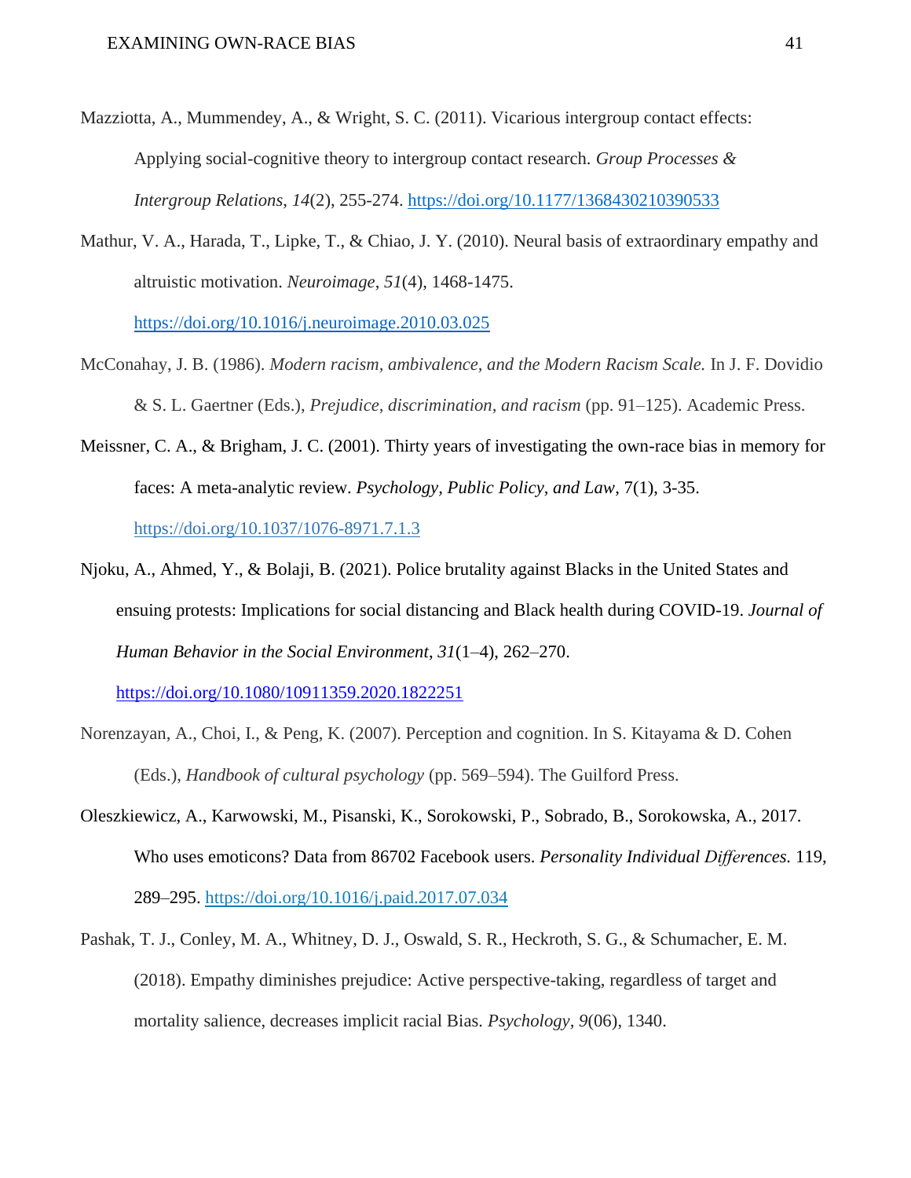Mazziotta, A., Mummendey, A., & Wright, S. C. (2011). Vicarious intergroup contact effects: Applying social-cognitive theory to intergroup contact research. *Group Processes & Intergroup Relations*, *14*(2), 255-274. https://doi.org/10.1177/1368430210390533

Mathur, V. A., Harada, T., Lipke, T., & Chiao, J. Y. (2010). Neural basis of extraordinary empathy and altruistic motivation. *Neuroimage*, *51*(4), 1468-1475. https://doi.org/10.1016/j.neuroimage.2010.03.025

McConahay, J. B. (1986). *Modern racism, ambivalence, and the Modern Racism Scale.* In J. F. Dovidio & S. L. Gaertner (Eds.), *Prejudice, discrimination, and racism* (pp. 91–125). Academic Press.

Meissner, C. A., & Brigham, J. C. (2001). Thirty years of investigating the own-race bias in memory for faces: A meta-analytic review. *Psychology, Public Policy, and Law*, 7(1), 3-35. https://doi.org/10.1037/1076-8971.7.1.3

Njoku, A., Ahmed, Y., & Bolaji, B. (2021). Police brutality against Blacks in the United States and ensuing protests: Implications for social distancing and Black health during COVID-19. *Journal of Human Behavior in the Social Environment*, *31*(1–4), 262–270. https://doi.org/10.1080/10911359.2020.1822251

Norenzayan, A., Choi, I., & Peng, K. (2007). Perception and cognition. In S. Kitayama & D. Cohen (Eds.), *Handbook of cultural psychology* (pp. 569–594). The Guilford Press.

Oleszkiewicz, A., Karwowski, M., Pisanski, K., Sorokowski, P., Sobrado, B., Sorokowska, A., 2017. Who uses emoticons? Data from 86702 Facebook users. *Personality Individual Differences.* 119, 289–295. https://doi.org/10.1016/j.paid.2017.07.034

Pashak, T. J., Conley, M. A., Whitney, D. J., Oswald, S. R., Heckroth, S. G., & Schumacher, E. M. (2018). Empathy diminishes prejudice: Active perspective-taking, regardless of target and mortality salience, decreases implicit racial Bias. *Psychology*, *9*(06), 1340.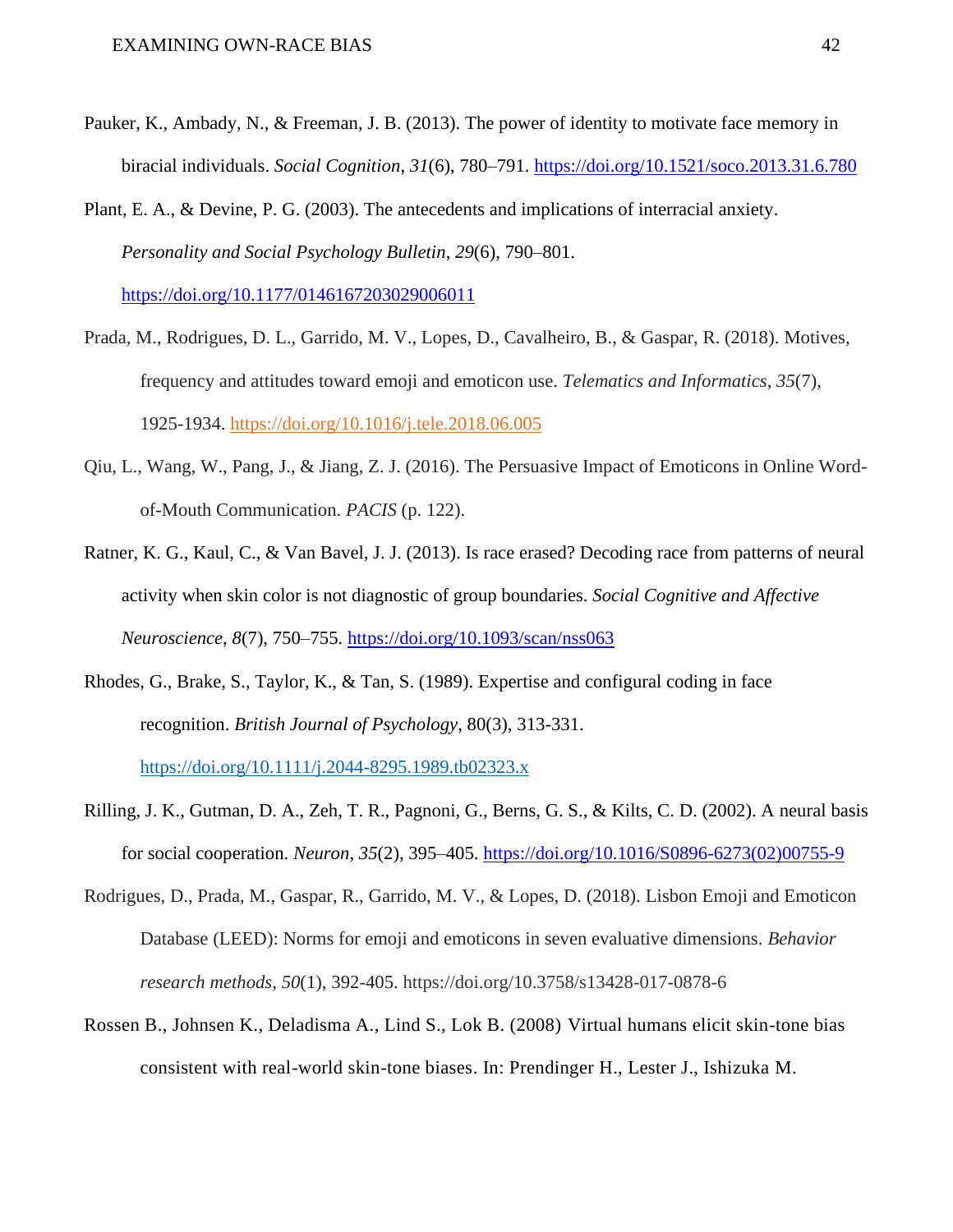Pauker, K., Ambady, N., & Freeman, J. B. (2013). The power of identity to motivate face memory in biracial individuals. *Social Cognition*, *31*(6), 780–791. https://doi.org/10.1521/soco.2013.31.6.780

Plant, E. A., & Devine, P. G. (2003). The antecedents and implications of interracial anxiety. *Personality and Social Psychology Bulletin*, *29*(6), 790–801. https://doi.org/10.1177/0146167203029006011

Prada, M., Rodrigues, D. L., Garrido, M. V., Lopes, D., Cavalheiro, B., & Gaspar, R. (2018). Motives, frequency and attitudes toward emoji and emoticon use. *Telematics and Informatics*, *35*(7), 1925-1934. https://doi.org/10.1016/j.tele.2018.06.005

Qiu, L., Wang, W., Pang, J., & Jiang, Z. J. (2016). The Persuasive Impact of Emoticons in Online Word-of-Mouth Communication. *PACIS* (p. 122).

Ratner, K. G., Kaul, C., & Van Bavel, J. J. (2013). Is race erased? Decoding race from patterns of neural activity when skin color is not diagnostic of group boundaries. *Social Cognitive and Affective Neuroscience*, *8*(7), 750–755. https://doi.org/10.1093/scan/nss063

Rhodes, G., Brake, S., Taylor, K., & Tan, S. (1989). Expertise and configural coding in face recognition. *British Journal of Psychology*, 80(3), 313-331. https://doi.org/10.1111/j.2044-8295.1989.tb02323.x

Rilling, J. K., Gutman, D. A., Zeh, T. R., Pagnoni, G., Berns, G. S., & Kilts, C. D. (2002). A neural basis for social cooperation. *Neuron*, *35*(2), 395–405. https://doi.org/10.1016/S0896-6273(02)00755-9

Rodrigues, D., Prada, M., Gaspar, R., Garrido, M. V., & Lopes, D. (2018). Lisbon Emoji and Emoticon Database (LEED): Norms for emoji and emoticons in seven evaluative dimensions. *Behavior research methods*, *50*(1), 392-405. https://doi.org/10.3758/s13428-017-0878-6

Rossen B., Johnsen K., Deladisma A., Lind S., Lok B. (2008) Virtual humans elicit skin-tone bias consistent with real-world skin-tone biases. In: Prendinger H., Lester J., Ishizuka M.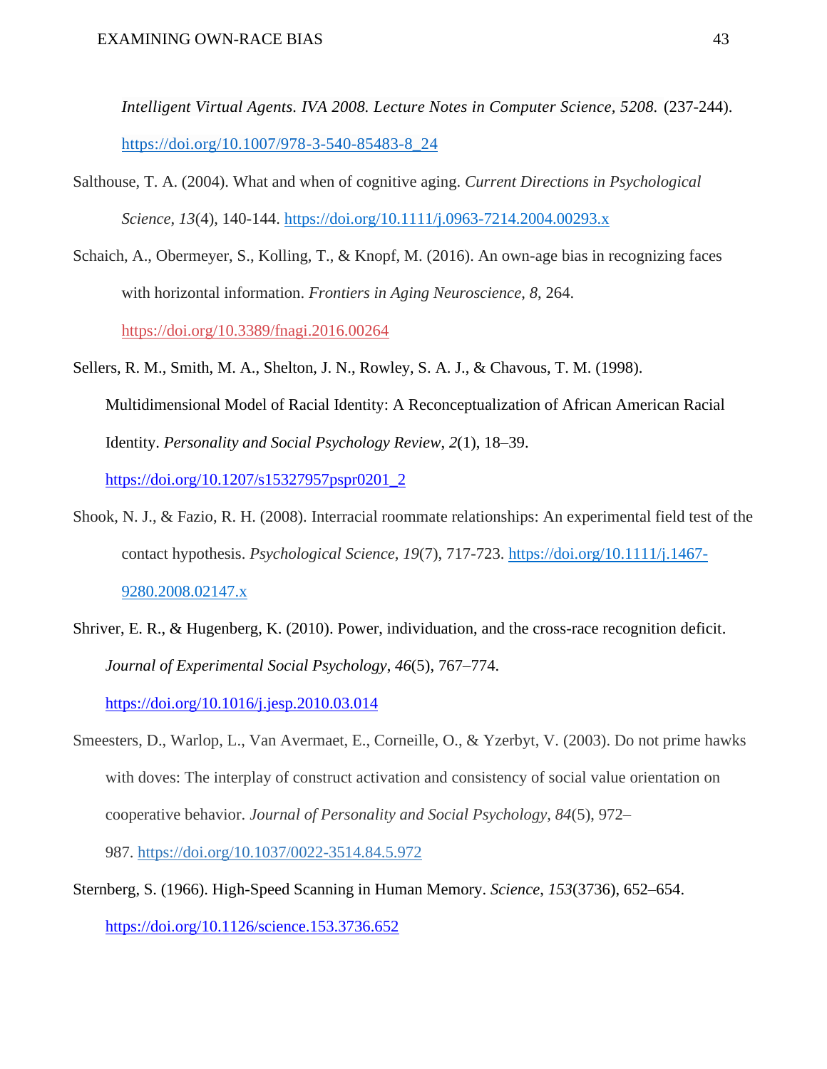*Intelligent Virtual Agents. IVA 2008. Lecture Notes in Computer Science, 5208.* (237-244). https://doi.org/10.1007/978-3-540-85483-8_24

Salthouse, T. A. (2004). What and when of cognitive aging. *Current Directions in Psychological Science*, *13*(4), 140-144. https://doi.org/10.1111/j.0963-7214.2004.00293.x

Schaich, A., Obermeyer, S., Kolling, T., & Knopf, M. (2016). An own-age bias in recognizing faces with horizontal information. *Frontiers in Aging Neuroscience*, *8*, 264. https://doi.org/10.3389/fnagi.2016.00264

Sellers, R. M., Smith, M. A., Shelton, J. N., Rowley, S. A. J., & Chavous, T. M. (1998). Multidimensional Model of Racial Identity: A Reconceptualization of African American Racial Identity. *Personality and Social Psychology Review*, *2*(1), 18–39. https://doi.org/10.1207/s15327957pspr0201_2

Shook, N. J., & Fazio, R. H. (2008). Interracial roommate relationships: An experimental field test of the contact hypothesis. *Psychological Science*, *19*(7), 717-723. https://doi.org/10.1111/j.1467-9280.2008.02147.x

Shriver, E. R., & Hugenberg, K. (2010). Power, individuation, and the cross-race recognition deficit. *Journal of Experimental Social Psychology*, *46*(5), 767–774. https://doi.org/10.1016/j.jesp.2010.03.014

Smeesters, D., Warlop, L., Van Avermaet, E., Corneille, O., & Yzerbyt, V. (2003). Do not prime hawks with doves: The interplay of construct activation and consistency of social value orientation on cooperative behavior. *Journal of Personality and Social Psychology, 84*(5), 972–987. https://doi.org/10.1037/0022-3514.84.5.972

Sternberg, S. (1966). High-Speed Scanning in Human Memory. *Science*, *153*(3736), 652–654. https://doi.org/10.1126/science.153.3736.652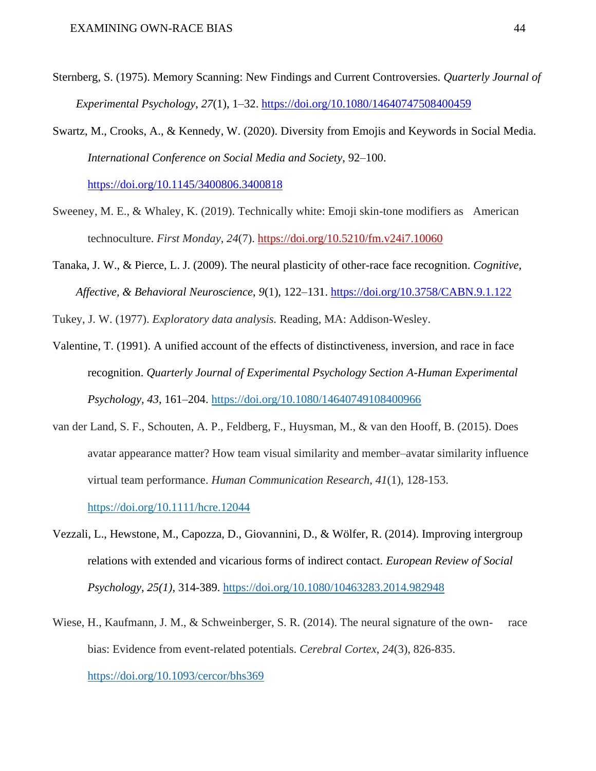Sternberg, S. (1975). Memory Scanning: New Findings and Current Controversies. *Quarterly Journal of Experimental Psychology*, *27*(1), 1–32. https://doi.org/10.1080/14640747508400459

Swartz, M., Crooks, A., & Kennedy, W. (2020). Diversity from Emojis and Keywords in Social Media. *International Conference on Social Media and Society*, 92–100. https://doi.org/10.1145/3400806.3400818

Sweeney, M. E., & Whaley, K. (2019). Technically white: Emoji skin-tone modifiers as American technoculture. *First Monday*, *24*(7). https://doi.org/10.5210/fm.v24i7.10060

Tanaka, J. W., & Pierce, L. J. (2009). The neural plasticity of other-race face recognition. *Cognitive, Affective, & Behavioral Neuroscience*, *9*(1), 122–131. https://doi.org/10.3758/CABN.9.1.122

Tukey, J. W. (1977). *Exploratory data analysis.* Reading, MA: Addison-Wesley.

Valentine, T. (1991). A unified account of the effects of distinctiveness, inversion, and race in face recognition. *Quarterly Journal of Experimental Psychology Section A-Human Experimental Psychology*, *43*, 161–204. https://doi.org/10.1080/14640749108400966

van der Land, S. F., Schouten, A. P., Feldberg, F., Huysman, M., & van den Hooff, B. (2015). Does avatar appearance matter? How team visual similarity and member–avatar similarity influence virtual team performance. *Human Communication Research*, *41*(1), 128-153. https://doi.org/10.1111/hcre.12044

Vezzali, L., Hewstone, M., Capozza, D., Giovannini, D., & Wölfer, R. (2014). Improving intergroup relations with extended and vicarious forms of indirect contact. *European Review of Social Psychology*, *25(1)*, 314-389. https://doi.org/10.1080/10463283.2014.982948

Wiese, H., Kaufmann, J. M., & Schweinberger, S. R. (2014). The neural signature of the own- race bias: Evidence from event-related potentials. *Cerebral Cortex*, *24*(3), 826-835. https://doi.org/10.1093/cercor/bhs369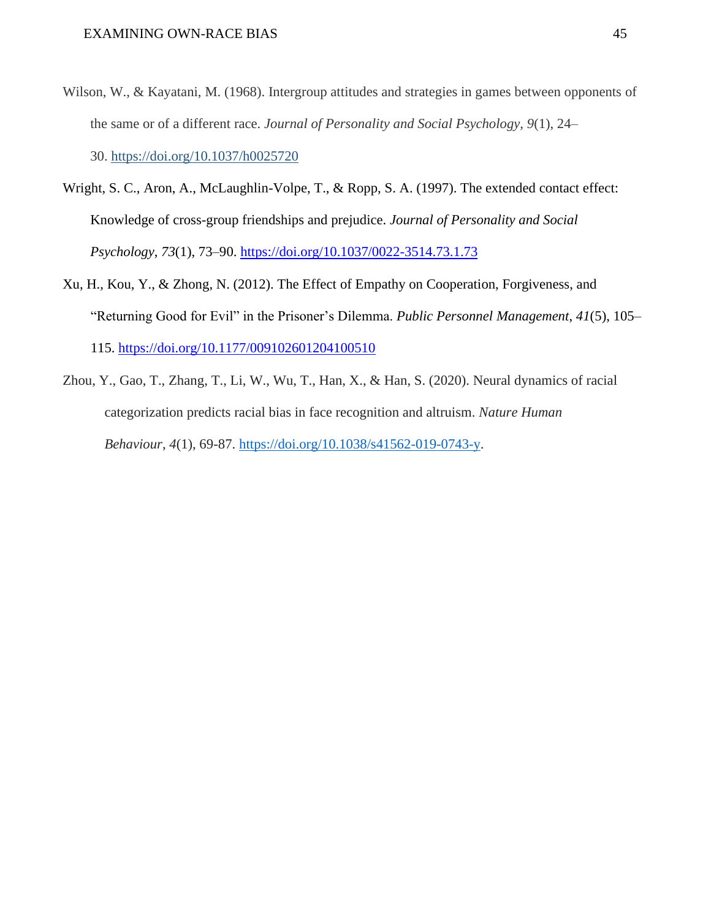Wilson, W., & Kayatani, M. (1968). Intergroup attitudes and strategies in games between opponents of the same or of a different race. *Journal of Personality and Social Psychology*, *9*(1), 24–30. https://doi.org/10.1037/h0025720

Wright, S. C., Aron, A., McLaughlin-Volpe, T., & Ropp, S. A. (1997). The extended contact effect: Knowledge of cross-group friendships and prejudice. *Journal of Personality and Social Psychology*, *73*(1), 73–90. https://doi.org/10.1037/0022-3514.73.1.73

Xu, H., Kou, Y., & Zhong, N. (2012). The Effect of Empathy on Cooperation, Forgiveness, and "Returning Good for Evil" in the Prisoner's Dilemma. *Public Personnel Management*, *41*(5), 105–115. https://doi.org/10.1177/009102601204100510

Zhou, Y., Gao, T., Zhang, T., Li, W., Wu, T., Han, X., & Han, S. (2020). Neural dynamics of racial categorization predicts racial bias in face recognition and altruism. *Nature Human Behaviour*, *4*(1), 69-87. https://doi.org/10.1038/s41562-019-0743-y.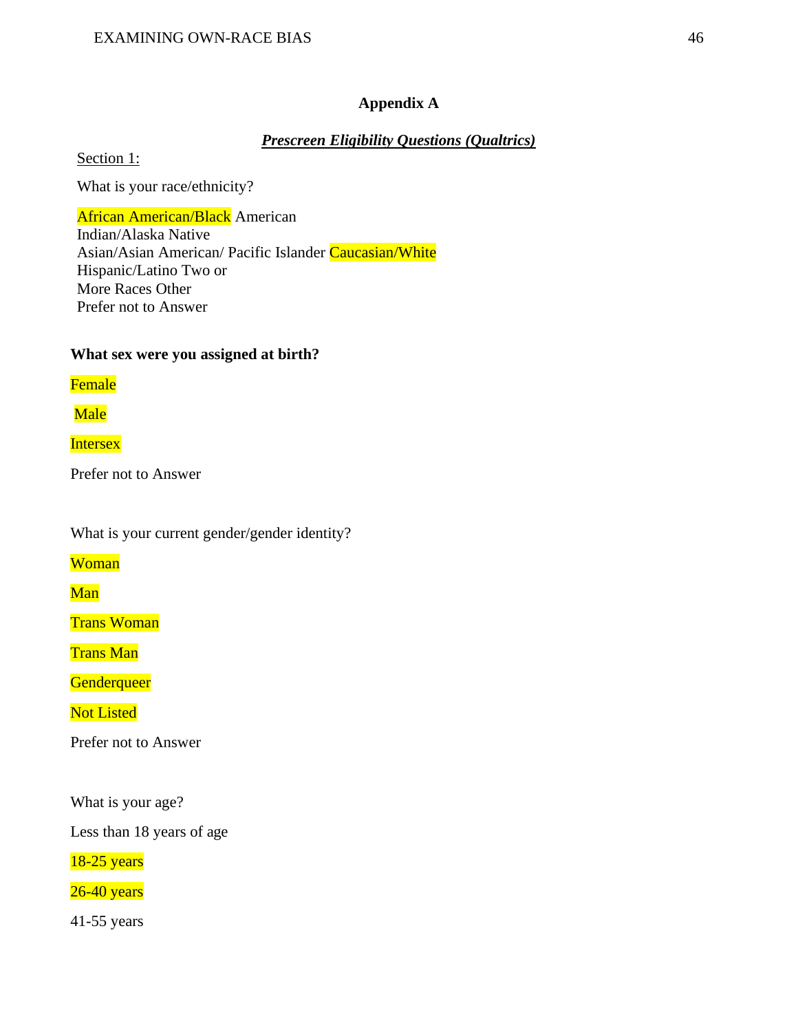## Appendix A

### ***Prescreen Eligibility Questions (Qualtrics)***

Section 1:

What is your race/ethnicity?

African American/Black American
Indian/Alaska Native
Asian/Asian American/ Pacific Islander Caucasian/White
Hispanic/Latino Two or
More Races Other
Prefer not to Answer

**What sex were you assigned at birth?**

Female

Male

Intersex

Prefer not to Answer

What is your current gender/gender identity?

Woman

Man

Trans Woman

Trans Man

Genderqueer

Not Listed

Prefer not to Answer

What is your age?

Less than 18 years of age

18-25 years

26-40 years

41-55 years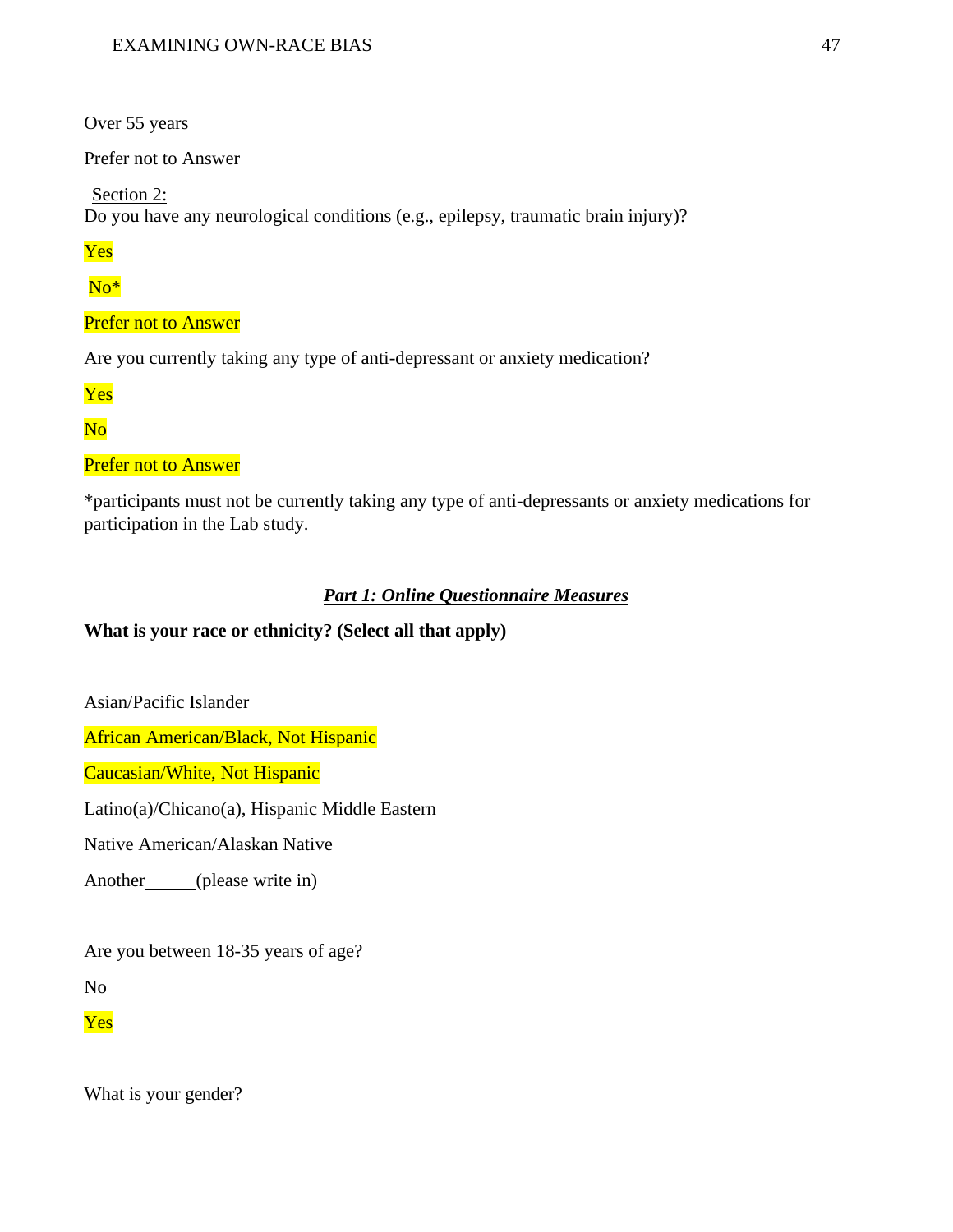Over 55 years

Prefer not to Answer

Section 2:

Do you have any neurological conditions (e.g., epilepsy, traumatic brain injury)?

Yes

No*

Prefer not to Answer

Are you currently taking any type of anti-depressant or anxiety medication?

Yes

No

Prefer not to Answer

*participants must not be currently taking any type of anti-depressants or anxiety medications for participation in the Lab study.

***Part 1: Online Questionnaire Measures***

**What is your race or ethnicity? (Select all that apply)**

Asian/Pacific Islander

African American/Black, Not Hispanic

Caucasian/White, Not Hispanic

Latino(a)/Chicano(a), Hispanic Middle Eastern

Native American/Alaskan Native

Another\_\_\_\_\_\_(please write in)

Are you between 18-35 years of age?

No

Yes

What is your gender?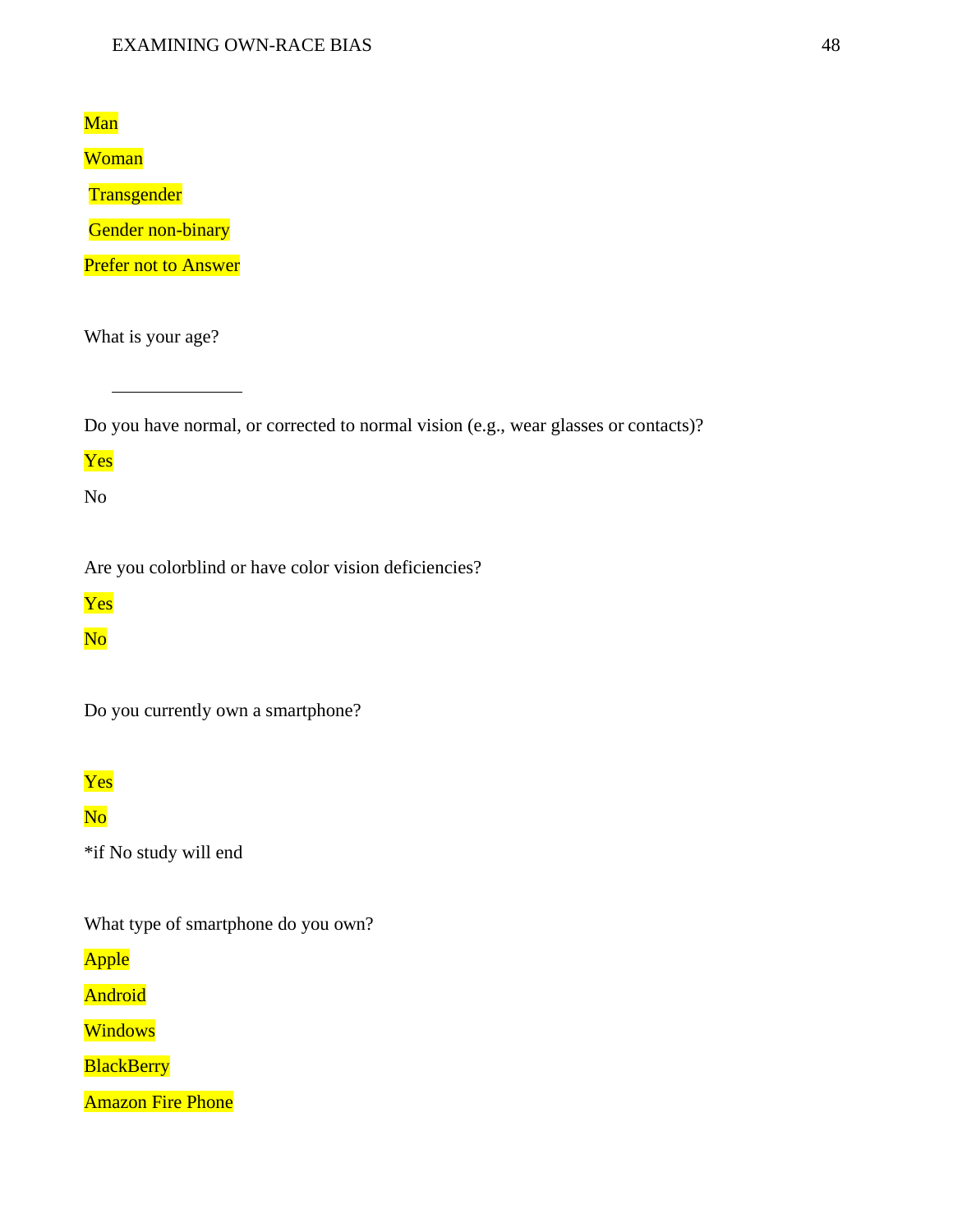Man

Woman

Transgender

Gender non-binary

Prefer not to Answer

What is your age?

______________

Do you have normal, or corrected to normal vision (e.g., wear glasses or contacts)?

Yes

No

Are you colorblind or have color vision deficiencies?

Yes

No

Do you currently own a smartphone?

Yes

No

*if No study will end

What type of smartphone do you own?

Apple

Android

Windows

BlackBerry

Amazon Fire Phone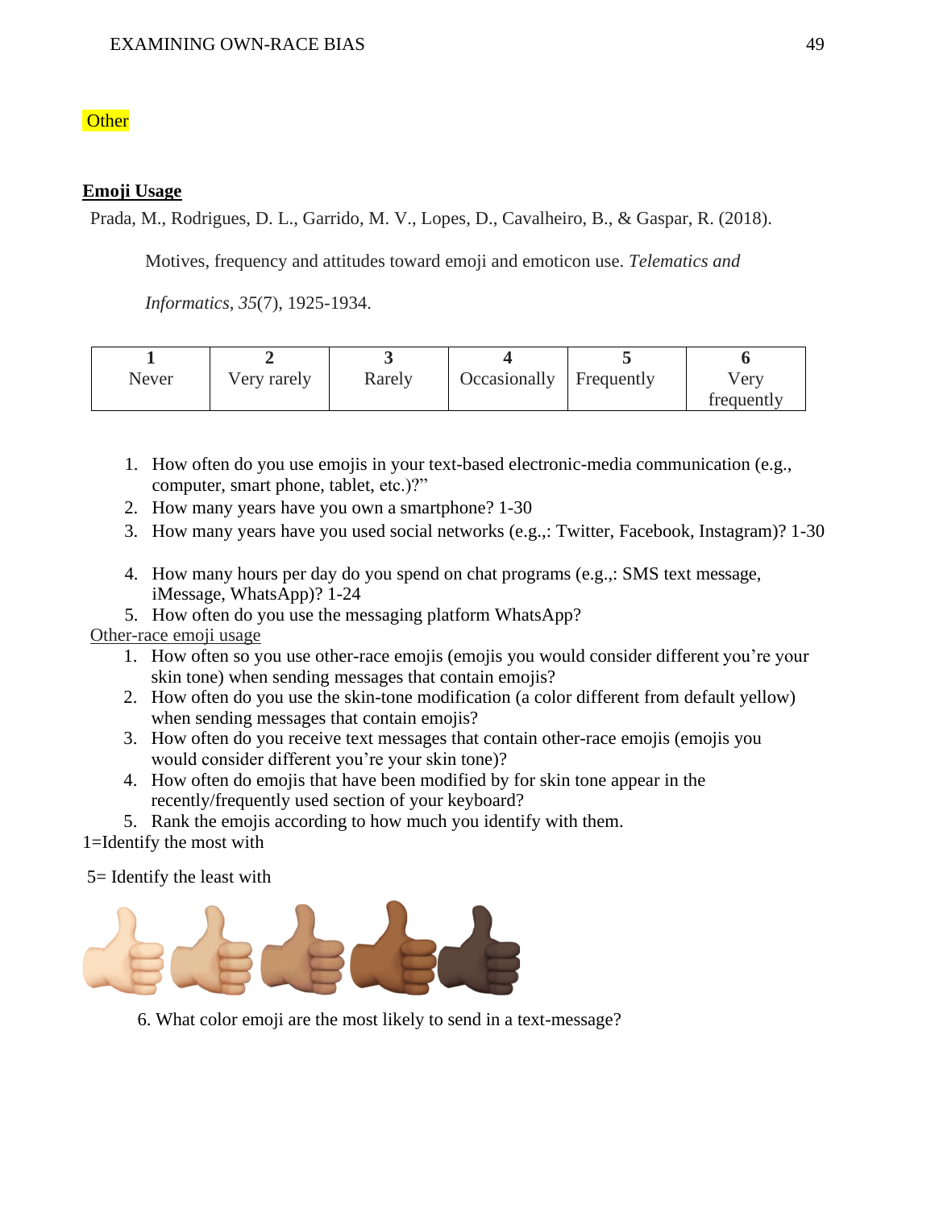Other

## Emoji Usage

Prada, M., Rodrigues, D. L., Garrido, M. V., Lopes, D., Cavalheiro, B., & Gaspar, R. (2018). Motives, frequency and attitudes toward emoji and emoticon use. *Telematics and Informatics*, *35*(7), 1925-1934.

| 1<br>Never | 2<br>Very rarely | 3<br>Rarely | 4<br>Occasionally | 5<br>Frequently | 6<br>Very frequently |
|---|---|---|---|---|---|

1. How often do you use emojis in your text-based electronic-media communication (e.g., computer, smart phone, tablet, etc.)?"
2. How many years have you own a smartphone? 1-30
3. How many years have you used social networks (e.g.,: Twitter, Facebook, Instagram)? 1-30
4. How many hours per day do you spend on chat programs (e.g.,: SMS text message, iMessage, WhatsApp)? 1-24
5. How often do you use the messaging platform WhatsApp?

Other-race emoji usage

1. How often so you use other-race emojis (emojis you would consider different you're your skin tone) when sending messages that contain emojis?
2. How often do you use the skin-tone modification (a color different from default yellow) when sending messages that contain emojis?
3. How often do you receive text messages that contain other-race emojis (emojis you would consider different you're your skin tone)?
4. How often do emojis that have been modified by for skin tone appear in the recently/frequently used section of your keyboard?
5. Rank the emojis according to how much you identify with them.

1=Identify the most with

5= Identify the least with

6. What color emoji are the most likely to send in a text-message?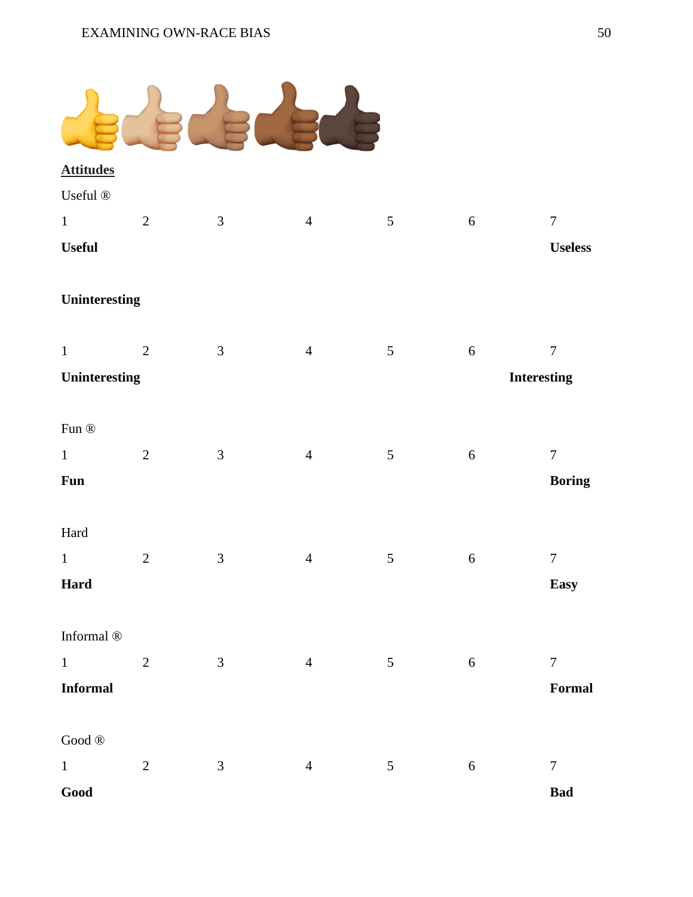**Attitudes**

Useful ®

| 1 | 2 | 3 | 4 | 5 | 6 | 7 |
|---|---|---|---|---|---|---|
| **Useful** | | | | | | **Useless** |

**Uninteresting**

| 1 | 2 | 3 | 4 | 5 | 6 | 7 |
|---|---|---|---|---|---|---|
| **Uninteresting** | | | | | | **Interesting** |

Fun ®

| 1 | 2 | 3 | 4 | 5 | 6 | 7 |
|---|---|---|---|---|---|---|
| **Fun** | | | | | | **Boring** |

Hard

| 1 | 2 | 3 | 4 | 5 | 6 | 7 |
|---|---|---|---|---|---|---|
| **Hard** | | | | | | **Easy** |

Informal ®

| 1 | 2 | 3 | 4 | 5 | 6 | 7 |
|---|---|---|---|---|---|---|
| **Informal** | | | | | | **Formal** |

Good ®

| 1 | 2 | 3 | 4 | 5 | 6 | 7 |
|---|---|---|---|---|---|---|
| **Good** | | | | | | **Bad** |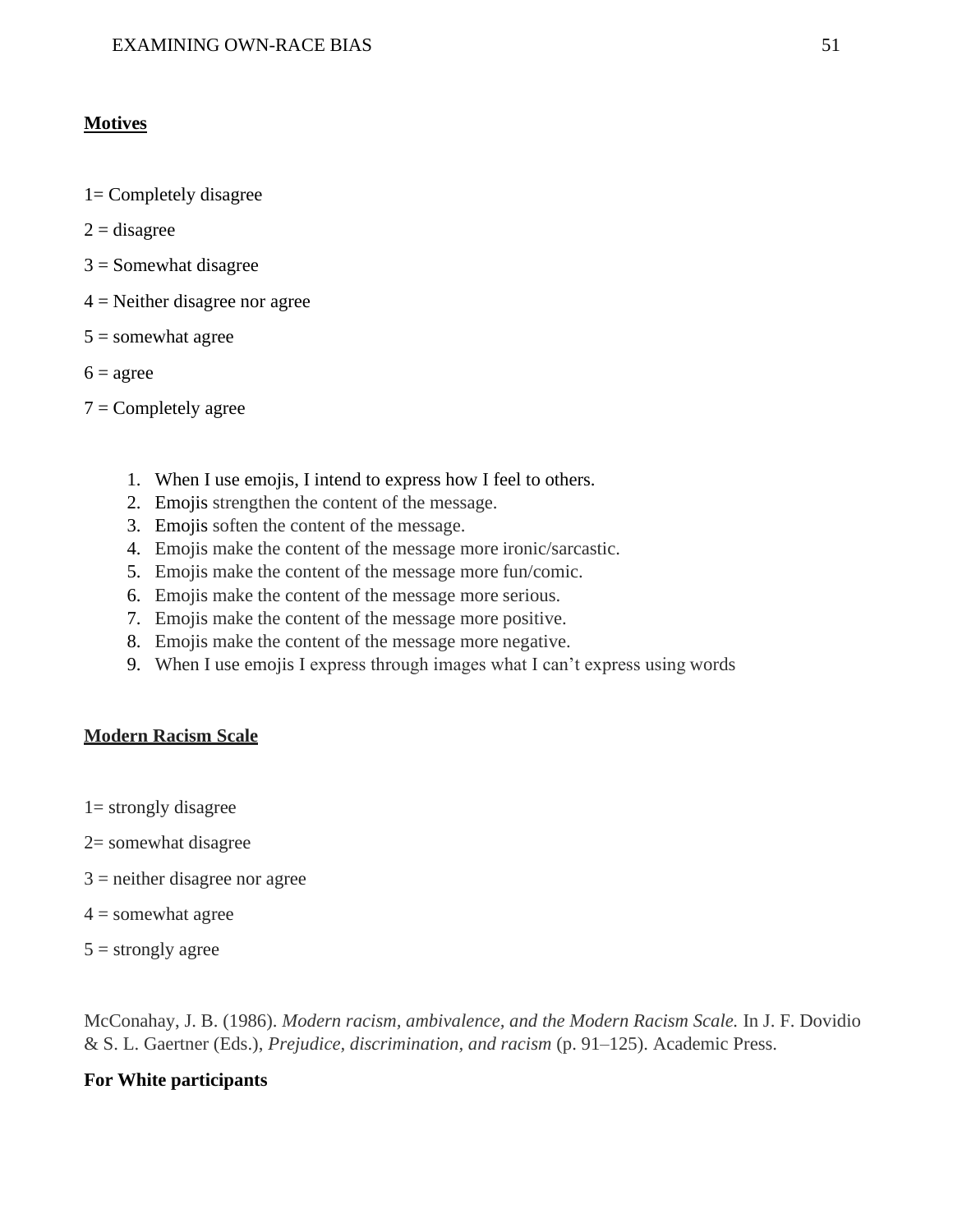**Motives**

1= Completely disagree

2 = disagree

3 = Somewhat disagree

4 = Neither disagree nor agree

5 = somewhat agree

6 = agree

7 = Completely agree

1. When I use emojis, I intend to express how I feel to others.
2. Emojis strengthen the content of the message.
3. Emojis soften the content of the message.
4. Emojis make the content of the message more ironic/sarcastic.
5. Emojis make the content of the message more fun/comic.
6. Emojis make the content of the message more serious.
7. Emojis make the content of the message more positive.
8. Emojis make the content of the message more negative.
9. When I use emojis I express through images what I can't express using words

**Modern Racism Scale**

1= strongly disagree

2= somewhat disagree

3 = neither disagree nor agree

4 = somewhat agree

5 = strongly agree

McConahay, J. B. (1986). *Modern racism, ambivalence, and the Modern Racism Scale.* In J. F. Dovidio & S. L. Gaertner (Eds.), *Prejudice, discrimination, and racism* (p. 91–125). Academic Press.

**For White participants**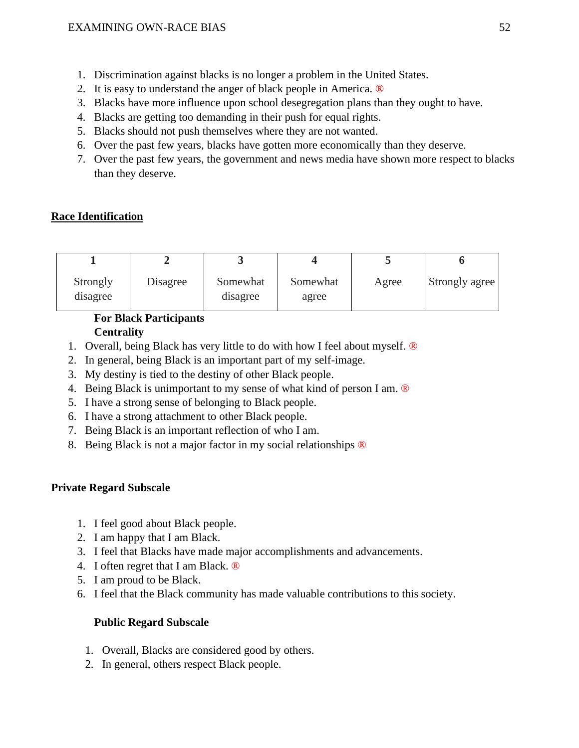1. Discrimination against blacks is no longer a problem in the United States.
2. It is easy to understand the anger of black people in America. ®
3. Blacks have more influence upon school desegregation plans than they ought to have.
4. Blacks are getting too demanding in their push for equal rights.
5. Blacks should not push themselves where they are not wanted.
6. Over the past few years, blacks have gotten more economically than they deserve.
7. Over the past few years, the government and news media have shown more respect to blacks than they deserve.

**Race Identification**

| 1 Strongly disagree | 2 Disagree | 3 Somewhat disagree | 4 Somewhat agree | 5 Agree | 6 Strongly agree |
|---|---|---|---|---|---|

**For Black Participants**

**Centrality**

1. Overall, being Black has very little to do with how I feel about myself. ®
2. In general, being Black is an important part of my self-image.
3. My destiny is tied to the destiny of other Black people.
4. Being Black is unimportant to my sense of what kind of person I am. ®
5. I have a strong sense of belonging to Black people.
6. I have a strong attachment to other Black people.
7. Being Black is an important reflection of who I am.
8. Being Black is not a major factor in my social relationships ®

**Private Regard Subscale**

1. I feel good about Black people.
2. I am happy that I am Black.
3. I feel that Blacks have made major accomplishments and advancements.
4. I often regret that I am Black. ®
5. I am proud to be Black.
6. I feel that the Black community has made valuable contributions to this society.

**Public Regard Subscale**

1. Overall, Blacks are considered good by others.
2. In general, others respect Black people.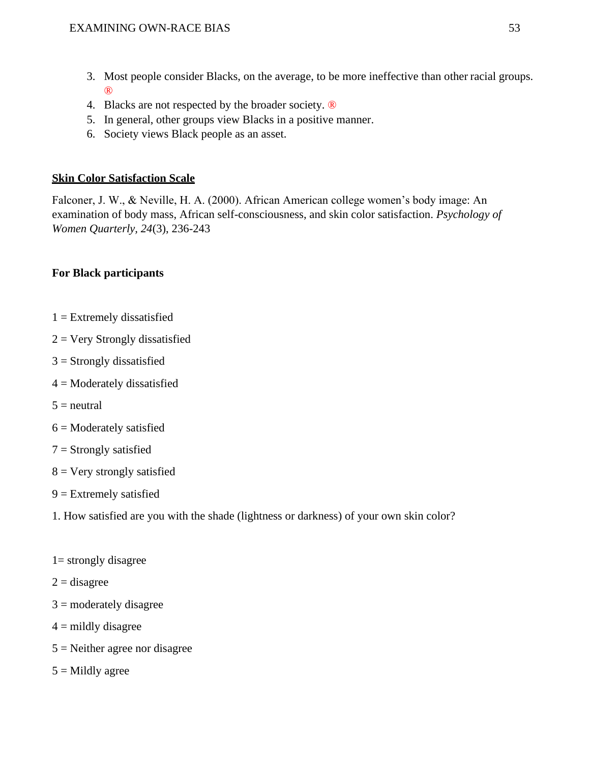3. Most people consider Blacks, on the average, to be more ineffective than other racial groups. ®
4. Blacks are not respected by the broader society. ®
5. In general, other groups view Blacks in a positive manner.
6. Society views Black people as an asset.

**<u>Skin Color Satisfaction Scale</u>**

Falconer, J. W., & Neville, H. A. (2000). African American college women's body image: An examination of body mass, African self-consciousness, and skin color satisfaction. *Psychology of Women Quarterly, 24*(3), 236-243

**For Black participants**

1 = Extremely dissatisfied

2 = Very Strongly dissatisfied

3 = Strongly dissatisfied

4 = Moderately dissatisfied

5 = neutral

6 = Moderately satisfied

7 = Strongly satisfied

8 = Very strongly satisfied

9 = Extremely satisfied

1. How satisfied are you with the shade (lightness or darkness) of your own skin color?

1= strongly disagree

2 = disagree

3 = moderately disagree

4 = mildly disagree

5 = Neither agree nor disagree

5 = Mildly agree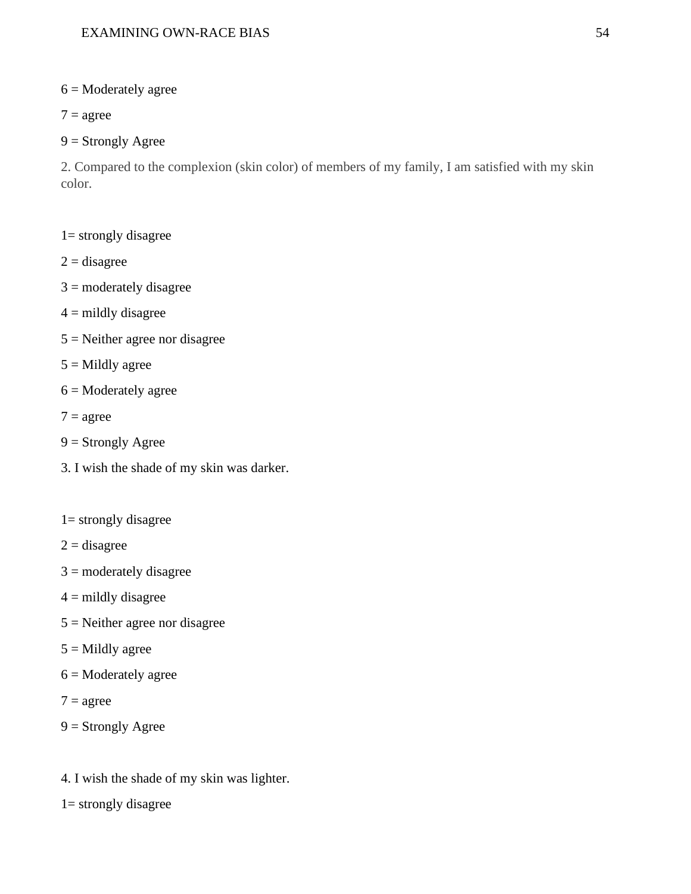6 = Moderately agree

7 = agree

9 = Strongly Agree

2. Compared to the complexion (skin color) of members of my family, I am satisfied with my skin color.

1= strongly disagree

2 = disagree

3 = moderately disagree

4 = mildly disagree

5 = Neither agree nor disagree

5 = Mildly agree

6 = Moderately agree

7 = agree

9 = Strongly Agree

3. I wish the shade of my skin was darker.

1= strongly disagree

2 = disagree

3 = moderately disagree

4 = mildly disagree

5 = Neither agree nor disagree

5 = Mildly agree

6 = Moderately agree

7 = agree

9 = Strongly Agree

4. I wish the shade of my skin was lighter.

1= strongly disagree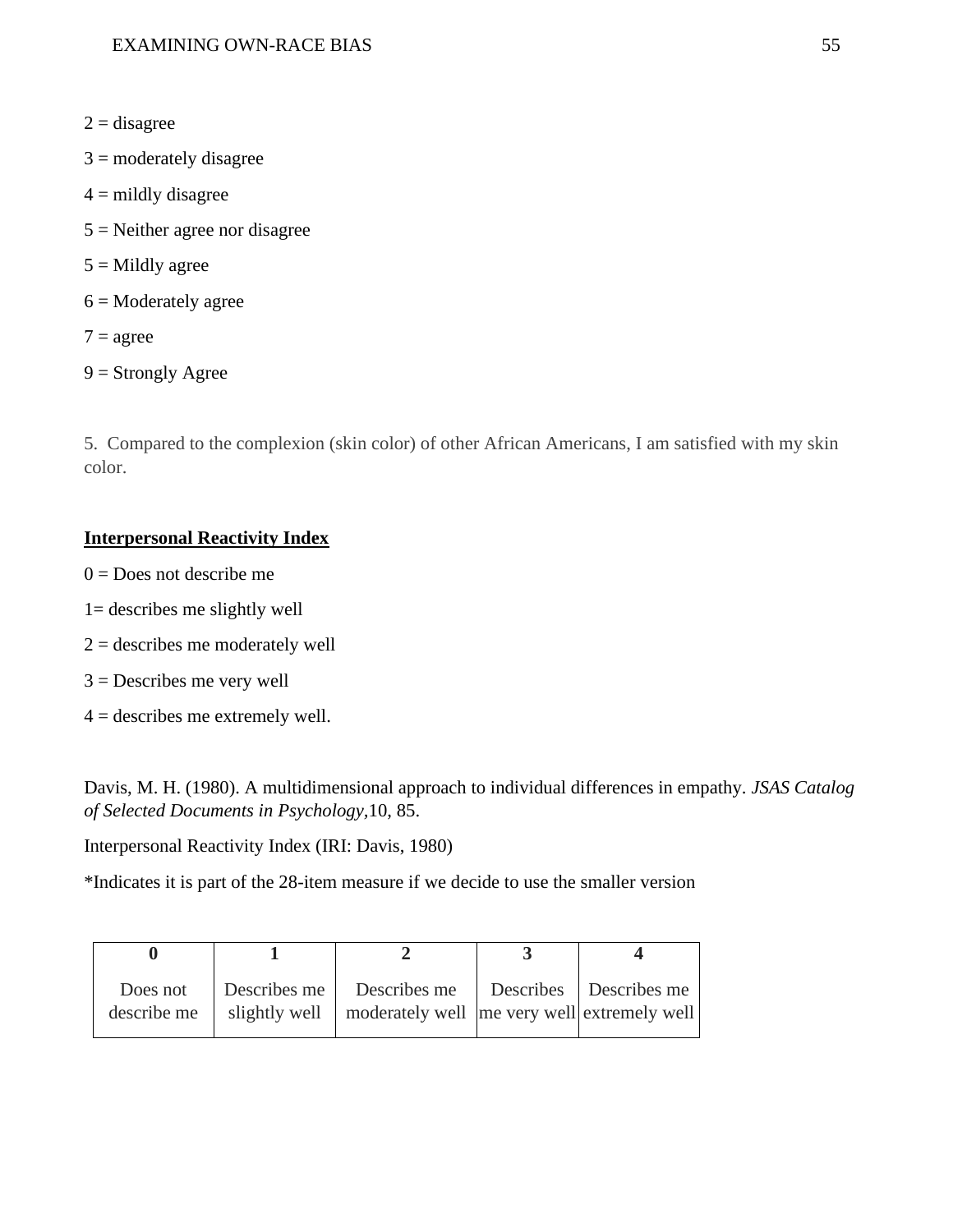2 = disagree

3 = moderately disagree

4 = mildly disagree

5 = Neither agree nor disagree

5 = Mildly agree

6 = Moderately agree

7 = agree

9 = Strongly Agree

5. Compared to the complexion (skin color) of other African Americans, I am satisfied with my skin color.

**Interpersonal Reactivity Index**

0 = Does not describe me

1= describes me slightly well

2 = describes me moderately well

3 = Describes me very well

4 = describes me extremely well.

Davis, M. H. (1980). A multidimensional approach to individual differences in empathy. *JSAS Catalog of Selected Documents in Psychology*,10, 85.

Interpersonal Reactivity Index (IRI: Davis, 1980)

*Indicates it is part of the 28-item measure if we decide to use the smaller version

| 0 | 1 | 2 | 3 | 4 |
|---|---|---|---|---|
| Does not describe me | Describes me slightly well | Describes me moderately well | Describes me very well | Describes me extremely well |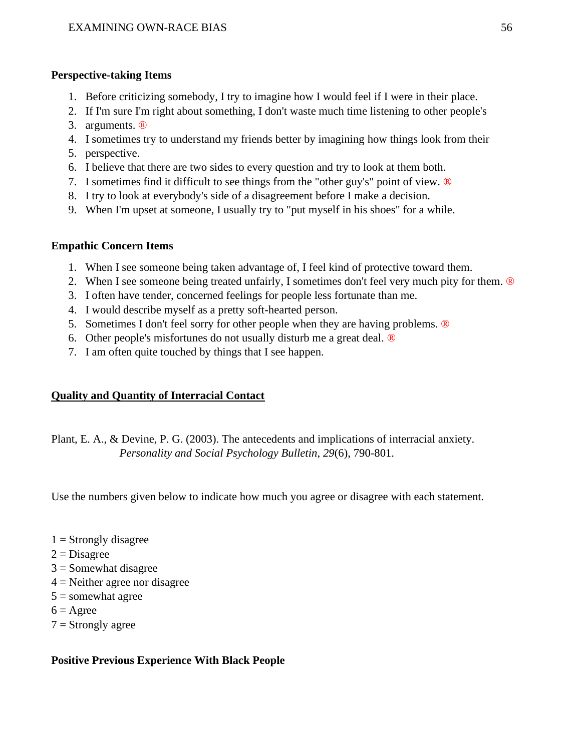**Perspective-taking Items**

1. Before criticizing somebody, I try to imagine how I would feel if I were in their place.
2. If I'm sure I'm right about something, I don't waste much time listening to other people's
3. arguments. ®
4. I sometimes try to understand my friends better by imagining how things look from their
5. perspective.
6. I believe that there are two sides to every question and try to look at them both.
7. I sometimes find it difficult to see things from the "other guy's" point of view. ®
8. I try to look at everybody's side of a disagreement before I make a decision.
9. When I'm upset at someone, I usually try to "put myself in his shoes" for a while.

**Empathic Concern Items**

1. When I see someone being taken advantage of, I feel kind of protective toward them.
2. When I see someone being treated unfairly, I sometimes don't feel very much pity for them. ®
3. I often have tender, concerned feelings for people less fortunate than me.
4. I would describe myself as a pretty soft-hearted person.
5. Sometimes I don't feel sorry for other people when they are having problems. ®
6. Other people's misfortunes do not usually disturb me a great deal. ®
7. I am often quite touched by things that I see happen.

**Quality and Quantity of Interracial Contact**

Plant, E. A., & Devine, P. G. (2003). The antecedents and implications of interracial anxiety. *Personality and Social Psychology Bulletin*, *29*(6), 790-801.

Use the numbers given below to indicate how much you agree or disagree with each statement.

1 = Strongly disagree
2 = Disagree
3 = Somewhat disagree
4 = Neither agree nor disagree
5 = somewhat agree
6 = Agree
7 = Strongly agree

**Positive Previous Experience With Black People**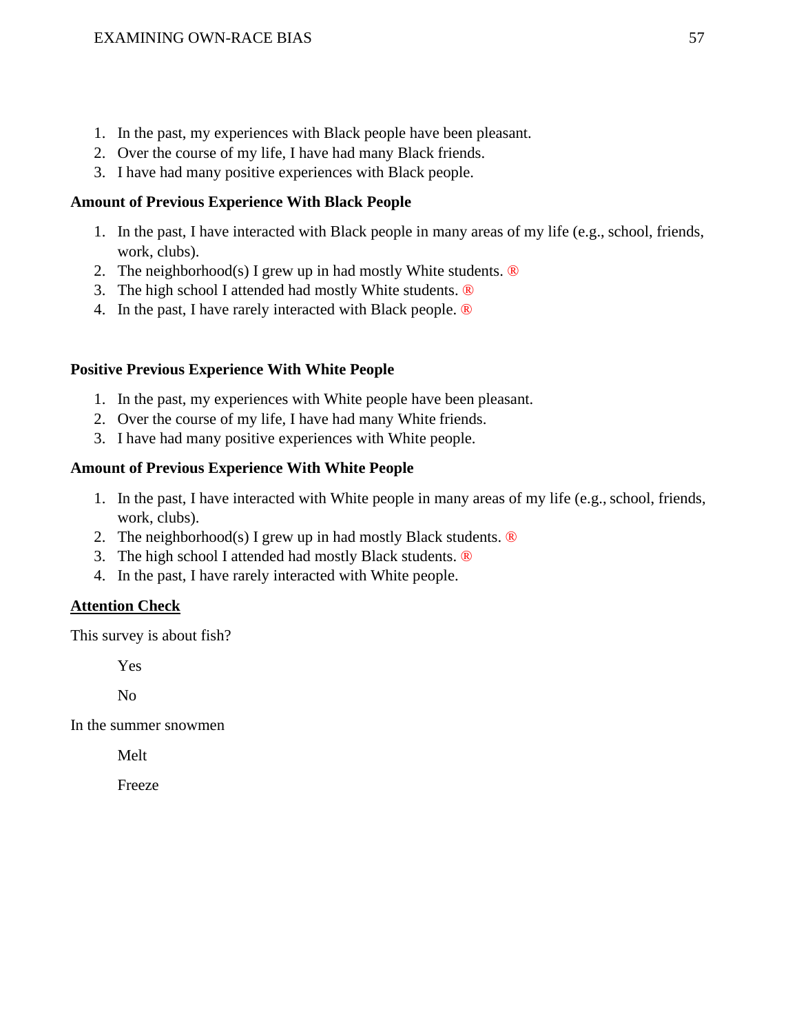1. In the past, my experiences with Black people have been pleasant.
2. Over the course of my life, I have had many Black friends.
3. I have had many positive experiences with Black people.

**Amount of Previous Experience With Black People**

1. In the past, I have interacted with Black people in many areas of my life (e.g., school, friends, work, clubs).
2. The neighborhood(s) I grew up in had mostly White students. ®
3. The high school I attended had mostly White students. ®
4. In the past, I have rarely interacted with Black people. ®

**Positive Previous Experience With White People**

1. In the past, my experiences with White people have been pleasant.
2. Over the course of my life, I have had many White friends.
3. I have had many positive experiences with White people.

**Amount of Previous Experience With White People**

1. In the past, I have interacted with White people in many areas of my life (e.g., school, friends, work, clubs).
2. The neighborhood(s) I grew up in had mostly Black students. ®
3. The high school I attended had mostly Black students. ®
4. In the past, I have rarely interacted with White people.

**Attention Check**

This survey is about fish?

Yes

No

In the summer snowmen

Melt

Freeze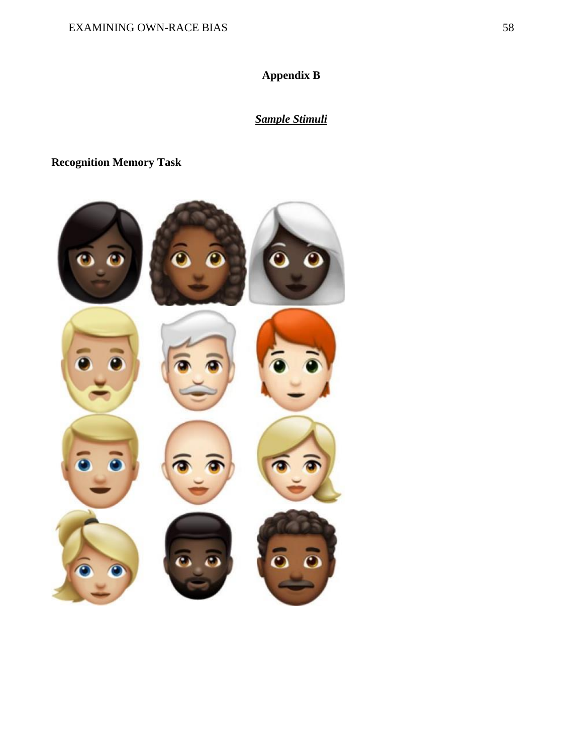# Appendix B

## ***Sample Stimuli***

**Recognition Memory Task**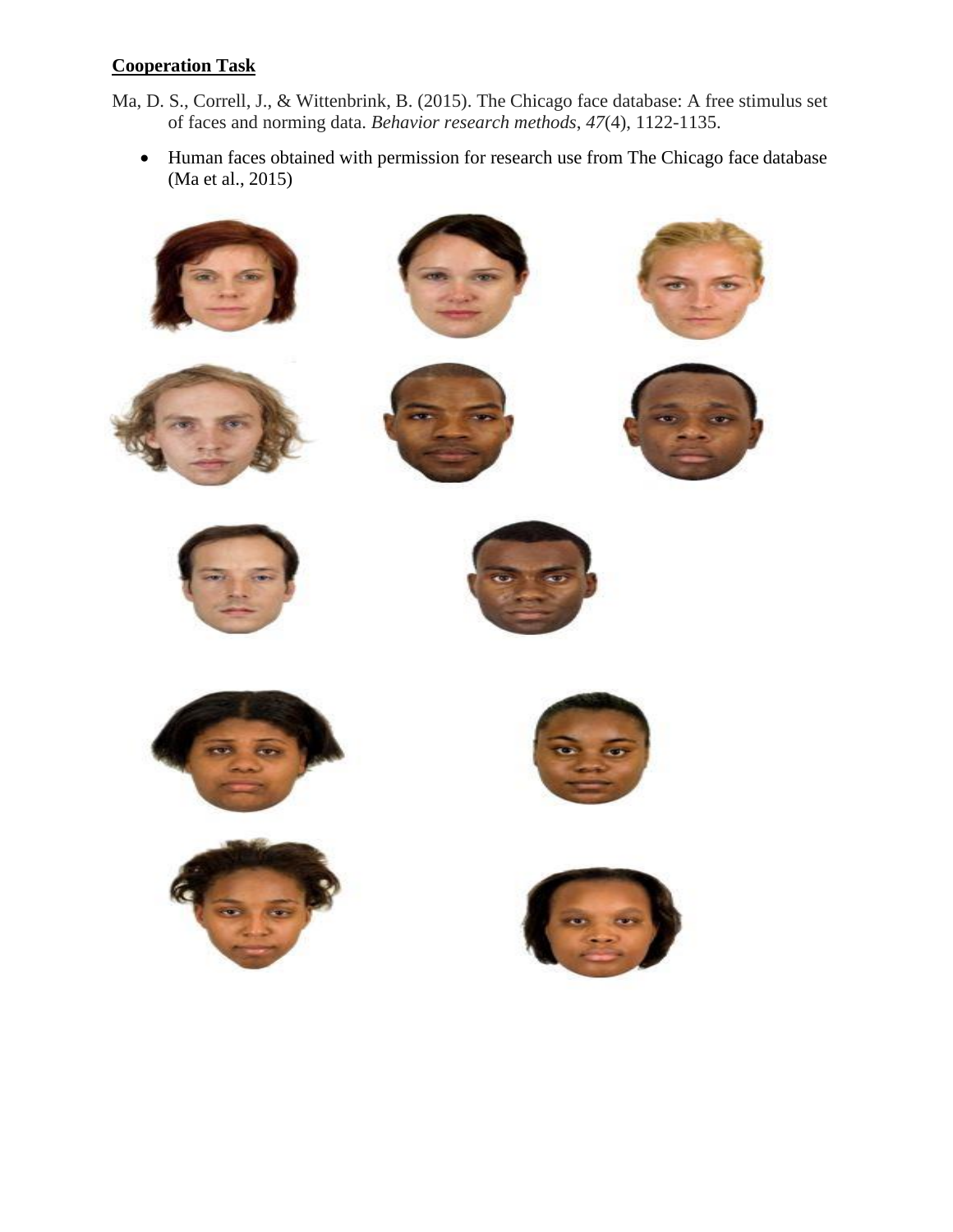**Cooperation Task**

Ma, D. S., Correll, J., & Wittenbrink, B. (2015). The Chicago face database: A free stimulus set of faces and norming data. *Behavior research methods*, *47*(4), 1122-1135.

- Human faces obtained with permission for research use from The Chicago face database (Ma et al., 2015)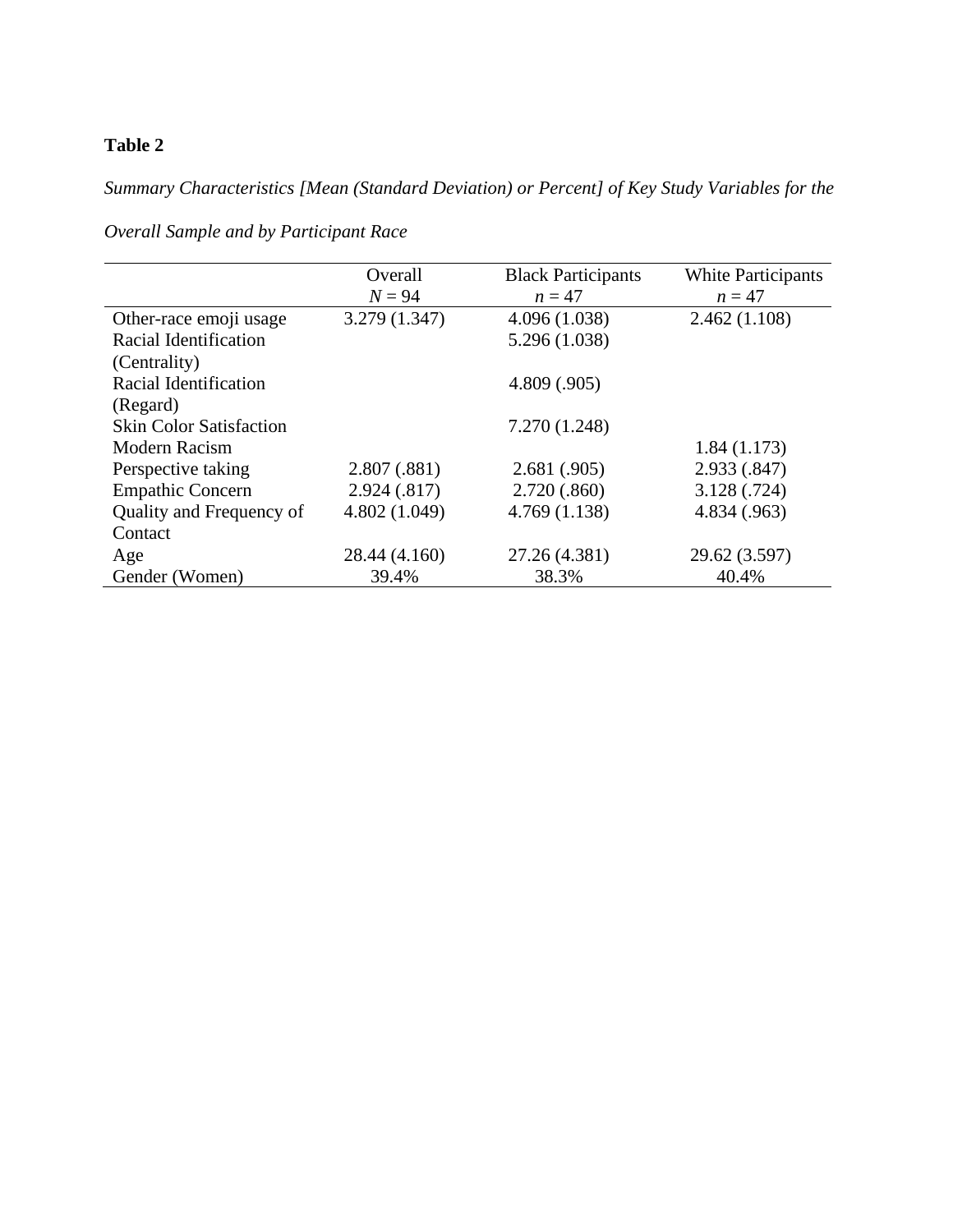**Table 2**

*Summary Characteristics [Mean (Standard Deviation) or Percent] of Key Study Variables for the Overall Sample and by Participant Race*

| | Overall<br>*N* = 94 | Black Participants<br>*n* = 47 | White Participants<br>*n* = 47 |
|---|---|---|---|
| Other-race emoji usage | 3.279 (1.347) | 4.096 (1.038) | 2.462 (1.108) |
| Racial Identification (Centrality) | | 5.296 (1.038) | |
| Racial Identification (Regard) | | 4.809 (.905) | |
| Skin Color Satisfaction | | 7.270 (1.248) | |
| Modern Racism | | | 1.84 (1.173) |
| Perspective taking | 2.807 (.881) | 2.681 (.905) | 2.933 (.847) |
| Empathic Concern | 2.924 (.817) | 2.720 (.860) | 3.128 (.724) |
| Quality and Frequency of Contact | 4.802 (1.049) | 4.769 (1.138) | 4.834 (.963) |
| Age | 28.44 (4.160) | 27.26 (4.381) | 29.62 (3.597) |
| Gender (Women) | 39.4% | 38.3% | 40.4% |